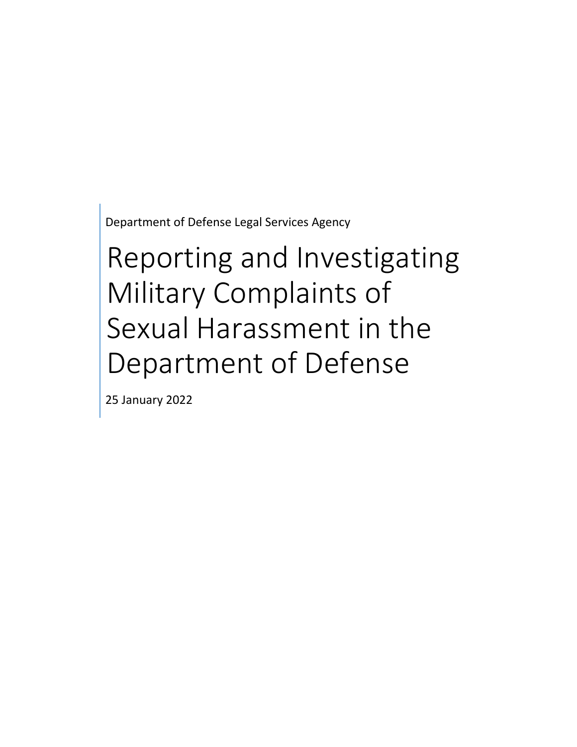Department of Defense Legal Services Agency

# Reporting and Investigating Military Complaints of Sexual Harassment in the Department of Defense

25 January 2022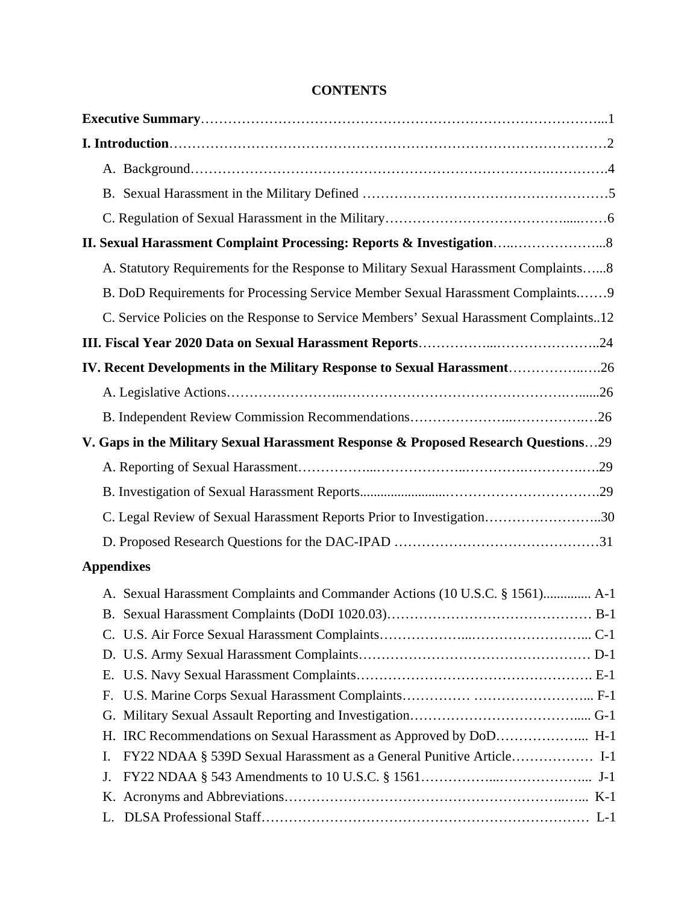# CONTENTS

**Executive Summary**……………………………………………………………………………...1

**I. Introduction**……………………………………………………………………………………2

- A. Background………………………………………………………………………….………….4
- B. Sexual Harassment in the Military Defined ……………………………………………………5
- C. Regulation of Sexual Harassment in the Military…………………………………......……6

**II. Sexual Harassment Complaint Processing: Reports & Investigation**…..………………...8

- A. Statutory Requirements for the Response to Military Sexual Harassment Complaints…...8
- B. DoD Requirements for Processing Service Member Sexual Harassment Complaints.……9
- C. Service Policies on the Response to Service Members' Sexual Harassment Complaints..12

**III. Fiscal Year 2020 Data on Sexual Harassment Reports**……………...…………………...24

**IV. Recent Developments in the Military Response to Sexual Harassment**……………..….26

- A. Legislative Actions……………………..……………………………………………..….....26
- B. Independent Review Commission Recommendations…………………..…………….…26

**V. Gaps in the Military Sexual Harassment Response & Proposed Research Questions**…29

- A. Reporting of Sexual Harassment……………...………………..………….…………….….29
- B. Investigation of Sexual Harassment Reports........................…………………………….29
- C. Legal Review of Sexual Harassment Reports Prior to Investigation……………………..30
- D. Proposed Research Questions for the DAC-IPAD ………………………………………31

**Appendixes**

- A. Sexual Harassment Complaints and Commander Actions (10 U.S.C. § 1561).............. A-1
- B. Sexual Harassment Complaints (DoDI 1020.03)……………………………………… B-1
- C. U.S. Air Force Sexual Harassment Complaints………………...……………………... C-1
- D. U.S. Army Sexual Harassment Complaints…………………………………………… D-1
- E. U.S. Navy Sexual Harassment Complaints……………………………………………. E-1
- F. U.S. Marine Corps Sexual Harassment Complaints…………… ……………………... F-1
- G. Military Sexual Assault Reporting and Investigation………………………………..... G-1
- H. IRC Recommendations on Sexual Harassment as Approved by DoD………….……... H-1
- I. FY22 NDAA § 539D Sexual Harassment as a General Punitive Article……………… I-1
- J. FY22 NDAA § 543 Amendments to 10 U.S.C. § 1561……………...………………... J-1
- K. Acronyms and Abbreviations……………………………………………………..…... K-1
- L. DLSA Professional Staff……………………………………………………………… L-1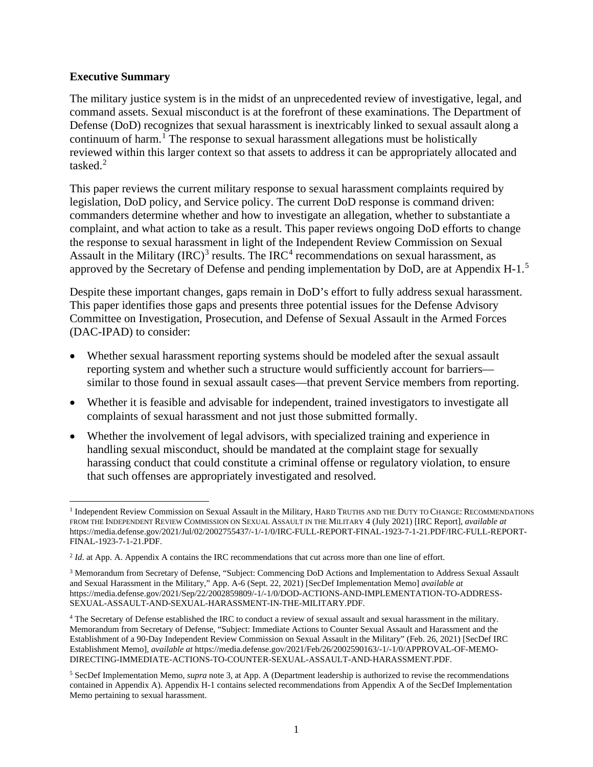**Executive Summary**

The military justice system is in the midst of an unprecedented review of investigative, legal, and command assets. Sexual misconduct is at the forefront of these examinations. The Department of Defense (DoD) recognizes that sexual harassment is inextricably linked to sexual assault along a continuum of harm.[1] The response to sexual harassment allegations must be holistically reviewed within this larger context so that assets to address it can be appropriately allocated and tasked.[2]

This paper reviews the current military response to sexual harassment complaints required by legislation, DoD policy, and Service policy. The current DoD response is command driven: commanders determine whether and how to investigate an allegation, whether to substantiate a complaint, and what action to take as a result. This paper reviews ongoing DoD efforts to change the response to sexual harassment in light of the Independent Review Commission on Sexual Assault in the Military (IRC)[3] results. The IRC[4] recommendations on sexual harassment, as approved by the Secretary of Defense and pending implementation by DoD, are at Appendix H-1.[5]

Despite these important changes, gaps remain in DoD's effort to fully address sexual harassment. This paper identifies those gaps and presents three potential issues for the Defense Advisory Committee on Investigation, Prosecution, and Defense of Sexual Assault in the Armed Forces (DAC-IPAD) to consider:

- Whether sexual harassment reporting systems should be modeled after the sexual assault reporting system and whether such a structure would sufficiently account for barriers—similar to those found in sexual assault cases—that prevent Service members from reporting.
- Whether it is feasible and advisable for independent, trained investigators to investigate all complaints of sexual harassment and not just those submitted formally.
- Whether the involvement of legal advisors, with specialized training and experience in handling sexual misconduct, should be mandated at the complaint stage for sexually harassing conduct that could constitute a criminal offense or regulatory violation, to ensure that such offenses are appropriately investigated and resolved.

---

[1] Independent Review Commission on Sexual Assault in the Military, HARD TRUTHS AND THE DUTY TO CHANGE: RECOMMENDATIONS FROM THE INDEPENDENT REVIEW COMMISSION ON SEXUAL ASSAULT IN THE MILITARY 4 (July 2021) [IRC Report], *available at* https://media.defense.gov/2021/Jul/02/2002755437/-1/-1/0/IRC-FULL-REPORT-FINAL-1923-7-1-21.PDF/IRC-FULL-REPORT-FINAL-1923-7-1-21.PDF.

[2] *Id*. at App. A. Appendix A contains the IRC recommendations that cut across more than one line of effort.

[3] Memorandum from Secretary of Defense, "Subject: Commencing DoD Actions and Implementation to Address Sexual Assault and Sexual Harassment in the Military," App. A-6 (Sept. 22, 2021) [SecDef Implementation Memo] *available at* https://media.defense.gov/2021/Sep/22/2002859809/-1/-1/0/DOD-ACTIONS-AND-IMPLEMENTATION-TO-ADDRESS-SEXUAL-ASSAULT-AND-SEXUAL-HARASSMENT-IN-THE-MILITARY.PDF.

[4] The Secretary of Defense established the IRC to conduct a review of sexual assault and sexual harassment in the military. Memorandum from Secretary of Defense, "Subject: Immediate Actions to Counter Sexual Assault and Harassment and the Establishment of a 90-Day Independent Review Commission on Sexual Assault in the Military" (Feb. 26, 2021) [SecDef IRC Establishment Memo], *available at* https://media.defense.gov/2021/Feb/26/2002590163/-1/-1/0/APPROVAL-OF-MEMO-DIRECTING-IMMEDIATE-ACTIONS-TO-COUNTER-SEXUAL-ASSAULT-AND-HARASSMENT.PDF.

[5] SecDef Implementation Memo, *supra* note 3, at App. A (Department leadership is authorized to revise the recommendations contained in Appendix A). Appendix H-1 contains selected recommendations from Appendix A of the SecDef Implementation Memo pertaining to sexual harassment.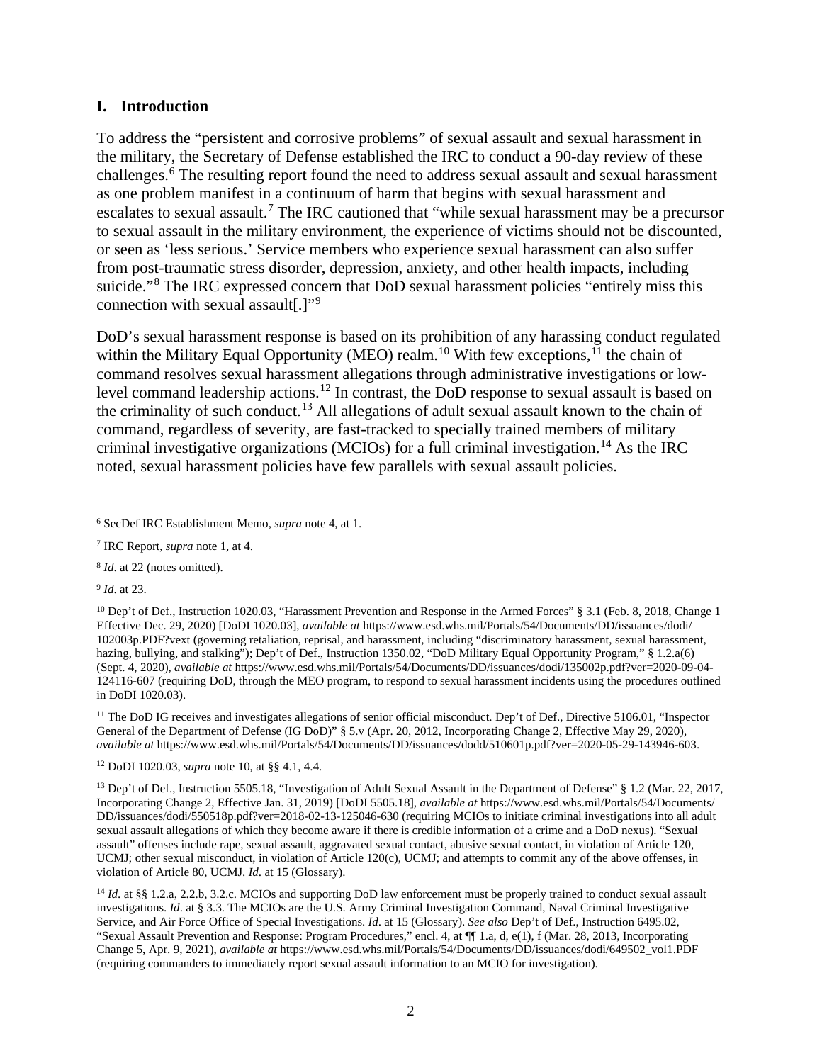## I. Introduction

To address the "persistent and corrosive problems" of sexual assault and sexual harassment in the military, the Secretary of Defense established the IRC to conduct a 90-day review of these challenges.[6] The resulting report found the need to address sexual assault and sexual harassment as one problem manifest in a continuum of harm that begins with sexual harassment and escalates to sexual assault.[7] The IRC cautioned that "while sexual harassment may be a precursor to sexual assault in the military environment, the experience of victims should not be discounted, or seen as 'less serious.' Service members who experience sexual harassment can also suffer from post-traumatic stress disorder, depression, anxiety, and other health impacts, including suicide."[8] The IRC expressed concern that DoD sexual harassment policies "entirely miss this connection with sexual assault[.]"[9]

DoD's sexual harassment response is based on its prohibition of any harassing conduct regulated within the Military Equal Opportunity (MEO) realm.[10] With few exceptions,[11] the chain of command resolves sexual harassment allegations through administrative investigations or low-level command leadership actions.[12] In contrast, the DoD response to sexual assault is based on the criminality of such conduct.[13] All allegations of adult sexual assault known to the chain of command, regardless of severity, are fast-tracked to specially trained members of military criminal investigative organizations (MCIOs) for a full criminal investigation.[14] As the IRC noted, sexual harassment policies have few parallels with sexual assault policies.

---

[6] SecDef IRC Establishment Memo, *supra* note 4, at 1.

[7] IRC Report, *supra* note 1, at 4.

[8] *Id*. at 22 (notes omitted).

[9] *Id*. at 23.

[10] Dep't of Def., Instruction 1020.03, "Harassment Prevention and Response in the Armed Forces" § 3.1 (Feb. 8, 2018, Change 1 Effective Dec. 29, 2020) [DoDI 1020.03], *available at* https://www.esd.whs.mil/Portals/54/Documents/DD/issuances/dodi/102003p.PDF?vext (governing retaliation, reprisal, and harassment, including "discriminatory harassment, sexual harassment, hazing, bullying, and stalking"); Dep't of Def., Instruction 1350.02, "DoD Military Equal Opportunity Program," § 1.2.a(6) (Sept. 4, 2020), *available at* https://www.esd.whs.mil/Portals/54/Documents/DD/issuances/dodi/135002p.pdf?ver=2020-09-04-124116-607 (requiring DoD, through the MEO program, to respond to sexual harassment incidents using the procedures outlined in DoDI 1020.03).

[11] The DoD IG receives and investigates allegations of senior official misconduct. Dep't of Def., Directive 5106.01, "Inspector General of the Department of Defense (IG DoD)" § 5.v (Apr. 20, 2012, Incorporating Change 2, Effective May 29, 2020), *available at* https://www.esd.whs.mil/Portals/54/Documents/DD/issuances/dodd/510601p.pdf?ver=2020-05-29-143946-603.

[12] DoDI 1020.03, *supra* note 10, at §§ 4.1, 4.4.

[13] Dep't of Def., Instruction 5505.18, "Investigation of Adult Sexual Assault in the Department of Defense" § 1.2 (Mar. 22, 2017, Incorporating Change 2, Effective Jan. 31, 2019) [DoDI 5505.18], *available at* https://www.esd.whs.mil/Portals/54/Documents/DD/issuances/dodi/550518p.pdf?ver=2018-02-13-125046-630 (requiring MCIOs to initiate criminal investigations into all adult sexual assault allegations of which they become aware if there is credible information of a crime and a DoD nexus). "Sexual assault" offenses include rape, sexual assault, aggravated sexual contact, abusive sexual contact, in violation of Article 120, UCMJ; other sexual misconduct, in violation of Article 120(c), UCMJ; and attempts to commit any of the above offenses, in violation of Article 80, UCMJ. *Id*. at 15 (Glossary).

[14] *Id*. at §§ 1.2.a, 2.2.b, 3.2.c. MCIOs and supporting DoD law enforcement must be properly trained to conduct sexual assault investigations. *Id*. at § 3.3. The MCIOs are the U.S. Army Criminal Investigation Command, Naval Criminal Investigative Service, and Air Force Office of Special Investigations. *Id*. at 15 (Glossary). *See also* Dep't of Def., Instruction 6495.02, "Sexual Assault Prevention and Response: Program Procedures," encl. 4, at ¶¶ 1.a, d, e(1), f (Mar. 28, 2013, Incorporating Change 5, Apr. 9, 2021), *available at* https://www.esd.whs.mil/Portals/54/Documents/DD/issuances/dodi/649502_vol1.PDF (requiring commanders to immediately report sexual assault information to an MCIO for investigation).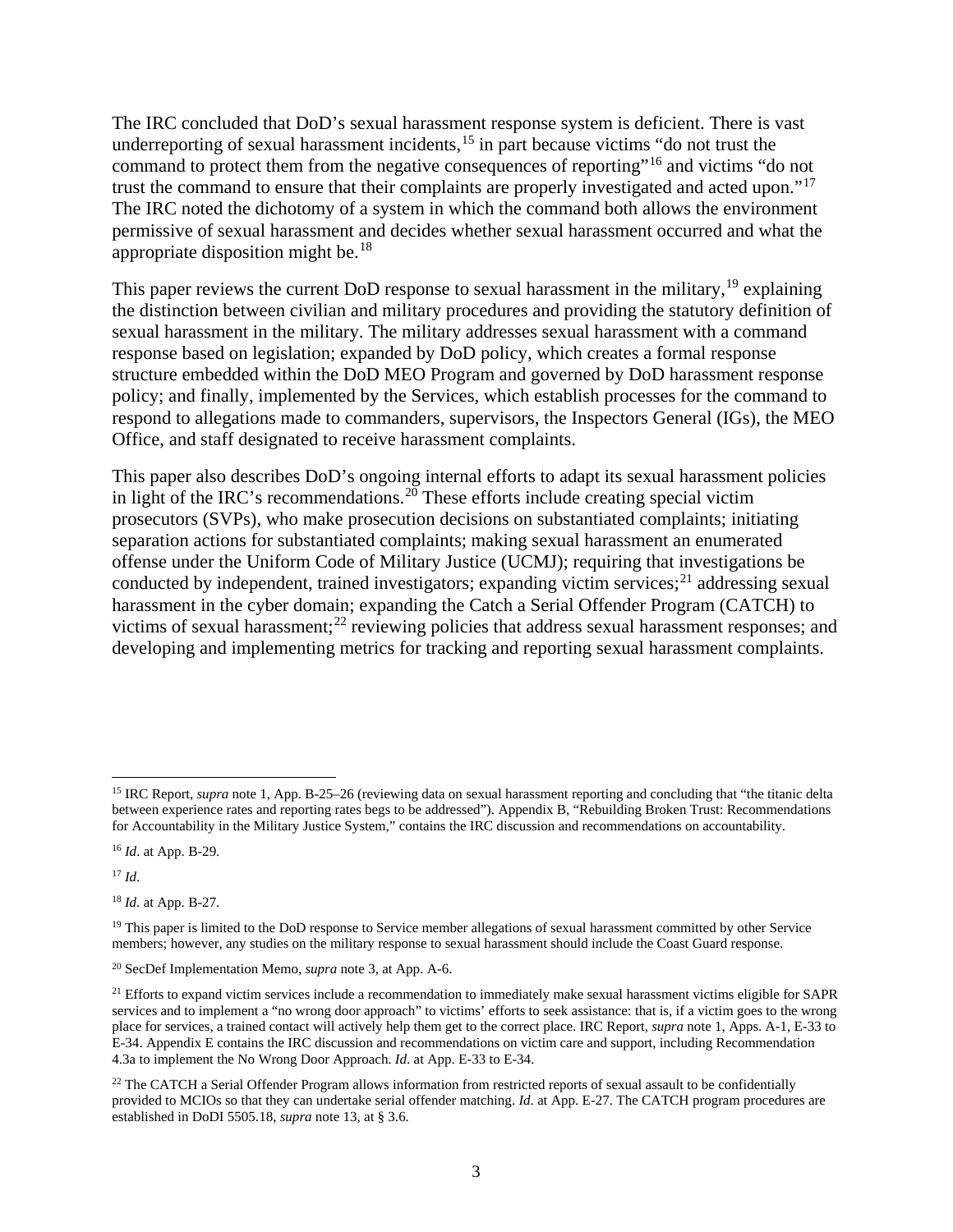The IRC concluded that DoD's sexual harassment response system is deficient. There is vast underreporting of sexual harassment incidents,[15] in part because victims "do not trust the command to protect them from the negative consequences of reporting"[16] and victims "do not trust the command to ensure that their complaints are properly investigated and acted upon."[17] The IRC noted the dichotomy of a system in which the command both allows the environment permissive of sexual harassment and decides whether sexual harassment occurred and what the appropriate disposition might be.[18]

This paper reviews the current DoD response to sexual harassment in the military,[19] explaining the distinction between civilian and military procedures and providing the statutory definition of sexual harassment in the military. The military addresses sexual harassment with a command response based on legislation; expanded by DoD policy, which creates a formal response structure embedded within the DoD MEO Program and governed by DoD harassment response policy; and finally, implemented by the Services, which establish processes for the command to respond to allegations made to commanders, supervisors, the Inspectors General (IGs), the MEO Office, and staff designated to receive harassment complaints.

This paper also describes DoD's ongoing internal efforts to adapt its sexual harassment policies in light of the IRC's recommendations.[20] These efforts include creating special victim prosecutors (SVPs), who make prosecution decisions on substantiated complaints; initiating separation actions for substantiated complaints; making sexual harassment an enumerated offense under the Uniform Code of Military Justice (UCMJ); requiring that investigations be conducted by independent, trained investigators; expanding victim services;[21] addressing sexual harassment in the cyber domain; expanding the Catch a Serial Offender Program (CATCH) to victims of sexual harassment;[22] reviewing policies that address sexual harassment responses; and developing and implementing metrics for tracking and reporting sexual harassment complaints.

---

[15] IRC Report, *supra* note 1, App. B-25–26 (reviewing data on sexual harassment reporting and concluding that "the titanic delta between experience rates and reporting rates begs to be addressed"). Appendix B, "Rebuilding Broken Trust: Recommendations for Accountability in the Military Justice System," contains the IRC discussion and recommendations on accountability.

[16] *Id*. at App. B-29.

[17] *Id*.

[18] *Id*. at App. B-27.

[19] This paper is limited to the DoD response to Service member allegations of sexual harassment committed by other Service members; however, any studies on the military response to sexual harassment should include the Coast Guard response.

[20] SecDef Implementation Memo, *supra* note 3, at App. A-6.

[21] Efforts to expand victim services include a recommendation to immediately make sexual harassment victims eligible for SAPR services and to implement a "no wrong door approach" to victims' efforts to seek assistance: that is, if a victim goes to the wrong place for services, a trained contact will actively help them get to the correct place. IRC Report, *supra* note 1, Apps. A-1, E-33 to E-34. Appendix E contains the IRC discussion and recommendations on victim care and support, including Recommendation 4.3a to implement the No Wrong Door Approach. *Id*. at App. E-33 to E-34.

[22] The CATCH a Serial Offender Program allows information from restricted reports of sexual assault to be confidentially provided to MCIOs so that they can undertake serial offender matching. *Id*. at App. E-27. The CATCH program procedures are established in DoDI 5505.18, *supra* note 13, at § 3.6.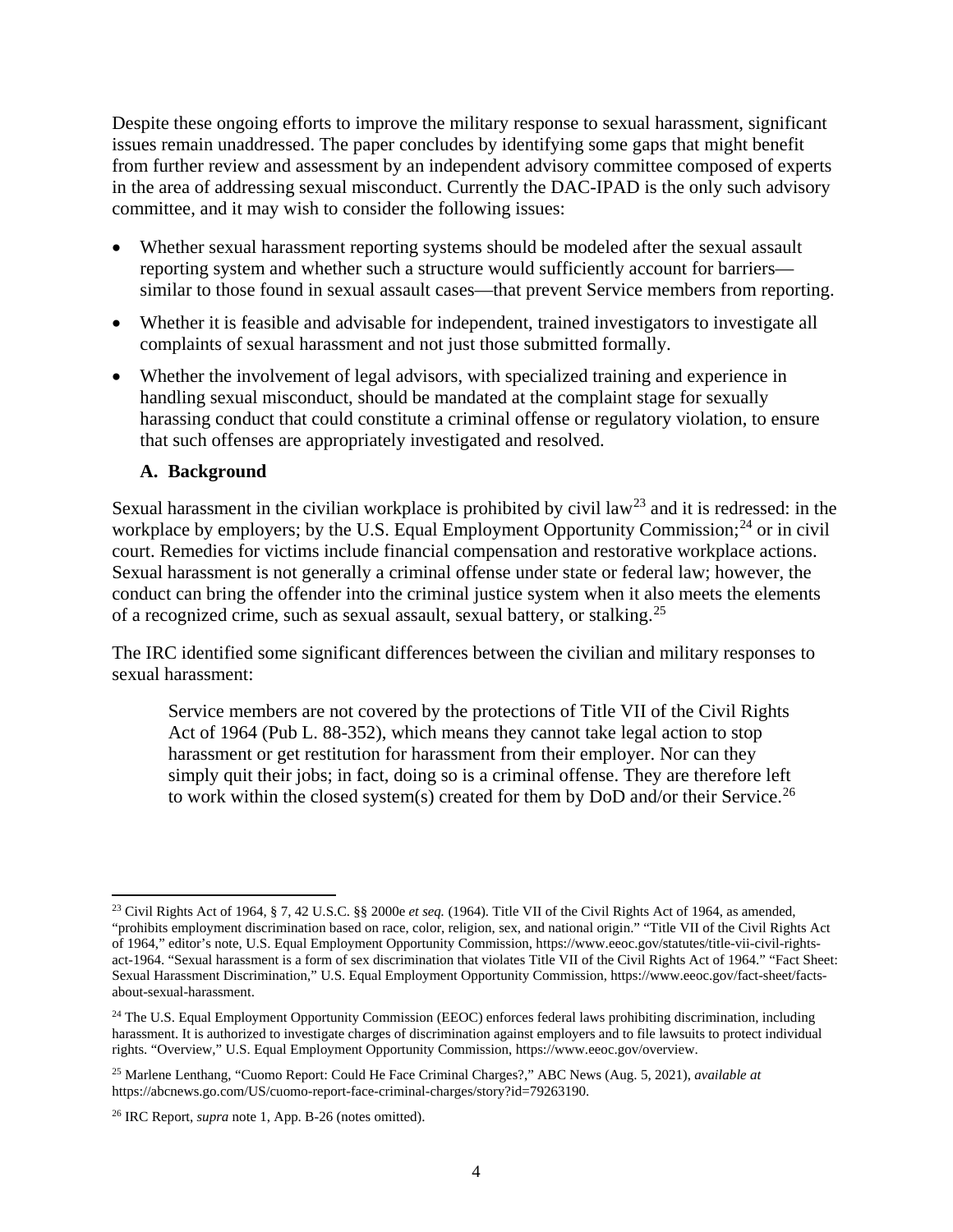Despite these ongoing efforts to improve the military response to sexual harassment, significant issues remain unaddressed. The paper concludes by identifying some gaps that might benefit from further review and assessment by an independent advisory committee composed of experts in the area of addressing sexual misconduct. Currently the DAC-IPAD is the only such advisory committee, and it may wish to consider the following issues:

- Whether sexual harassment reporting systems should be modeled after the sexual assault reporting system and whether such a structure would sufficiently account for barriers—similar to those found in sexual assault cases—that prevent Service members from reporting.
- Whether it is feasible and advisable for independent, trained investigators to investigate all complaints of sexual harassment and not just those submitted formally.
- Whether the involvement of legal advisors, with specialized training and experience in handling sexual misconduct, should be mandated at the complaint stage for sexually harassing conduct that could constitute a criminal offense or regulatory violation, to ensure that such offenses are appropriately investigated and resolved.

### A. Background

Sexual harassment in the civilian workplace is prohibited by civil law[23] and it is redressed: in the workplace by employers; by the U.S. Equal Employment Opportunity Commission;[24] or in civil court. Remedies for victims include financial compensation and restorative workplace actions. Sexual harassment is not generally a criminal offense under state or federal law; however, the conduct can bring the offender into the criminal justice system when it also meets the elements of a recognized crime, such as sexual assault, sexual battery, or stalking.[25]

The IRC identified some significant differences between the civilian and military responses to sexual harassment:

> Service members are not covered by the protections of Title VII of the Civil Rights Act of 1964 (Pub L. 88-352), which means they cannot take legal action to stop harassment or get restitution for harassment from their employer. Nor can they simply quit their jobs; in fact, doing so is a criminal offense. They are therefore left to work within the closed system(s) created for them by DoD and/or their Service.[26]

---

[23] Civil Rights Act of 1964, § 7, 42 U.S.C. §§ 2000e *et seq.* (1964). Title VII of the Civil Rights Act of 1964, as amended, "prohibits employment discrimination based on race, color, religion, sex, and national origin." "Title VII of the Civil Rights Act of 1964," editor's note, U.S. Equal Employment Opportunity Commission, https://www.eeoc.gov/statutes/title-vii-civil-rights-act-1964. "Sexual harassment is a form of sex discrimination that violates Title VII of the Civil Rights Act of 1964." "Fact Sheet: Sexual Harassment Discrimination," U.S. Equal Employment Opportunity Commission, https://www.eeoc.gov/fact-sheet/facts-about-sexual-harassment.

[24] The U.S. Equal Employment Opportunity Commission (EEOC) enforces federal laws prohibiting discrimination, including harassment. It is authorized to investigate charges of discrimination against employers and to file lawsuits to protect individual rights. "Overview," U.S. Equal Employment Opportunity Commission, https://www.eeoc.gov/overview.

[25] Marlene Lenthang, "Cuomo Report: Could He Face Criminal Charges?," ABC News (Aug. 5, 2021), *available at* https://abcnews.go.com/US/cuomo-report-face-criminal-charges/story?id=79263190.

[26] IRC Report, *supra* note 1, App. B-26 (notes omitted).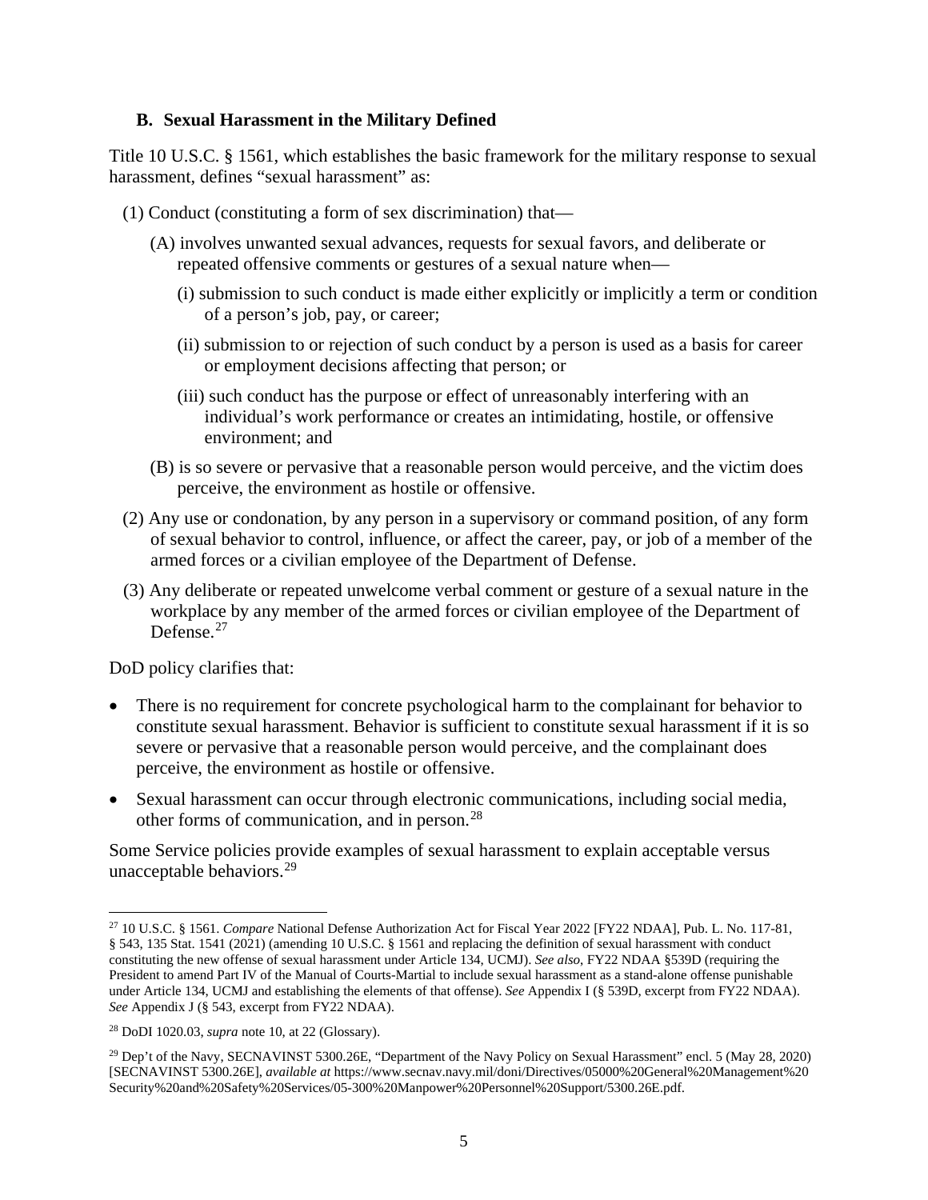### B. Sexual Harassment in the Military Defined

Title 10 U.S.C. § 1561, which establishes the basic framework for the military response to sexual harassment, defines "sexual harassment" as:

(1) Conduct (constituting a form of sex discrimination) that—

(A) involves unwanted sexual advances, requests for sexual favors, and deliberate or repeated offensive comments or gestures of a sexual nature when—

(i) submission to such conduct is made either explicitly or implicitly a term or condition of a person's job, pay, or career;

(ii) submission to or rejection of such conduct by a person is used as a basis for career or employment decisions affecting that person; or

(iii) such conduct has the purpose or effect of unreasonably interfering with an individual's work performance or creates an intimidating, hostile, or offensive environment; and

(B) is so severe or pervasive that a reasonable person would perceive, and the victim does perceive, the environment as hostile or offensive.

(2) Any use or condonation, by any person in a supervisory or command position, of any form of sexual behavior to control, influence, or affect the career, pay, or job of a member of the armed forces or a civilian employee of the Department of Defense.

(3) Any deliberate or repeated unwelcome verbal comment or gesture of a sexual nature in the workplace by any member of the armed forces or civilian employee of the Department of Defense.[27]

DoD policy clarifies that:

- There is no requirement for concrete psychological harm to the complainant for behavior to constitute sexual harassment. Behavior is sufficient to constitute sexual harassment if it is so severe or pervasive that a reasonable person would perceive, and the complainant does perceive, the environment as hostile or offensive.
- Sexual harassment can occur through electronic communications, including social media, other forms of communication, and in person.[28]

Some Service policies provide examples of sexual harassment to explain acceptable versus unacceptable behaviors.[29]

---

[27] 10 U.S.C. § 1561. *Compare* National Defense Authorization Act for Fiscal Year 2022 [FY22 NDAA], Pub. L. No. 117-81, § 543, 135 Stat. 1541 (2021) (amending 10 U.S.C. § 1561 and replacing the definition of sexual harassment with conduct constituting the new offense of sexual harassment under Article 134, UCMJ). *See also*, FY22 NDAA §539D (requiring the President to amend Part IV of the Manual of Courts-Martial to include sexual harassment as a stand-alone offense punishable under Article 134, UCMJ and establishing the elements of that offense). *See* Appendix I (§ 539D, excerpt from FY22 NDAA). *See* Appendix J (§ 543, excerpt from FY22 NDAA).

[28] DoDI 1020.03, *supra* note 10, at 22 (Glossary).

[29] Dep't of the Navy, SECNAVINST 5300.26E, "Department of the Navy Policy on Sexual Harassment" encl. 5 (May 28, 2020) [SECNAVINST 5300.26E], *available at* https://www.secnav.navy.mil/doni/Directives/05000%20General%20Management%20Security%20and%20Safety%20Services/05-300%20Manpower%20Personnel%20Support/5300.26E.pdf.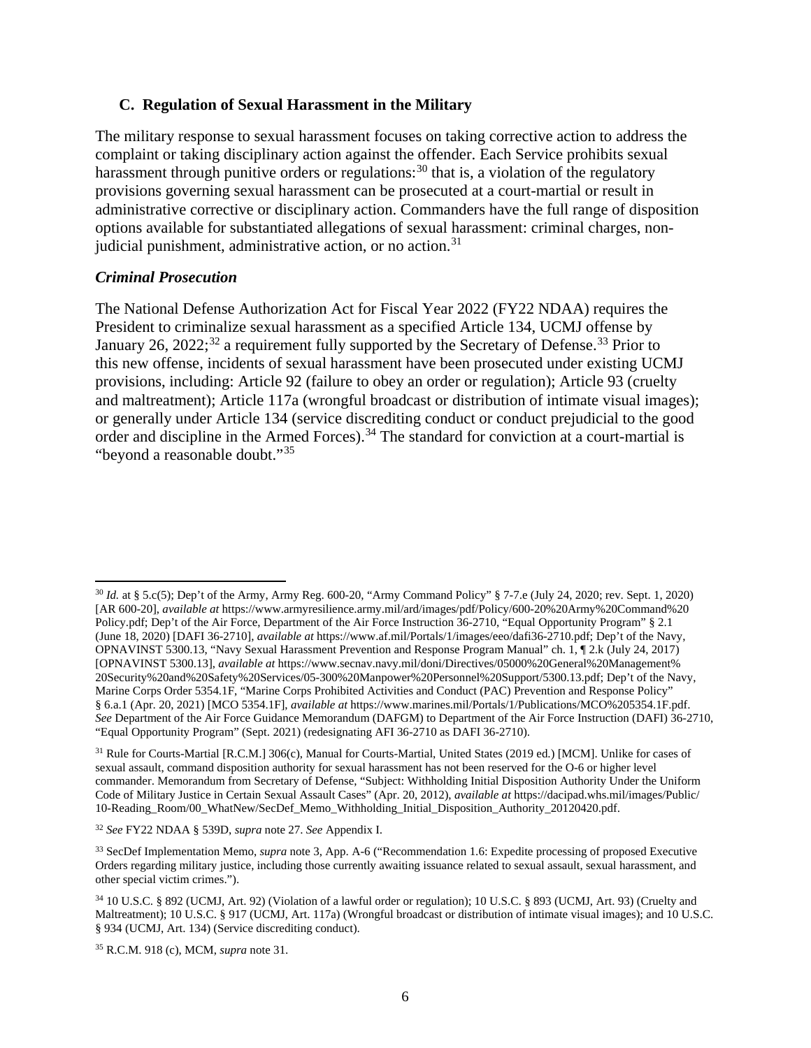### C. Regulation of Sexual Harassment in the Military

The military response to sexual harassment focuses on taking corrective action to address the complaint or taking disciplinary action against the offender. Each Service prohibits sexual harassment through punitive orders or regulations:[30] that is, a violation of the regulatory provisions governing sexual harassment can be prosecuted at a court-martial or result in administrative corrective or disciplinary action. Commanders have the full range of disposition options available for substantiated allegations of sexual harassment: criminal charges, non-judicial punishment, administrative action, or no action.[31]

#### *Criminal Prosecution*

The National Defense Authorization Act for Fiscal Year 2022 (FY22 NDAA) requires the President to criminalize sexual harassment as a specified Article 134, UCMJ offense by January 26, 2022;[32] a requirement fully supported by the Secretary of Defense.[33] Prior to this new offense, incidents of sexual harassment have been prosecuted under existing UCMJ provisions, including: Article 92 (failure to obey an order or regulation); Article 93 (cruelty and maltreatment); Article 117a (wrongful broadcast or distribution of intimate visual images); or generally under Article 134 (service discrediting conduct or conduct prejudicial to the good order and discipline in the Armed Forces).[34] The standard for conviction at a court-martial is "beyond a reasonable doubt."[35]

---

[30] *Id.* at § 5.c(5); Dep't of the Army, Army Reg. 600-20, "Army Command Policy" § 7-7.e (July 24, 2020; rev. Sept. 1, 2020) [AR 600-20], *available at* https://www.armyresilience.army.mil/ard/images/pdf/Policy/600-20%20Army%20Command%20 Policy.pdf; Dep't of the Air Force, Department of the Air Force Instruction 36-2710, "Equal Opportunity Program" § 2.1 (June 18, 2020) [DAFI 36-2710], *available at* https://www.af.mil/Portals/1/images/eeo/dafi36-2710.pdf; Dep't of the Navy, OPNAVINST 5300.13, "Navy Sexual Harassment Prevention and Response Program Manual" ch. 1, ¶ 2.k (July 24, 2017) [OPNAVINST 5300.13], *available at* https://www.secnav.navy.mil/doni/Directives/05000%20General%20Management% 20Security%20and%20Safety%20Services/05-300%20Manpower%20Personnel%20Support/5300.13.pdf; Dep't of the Navy, Marine Corps Order 5354.1F, "Marine Corps Prohibited Activities and Conduct (PAC) Prevention and Response Policy" § 6.a.1 (Apr. 20, 2021) [MCO 5354.1F], *available at* https://www.marines.mil/Portals/1/Publications/MCO%205354.1F.pdf. *See* Department of the Air Force Guidance Memorandum (DAFGM) to Department of the Air Force Instruction (DAFI) 36-2710, "Equal Opportunity Program" (Sept. 2021) (redesignating AFI 36-2710 as DAFI 36-2710).

[31] Rule for Courts-Martial [R.C.M.] 306(c), Manual for Courts-Martial, United States (2019 ed.) [MCM]. Unlike for cases of sexual assault, command disposition authority for sexual harassment has not been reserved for the O-6 or higher level commander. Memorandum from Secretary of Defense, "Subject: Withholding Initial Disposition Authority Under the Uniform Code of Military Justice in Certain Sexual Assault Cases" (Apr. 20, 2012), *available at* https://dacipad.whs.mil/images/Public/ 10-Reading_Room/00_WhatNew/SecDef_Memo_Withholding_Initial_Disposition_Authority_20120420.pdf.

[32] *See* FY22 NDAA § 539D, *supra* note 27. *See* Appendix I.

[33] SecDef Implementation Memo, *supra* note 3, App. A-6 ("Recommendation 1.6: Expedite processing of proposed Executive Orders regarding military justice, including those currently awaiting issuance related to sexual assault, sexual harassment, and other special victim crimes.").

[34] 10 U.S.C. § 892 (UCMJ, Art. 92) (Violation of a lawful order or regulation); 10 U.S.C. § 893 (UCMJ, Art. 93) (Cruelty and Maltreatment); 10 U.S.C. § 917 (UCMJ, Art. 117a) (Wrongful broadcast or distribution of intimate visual images); and 10 U.S.C. § 934 (UCMJ, Art. 134) (Service discrediting conduct).

[35] R.C.M. 918 (c), MCM, *supra* note 31.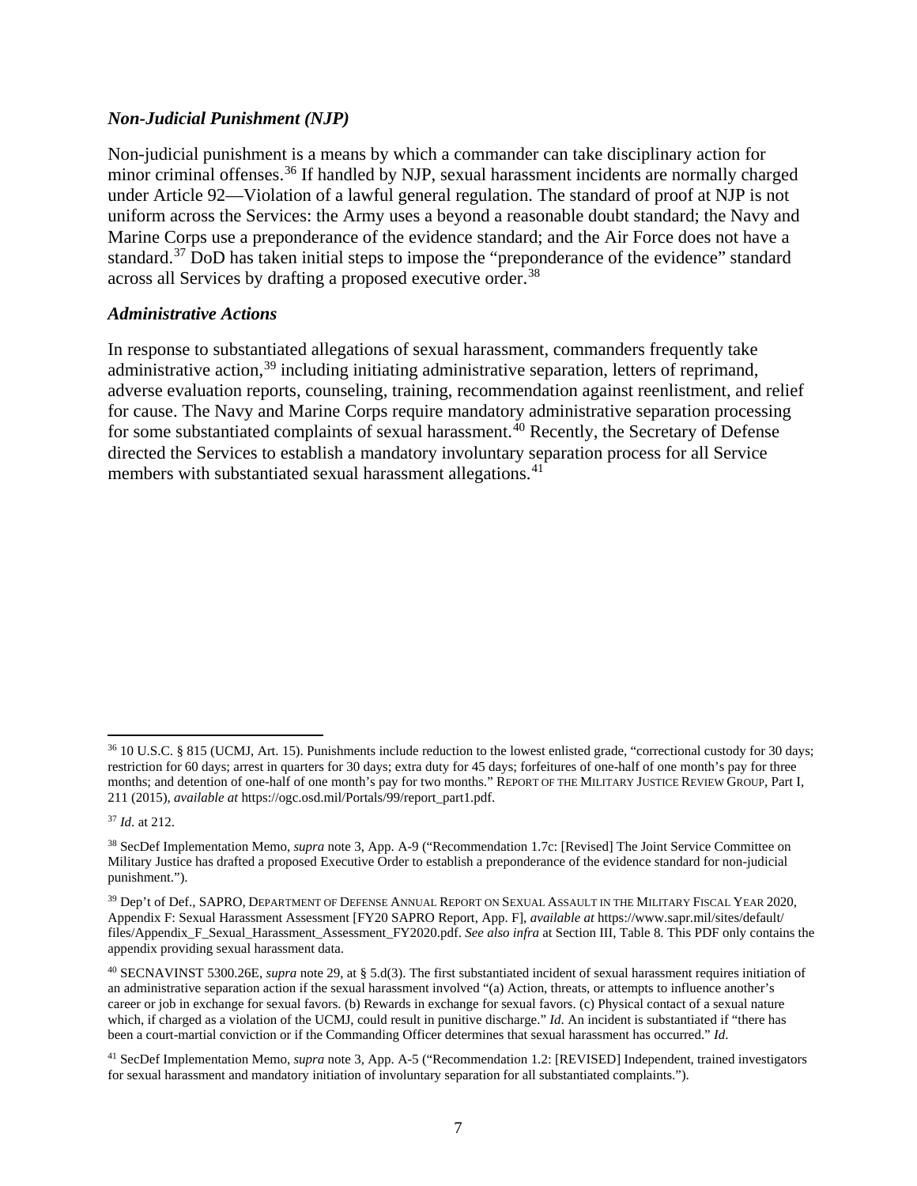### *Non-Judicial Punishment (NJP)*

Non-judicial punishment is a means by which a commander can take disciplinary action for minor criminal offenses.[36] If handled by NJP, sexual harassment incidents are normally charged under Article 92—Violation of a lawful general regulation. The standard of proof at NJP is not uniform across the Services: the Army uses a beyond a reasonable doubt standard; the Navy and Marine Corps use a preponderance of the evidence standard; and the Air Force does not have a standard.[37] DoD has taken initial steps to impose the "preponderance of the evidence" standard across all Services by drafting a proposed executive order.[38]

### *Administrative Actions*

In response to substantiated allegations of sexual harassment, commanders frequently take administrative action,[39] including initiating administrative separation, letters of reprimand, adverse evaluation reports, counseling, training, recommendation against reenlistment, and relief for cause. The Navy and Marine Corps require mandatory administrative separation processing for some substantiated complaints of sexual harassment.[40] Recently, the Secretary of Defense directed the Services to establish a mandatory involuntary separation process for all Service members with substantiated sexual harassment allegations.[41]

---

[36] 10 U.S.C. § 815 (UCMJ, Art. 15). Punishments include reduction to the lowest enlisted grade, "correctional custody for 30 days; restriction for 60 days; arrest in quarters for 30 days; extra duty for 45 days; forfeitures of one-half of one month's pay for three months; and detention of one-half of one month's pay for two months." REPORT OF THE MILITARY JUSTICE REVIEW GROUP, Part I, 211 (2015), *available at* https://ogc.osd.mil/Portals/99/report_part1.pdf.

[37] *Id*. at 212.

[38] SecDef Implementation Memo, *supra* note 3, App. A-9 ("Recommendation 1.7c: [Revised] The Joint Service Committee on Military Justice has drafted a proposed Executive Order to establish a preponderance of the evidence standard for non-judicial punishment.").

[39] Dep't of Def., SAPRO, DEPARTMENT OF DEFENSE ANNUAL REPORT ON SEXUAL ASSAULT IN THE MILITARY FISCAL YEAR 2020, Appendix F: Sexual Harassment Assessment [FY20 SAPRO Report, App. F], *available at* https://www.sapr.mil/sites/default/files/Appendix_F_Sexual_Harassment_Assessment_FY2020.pdf. *See also infra* at Section III, Table 8. This PDF only contains the appendix providing sexual harassment data.

[40] SECNAVINST 5300.26E, *supra* note 29, at § 5.d(3). The first substantiated incident of sexual harassment requires initiation of an administrative separation action if the sexual harassment involved "(a) Action, threats, or attempts to influence another's career or job in exchange for sexual favors. (b) Rewards in exchange for sexual favors. (c) Physical contact of a sexual nature which, if charged as a violation of the UCMJ, could result in punitive discharge." *Id*. An incident is substantiated if "there has been a court-martial conviction or if the Commanding Officer determines that sexual harassment has occurred." *Id*.

[41] SecDef Implementation Memo, *supra* note 3, App. A-5 ("Recommendation 1.2: [REVISED] Independent, trained investigators for sexual harassment and mandatory initiation of involuntary separation for all substantiated complaints.").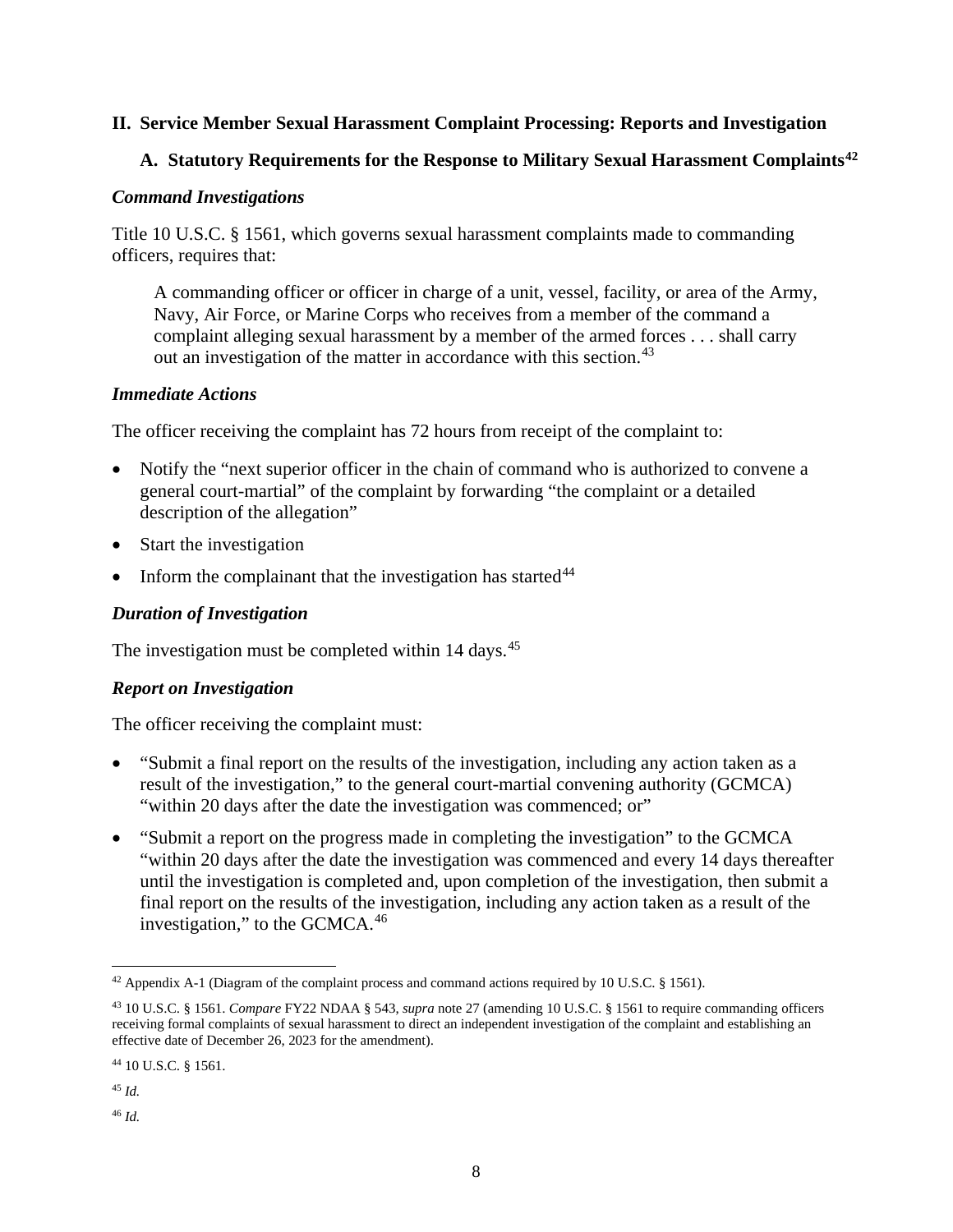## II. Service Member Sexual Harassment Complaint Processing: Reports and Investigation

### A. Statutory Requirements for the Response to Military Sexual Harassment Complaints[42]

#### *Command Investigations*

Title 10 U.S.C. § 1561, which governs sexual harassment complaints made to commanding officers, requires that:

> A commanding officer or officer in charge of a unit, vessel, facility, or area of the Army, Navy, Air Force, or Marine Corps who receives from a member of the command a complaint alleging sexual harassment by a member of the armed forces . . . shall carry out an investigation of the matter in accordance with this section.[43]

#### *Immediate Actions*

The officer receiving the complaint has 72 hours from receipt of the complaint to:

- Notify the "next superior officer in the chain of command who is authorized to convene a general court-martial" of the complaint by forwarding "the complaint or a detailed description of the allegation"
- Start the investigation
- Inform the complainant that the investigation has started[44]

#### *Duration of Investigation*

The investigation must be completed within 14 days.[45]

#### *Report on Investigation*

The officer receiving the complaint must:

- "Submit a final report on the results of the investigation, including any action taken as a result of the investigation," to the general court-martial convening authority (GCMCA) "within 20 days after the date the investigation was commenced; or"
- "Submit a report on the progress made in completing the investigation" to the GCMCA "within 20 days after the date the investigation was commenced and every 14 days thereafter until the investigation is completed and, upon completion of the investigation, then submit a final report on the results of the investigation, including any action taken as a result of the investigation," to the GCMCA.[46]

---

[42] Appendix A-1 (Diagram of the complaint process and command actions required by 10 U.S.C. § 1561).

[43] 10 U.S.C. § 1561. *Compare* FY22 NDAA § 543, *supra* note 27 (amending 10 U.S.C. § 1561 to require commanding officers receiving formal complaints of sexual harassment to direct an independent investigation of the complaint and establishing an effective date of December 26, 2023 for the amendment).

[44] 10 U.S.C. § 1561.

[45] *Id.*

[46] *Id.*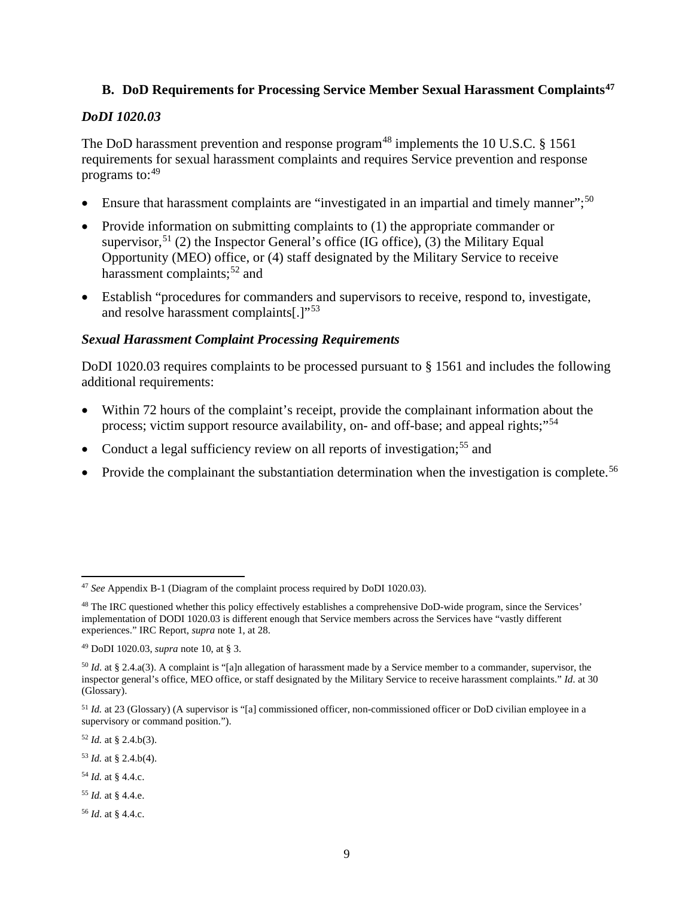### B. DoD Requirements for Processing Service Member Sexual Harassment Complaints[47]

***DoDI 1020.03***

The DoD harassment prevention and response program[48] implements the 10 U.S.C. § 1561 requirements for sexual harassment complaints and requires Service prevention and response programs to:[49]

- Ensure that harassment complaints are "investigated in an impartial and timely manner";[50]
- Provide information on submitting complaints to (1) the appropriate commander or supervisor,[51] (2) the Inspector General's office (IG office), (3) the Military Equal Opportunity (MEO) office, or (4) staff designated by the Military Service to receive harassment complaints;[52] and
- Establish "procedures for commanders and supervisors to receive, respond to, investigate, and resolve harassment complaints[.]"[53]

***Sexual Harassment Complaint Processing Requirements***

DoDI 1020.03 requires complaints to be processed pursuant to § 1561 and includes the following additional requirements:

- Within 72 hours of the complaint's receipt, provide the complainant information about the process; victim support resource availability, on- and off-base; and appeal rights;"[54]
- Conduct a legal sufficiency review on all reports of investigation;[55] and
- Provide the complainant the substantiation determination when the investigation is complete.[56]

---

[47] *See* Appendix B-1 (Diagram of the complaint process required by DoDI 1020.03).

[48] The IRC questioned whether this policy effectively establishes a comprehensive DoD-wide program, since the Services' implementation of DODI 1020.03 is different enough that Service members across the Services have "vastly different experiences." IRC Report, *supra* note 1, at 28.

[49] DoDI 1020.03, *supra* note 10, at § 3.

[50] *Id*. at § 2.4.a(3). A complaint is "[a]n allegation of harassment made by a Service member to a commander, supervisor, the inspector general's office, MEO office, or staff designated by the Military Service to receive harassment complaints." *Id*. at 30 (Glossary).

[51] *Id.* at 23 (Glossary) (A supervisor is "[a] commissioned officer, non-commissioned officer or DoD civilian employee in a supervisory or command position.").

[52] *Id.* at § 2.4.b(3).

[53] *Id.* at § 2.4.b(4).

[54] *Id.* at § 4.4.c.

[55] *Id.* at § 4.4.e.

[56] *Id*. at § 4.4.c.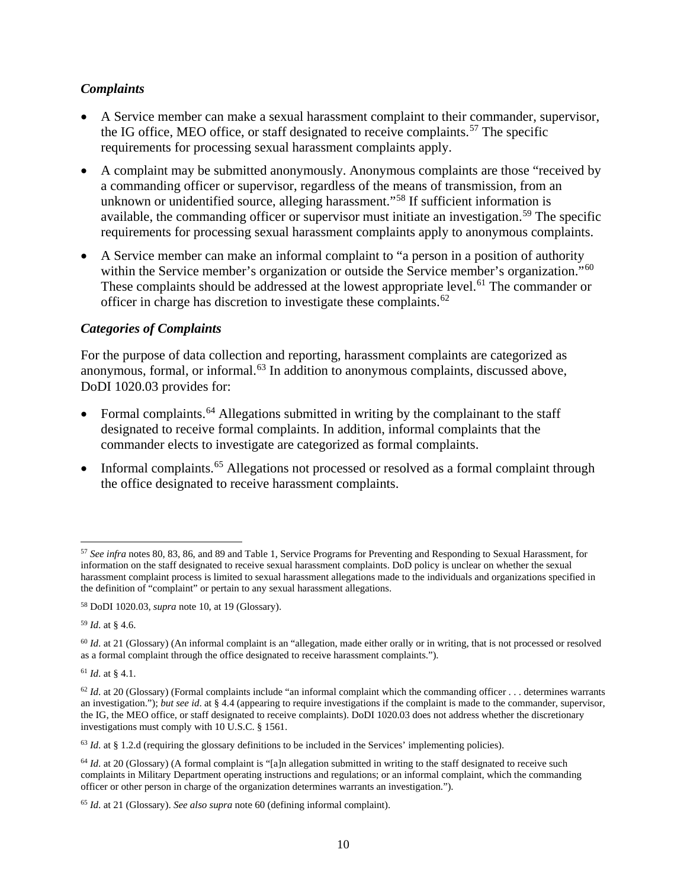### *Complaints*

- A Service member can make a sexual harassment complaint to their commander, supervisor, the IG office, MEO office, or staff designated to receive complaints.[57] The specific requirements for processing sexual harassment complaints apply.
- A complaint may be submitted anonymously. Anonymous complaints are those "received by a commanding officer or supervisor, regardless of the means of transmission, from an unknown or unidentified source, alleging harassment."[58] If sufficient information is available, the commanding officer or supervisor must initiate an investigation.[59] The specific requirements for processing sexual harassment complaints apply to anonymous complaints.
- A Service member can make an informal complaint to "a person in a position of authority within the Service member's organization or outside the Service member's organization."[60] These complaints should be addressed at the lowest appropriate level.[61] The commander or officer in charge has discretion to investigate these complaints.[62]

### *Categories of Complaints*

For the purpose of data collection and reporting, harassment complaints are categorized as anonymous, formal, or informal.[63] In addition to anonymous complaints, discussed above, DoDI 1020.03 provides for:

- Formal complaints.[64] Allegations submitted in writing by the complainant to the staff designated to receive formal complaints. In addition, informal complaints that the commander elects to investigate are categorized as formal complaints.
- Informal complaints.[65] Allegations not processed or resolved as a formal complaint through the office designated to receive harassment complaints.

---

[57] *See infra* notes 80, 83, 86, and 89 and Table 1, Service Programs for Preventing and Responding to Sexual Harassment, for information on the staff designated to receive sexual harassment complaints. DoD policy is unclear on whether the sexual harassment complaint process is limited to sexual harassment allegations made to the individuals and organizations specified in the definition of "complaint" or pertain to any sexual harassment allegations.

[58] DoDI 1020.03, *supra* note 10, at 19 (Glossary).

[59] *Id*. at § 4.6.

[60] *Id*. at 21 (Glossary) (An informal complaint is an "allegation, made either orally or in writing, that is not processed or resolved as a formal complaint through the office designated to receive harassment complaints.").

[61] *Id*. at § 4.1.

[62] *Id*. at 20 (Glossary) (Formal complaints include "an informal complaint which the commanding officer . . . determines warrants an investigation."); *but see id*. at § 4.4 (appearing to require investigations if the complaint is made to the commander, supervisor, the IG, the MEO office, or staff designated to receive complaints). DoDI 1020.03 does not address whether the discretionary investigations must comply with 10 U.S.C. § 1561.

[63] *Id*. at § 1.2.d (requiring the glossary definitions to be included in the Services' implementing policies).

[64] *Id*. at 20 (Glossary) (A formal complaint is "[a]n allegation submitted in writing to the staff designated to receive such complaints in Military Department operating instructions and regulations; or an informal complaint, which the commanding officer or other person in charge of the organization determines warrants an investigation.").

[65] *Id*. at 21 (Glossary). *See also supra* note 60 (defining informal complaint).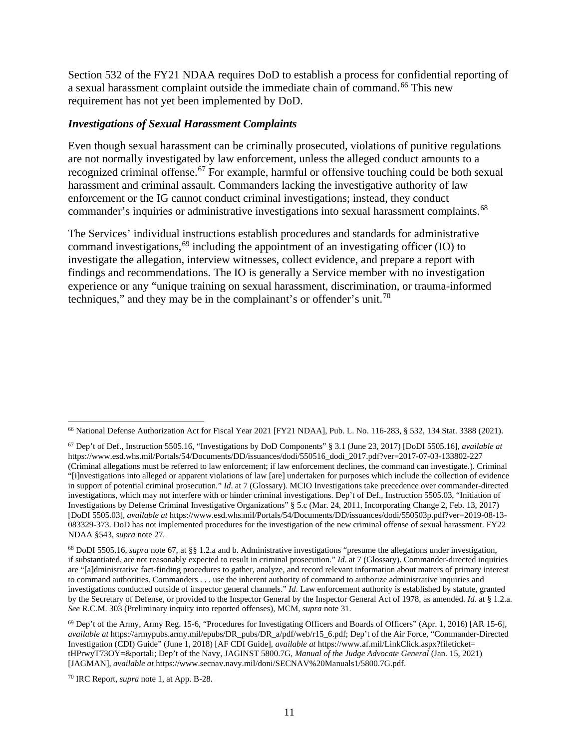Section 532 of the FY21 NDAA requires DoD to establish a process for confidential reporting of a sexual harassment complaint outside the immediate chain of command.[66] This new requirement has not yet been implemented by DoD.

### *Investigations of Sexual Harassment Complaints*

Even though sexual harassment can be criminally prosecuted, violations of punitive regulations are not normally investigated by law enforcement, unless the alleged conduct amounts to a recognized criminal offense.[67] For example, harmful or offensive touching could be both sexual harassment and criminal assault. Commanders lacking the investigative authority of law enforcement or the IG cannot conduct criminal investigations; instead, they conduct commander's inquiries or administrative investigations into sexual harassment complaints.[68]

The Services' individual instructions establish procedures and standards for administrative command investigations,[69] including the appointment of an investigating officer (IO) to investigate the allegation, interview witnesses, collect evidence, and prepare a report with findings and recommendations. The IO is generally a Service member with no investigation experience or any "unique training on sexual harassment, discrimination, or trauma-informed techniques," and they may be in the complainant's or offender's unit.[70]

---

[66] National Defense Authorization Act for Fiscal Year 2021 [FY21 NDAA], Pub. L. No. 116-283, § 532, 134 Stat. 3388 (2021).

[67] Dep't of Def., Instruction 5505.16, "Investigations by DoD Components" § 3.1 (June 23, 2017) [DoDI 5505.16], *available at* https://www.esd.whs.mil/Portals/54/Documents/DD/issuances/dodi/550516_dodi_2017.pdf?ver=2017-07-03-133802-227 (Criminal allegations must be referred to law enforcement; if law enforcement declines, the command can investigate.). Criminal "[i]nvestigations into alleged or apparent violations of law [are] undertaken for purposes which include the collection of evidence in support of potential criminal prosecution." *Id*. at 7 (Glossary). MCIO Investigations take precedence over commander-directed investigations, which may not interfere with or hinder criminal investigations. Dep't of Def., Instruction 5505.03, "Initiation of Investigations by Defense Criminal Investigative Organizations" § 5.c (Mar. 24, 2011, Incorporating Change 2, Feb. 13, 2017) [DoDI 5505.03], *available at* https://www.esd.whs.mil/Portals/54/Documents/DD/issuances/dodi/550503p.pdf?ver=2019-08-13-083329-373. DoD has not implemented procedures for the investigation of the new criminal offense of sexual harassment. FY22 NDAA §543, *supra* note 27.

[68] DoDI 5505.16, *supra* note 67, at §§ 1.2.a and b. Administrative investigations "presume the allegations under investigation, if substantiated, are not reasonably expected to result in criminal prosecution." *Id*. at 7 (Glossary). Commander-directed inquiries are "[a]dministrative fact-finding procedures to gather, analyze, and record relevant information about matters of primary interest to command authorities. Commanders . . . use the inherent authority of command to authorize administrative inquiries and investigations conducted outside of inspector general channels." *Id*. Law enforcement authority is established by statute, granted by the Secretary of Defense, or provided to the Inspector General by the Inspector General Act of 1978, as amended. *Id*. at § 1.2.a. *See* R.C.M. 303 (Preliminary inquiry into reported offenses), MCM, *supra* note 31.

[69] Dep't of the Army, Army Reg. 15-6, "Procedures for Investigating Officers and Boards of Officers" (Apr. 1, 2016) [AR 15-6], *available at* https://armypubs.army.mil/epubs/DR_pubs/DR_a/pdf/web/r15_6.pdf; Dep't of the Air Force, "Commander-Directed Investigation (CDI) Guide" (June 1, 2018) [AF CDI Guide], *available at* https://www.af.mil/LinkClick.aspx?fileticket=tHPrwyT73OY=&portali; Dep't of the Navy, JAGINST 5800.7G, *Manual of the Judge Advocate General* (Jan. 15, 2021) [JAGMAN], *available at* https://www.secnav.navy.mil/doni/SECNAV%20Manuals1/5800.7G.pdf.

[70] IRC Report, *supra* note 1, at App. B-28.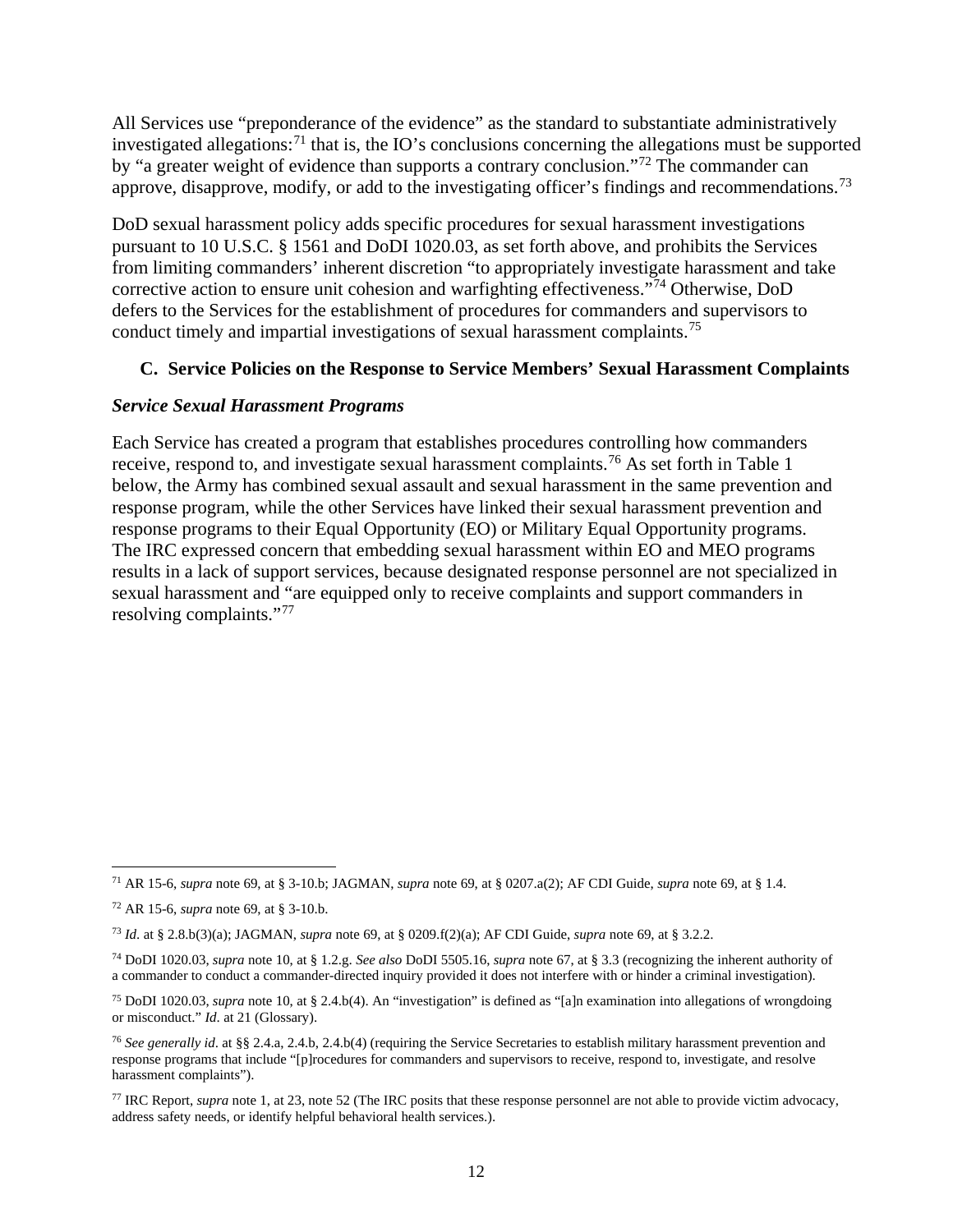All Services use "preponderance of the evidence" as the standard to substantiate administratively investigated allegations:[71] that is, the IO's conclusions concerning the allegations must be supported by "a greater weight of evidence than supports a contrary conclusion."[72] The commander can approve, disapprove, modify, or add to the investigating officer's findings and recommendations.[73]

DoD sexual harassment policy adds specific procedures for sexual harassment investigations pursuant to 10 U.S.C. § 1561 and DoDI 1020.03, as set forth above, and prohibits the Services from limiting commanders' inherent discretion "to appropriately investigate harassment and take corrective action to ensure unit cohesion and warfighting effectiveness."[74] Otherwise, DoD defers to the Services for the establishment of procedures for commanders and supervisors to conduct timely and impartial investigations of sexual harassment complaints.[75]

### C. Service Policies on the Response to Service Members' Sexual Harassment Complaints

***Service Sexual Harassment Programs***

Each Service has created a program that establishes procedures controlling how commanders receive, respond to, and investigate sexual harassment complaints.[76] As set forth in Table 1 below, the Army has combined sexual assault and sexual harassment in the same prevention and response program, while the other Services have linked their sexual harassment prevention and response programs to their Equal Opportunity (EO) or Military Equal Opportunity programs. The IRC expressed concern that embedding sexual harassment within EO and MEO programs results in a lack of support services, because designated response personnel are not specialized in sexual harassment and "are equipped only to receive complaints and support commanders in resolving complaints."[77]

---

[71] AR 15-6, *supra* note 69, at § 3-10.b; JAGMAN, *supra* note 69, at § 0207.a(2); AF CDI Guide, *supra* note 69, at § 1.4.

[72] AR 15-6, *supra* note 69, at § 3-10.b.

[73] *Id*. at § 2.8.b(3)(a); JAGMAN, *supra* note 69, at § 0209.f(2)(a); AF CDI Guide, *supra* note 69, at § 3.2.2.

[74] DoDI 1020.03, *supra* note 10, at § 1.2.g. *See also* DoDI 5505.16, *supra* note 67, at § 3.3 (recognizing the inherent authority of a commander to conduct a commander-directed inquiry provided it does not interfere with or hinder a criminal investigation).

[75] DoDI 1020.03, *supra* note 10, at § 2.4.b(4). An "investigation" is defined as "[a]n examination into allegations of wrongdoing or misconduct." *Id*. at 21 (Glossary).

[76] *See generally id*. at §§ 2.4.a, 2.4.b, 2.4.b(4) (requiring the Service Secretaries to establish military harassment prevention and response programs that include "[p]rocedures for commanders and supervisors to receive, respond to, investigate, and resolve harassment complaints").

[77] IRC Report, *supra* note 1, at 23, note 52 (The IRC posits that these response personnel are not able to provide victim advocacy, address safety needs, or identify helpful behavioral health services.).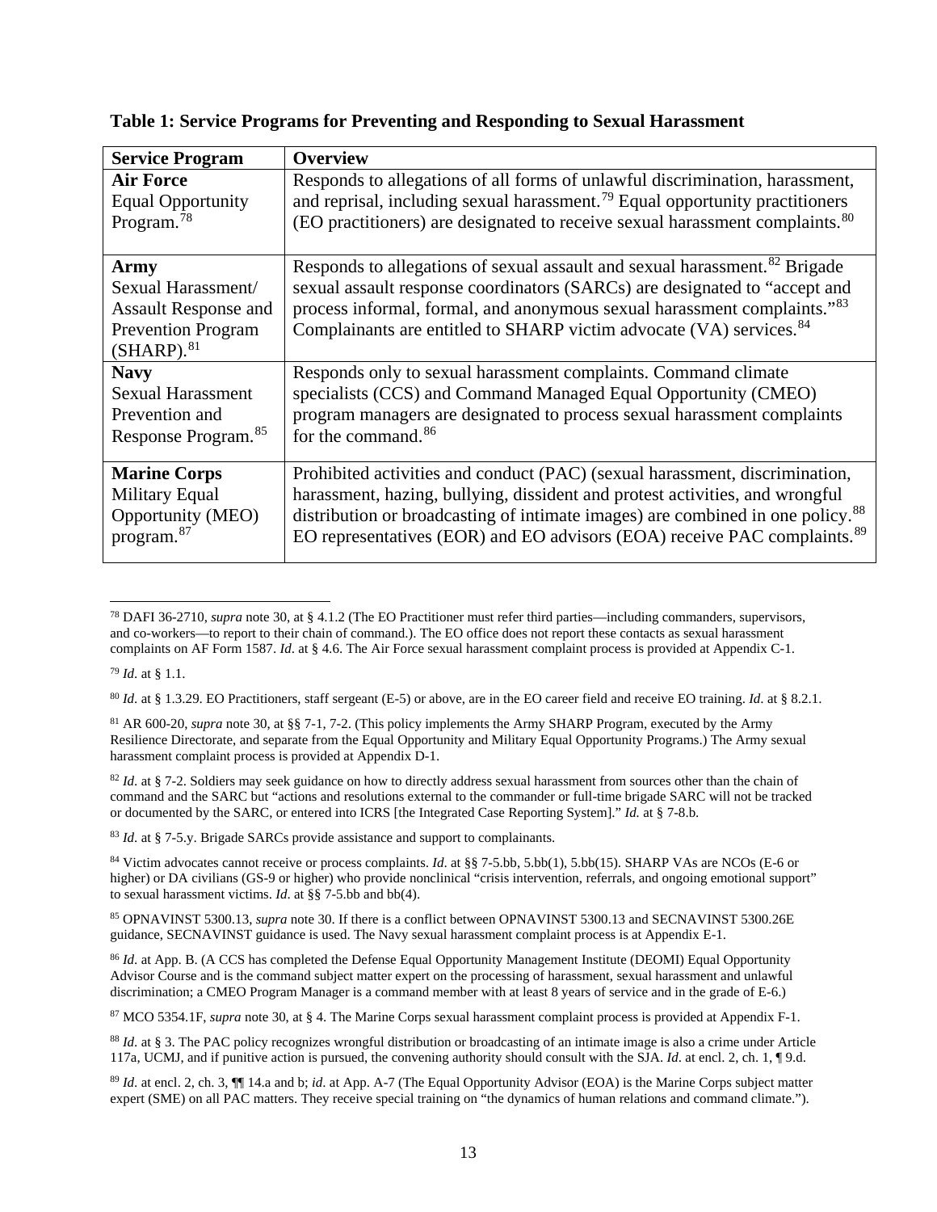**Table 1: Service Programs for Preventing and Responding to Sexual Harassment**

| Service Program | Overview |
|---|---|
| **Air Force** Equal Opportunity Program.[78] | Responds to allegations of all forms of unlawful discrimination, harassment, and reprisal, including sexual harassment.[79] Equal opportunity practitioners (EO practitioners) are designated to receive sexual harassment complaints.[80] |
| **Army** Sexual Harassment/ Assault Response and Prevention Program (SHARP).[81] | Responds to allegations of sexual assault and sexual harassment.[82] Brigade sexual assault response coordinators (SARCs) are designated to "accept and process informal, formal, and anonymous sexual harassment complaints."[83] Complainants are entitled to SHARP victim advocate (VA) services.[84] |
| **Navy** Sexual Harassment Prevention and Response Program.[85] | Responds only to sexual harassment complaints. Command climate specialists (CCS) and Command Managed Equal Opportunity (CMEO) program managers are designated to process sexual harassment complaints for the command.[86] |
| **Marine Corps** Military Equal Opportunity (MEO) program.[87] | Prohibited activities and conduct (PAC) (sexual harassment, discrimination, harassment, hazing, bullying, dissident and protest activities, and wrongful distribution or broadcasting of intimate images) are combined in one policy.[88] EO representatives (EOR) and EO advisors (EOA) receive PAC complaints.[89] |

---

[78] DAFI 36-2710, *supra* note 30, at § 4.1.2 (The EO Practitioner must refer third parties—including commanders, supervisors, and co-workers—to report to their chain of command.). The EO office does not report these contacts as sexual harassment complaints on AF Form 1587. *Id*. at § 4.6. The Air Force sexual harassment complaint process is provided at Appendix C-1.

[79] *Id*. at § 1.1.

[80] *Id*. at § 1.3.29. EO Practitioners, staff sergeant (E-5) or above, are in the EO career field and receive EO training. *Id*. at § 8.2.1.

[81] AR 600-20, *supra* note 30, at §§ 7-1, 7-2. (This policy implements the Army SHARP Program, executed by the Army Resilience Directorate, and separate from the Equal Opportunity and Military Equal Opportunity Programs.) The Army sexual harassment complaint process is provided at Appendix D-1.

[82] *Id*. at § 7-2. Soldiers may seek guidance on how to directly address sexual harassment from sources other than the chain of command and the SARC but "actions and resolutions external to the commander or full-time brigade SARC will not be tracked or documented by the SARC, or entered into ICRS [the Integrated Case Reporting System]." *Id.* at § 7-8.b.

[83] *Id*. at § 7-5.y. Brigade SARCs provide assistance and support to complainants.

[84] Victim advocates cannot receive or process complaints. *Id*. at §§ 7-5.bb, 5.bb(1), 5.bb(15). SHARP VAs are NCOs (E-6 or higher) or DA civilians (GS-9 or higher) who provide nonclinical "crisis intervention, referrals, and ongoing emotional support" to sexual harassment victims. *Id*. at §§ 7-5.bb and bb(4).

[85] OPNAVINST 5300.13, *supra* note 30. If there is a conflict between OPNAVINST 5300.13 and SECNAVINST 5300.26E guidance, SECNAVINST guidance is used. The Navy sexual harassment complaint process is at Appendix E-1.

[86] *Id*. at App. B. (A CCS has completed the Defense Equal Opportunity Management Institute (DEOMI) Equal Opportunity Advisor Course and is the command subject matter expert on the processing of harassment, sexual harassment and unlawful discrimination; a CMEO Program Manager is a command member with at least 8 years of service and in the grade of E-6.)

[87] MCO 5354.1F, *supra* note 30, at § 4. The Marine Corps sexual harassment complaint process is provided at Appendix F-1.

[88] *Id*. at § 3. The PAC policy recognizes wrongful distribution or broadcasting of an intimate image is also a crime under Article 117a, UCMJ, and if punitive action is pursued, the convening authority should consult with the SJA. *Id*. at encl. 2, ch. 1, ¶ 9.d.

[89] *Id*. at encl. 2, ch. 3, ¶¶ 14.a and b; *id*. at App. A-7 (The Equal Opportunity Advisor (EOA) is the Marine Corps subject matter expert (SME) on all PAC matters. They receive special training on "the dynamics of human relations and command climate.").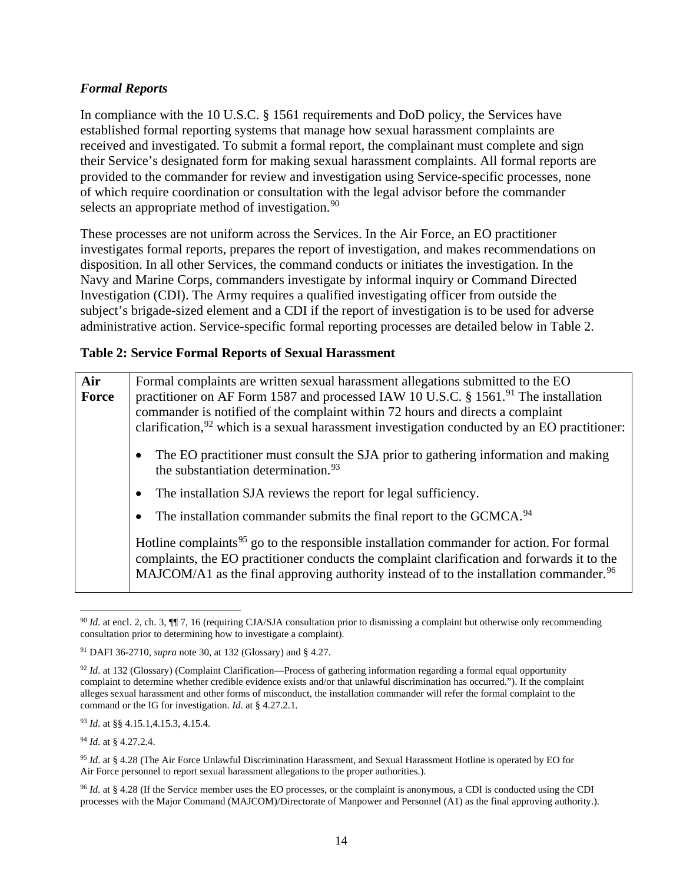### *Formal Reports*

In compliance with the 10 U.S.C. § 1561 requirements and DoD policy, the Services have established formal reporting systems that manage how sexual harassment complaints are received and investigated. To submit a formal report, the complainant must complete and sign their Service's designated form for making sexual harassment complaints. All formal reports are provided to the commander for review and investigation using Service-specific processes, none of which require coordination or consultation with the legal advisor before the commander selects an appropriate method of investigation.[90]

These processes are not uniform across the Services. In the Air Force, an EO practitioner investigates formal reports, prepares the report of investigation, and makes recommendations on disposition. In all other Services, the command conducts or initiates the investigation. In the Navy and Marine Corps, commanders investigate by informal inquiry or Command Directed Investigation (CDI). The Army requires a qualified investigating officer from outside the subject's brigade-sized element and a CDI if the report of investigation is to be used for adverse administrative action. Service-specific formal reporting processes are detailed below in Table 2.

**Table 2: Service Formal Reports of Sexual Harassment**

| | |
|---|---|
| **Air Force** | Formal complaints are written sexual harassment allegations submitted to the EO practitioner on AF Form 1587 and processed IAW 10 U.S.C. § 1561.[91] The installation commander is notified of the complaint within 72 hours and directs a complaint clarification,[92] which is a sexual harassment investigation conducted by an EO practitioner:<br>• The EO practitioner must consult the SJA prior to gathering information and making the substantiation determination.[93]<br>• The installation SJA reviews the report for legal sufficiency.<br>• The installation commander submits the final report to the GCMCA.[94]<br><br>Hotline complaints[95] go to the responsible installation commander for action. For formal complaints, the EO practitioner conducts the complaint clarification and forwards it to the MAJCOM/A1 as the final approving authority instead of to the installation commander.[96] |

[90] *Id*. at encl. 2, ch. 3, ¶¶ 7, 16 (requiring CJA/SJA consultation prior to dismissing a complaint but otherwise only recommending consultation prior to determining how to investigate a complaint).

[91] DAFI 36-2710, *supra* note 30, at 132 (Glossary) and § 4.27.

[92] *Id*. at 132 (Glossary) (Complaint Clarification—Process of gathering information regarding a formal equal opportunity complaint to determine whether credible evidence exists and/or that unlawful discrimination has occurred."). If the complaint alleges sexual harassment and other forms of misconduct, the installation commander will refer the formal complaint to the command or the IG for investigation. *Id*. at § 4.27.2.1.

[93] *Id*. at §§ 4.15.1,4.15.3, 4.15.4.

[94] *Id*. at § 4.27.2.4.

[95] *Id*. at § 4.28 (The Air Force Unlawful Discrimination Harassment, and Sexual Harassment Hotline is operated by EO for Air Force personnel to report sexual harassment allegations to the proper authorities.).

[96] *Id*. at § 4.28 (If the Service member uses the EO processes, or the complaint is anonymous, a CDI is conducted using the CDI processes with the Major Command (MAJCOM)/Directorate of Manpower and Personnel (A1) as the final approving authority.).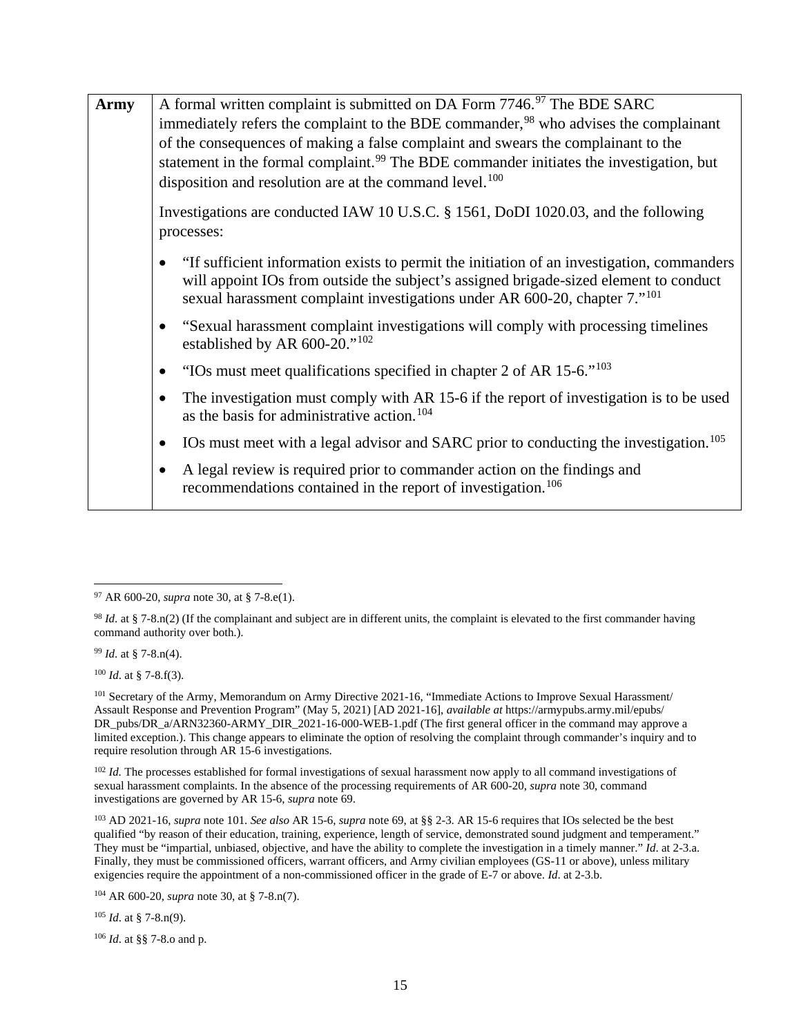| **Army** | A formal written complaint is submitted on DA Form 7746.[97] The BDE SARC immediately refers the complaint to the BDE commander,[98] who advises the complainant of the consequences of making a false complaint and swears the complainant to the statement in the formal complaint.[99] The BDE commander initiates the investigation, but disposition and resolution are at the command level.[100]<br><br>Investigations are conducted IAW 10 U.S.C. § 1561, DoDI 1020.03, and the following processes:<br><br>• "If sufficient information exists to permit the initiation of an investigation, commanders will appoint IOs from outside the subject's assigned brigade-sized element to conduct sexual harassment complaint investigations under AR 600-20, chapter 7."[101]<br><br>• "Sexual harassment complaint investigations will comply with processing timelines established by AR 600-20."[102]<br><br>• "IOs must meet qualifications specified in chapter 2 of AR 15-6."[103]<br><br>• The investigation must comply with AR 15-6 if the report of investigation is to be used as the basis for administrative action.[104]<br><br>• IOs must meet with a legal advisor and SARC prior to conducting the investigation.[105]<br><br>• A legal review is required prior to commander action on the findings and recommendations contained in the report of investigation.[106] |
|---|---|

[97] AR 600-20, *supra* note 30, at § 7-8.e(1).

[98] *Id*. at § 7-8.n(2) (If the complainant and subject are in different units, the complaint is elevated to the first commander having command authority over both.).

[99] *Id*. at § 7-8.n(4).

[100] *Id*. at § 7-8.f(3).

[101] Secretary of the Army, Memorandum on Army Directive 2021-16, "Immediate Actions to Improve Sexual Harassment/ Assault Response and Prevention Program" (May 5, 2021) [AD 2021-16], *available at* https://armypubs.army.mil/epubs/ DR_pubs/DR_a/ARN32360-ARMY_DIR_2021-16-000-WEB-1.pdf (The first general officer in the command may approve a limited exception.). This change appears to eliminate the option of resolving the complaint through commander's inquiry and to require resolution through AR 15-6 investigations.

[102] *Id.* The processes established for formal investigations of sexual harassment now apply to all command investigations of sexual harassment complaints. In the absence of the processing requirements of AR 600-20, *supra* note 30, command investigations are governed by AR 15-6, *supra* note 69.

[103] AD 2021-16, *supra* note 101. *See also* AR 15-6, *supra* note 69, at §§ 2-3. AR 15-6 requires that IOs selected be the best qualified "by reason of their education, training, experience, length of service, demonstrated sound judgment and temperament." They must be "impartial, unbiased, objective, and have the ability to complete the investigation in a timely manner." *Id*. at 2-3.a. Finally, they must be commissioned officers, warrant officers, and Army civilian employees (GS-11 or above), unless military exigencies require the appointment of a non-commissioned officer in the grade of E-7 or above. *Id*. at 2-3.b.

[104] AR 600-20, *supra* note 30, at § 7-8.n(7).

[105] *Id*. at § 7-8.n(9).

[106] *Id*. at §§ 7-8.o and p.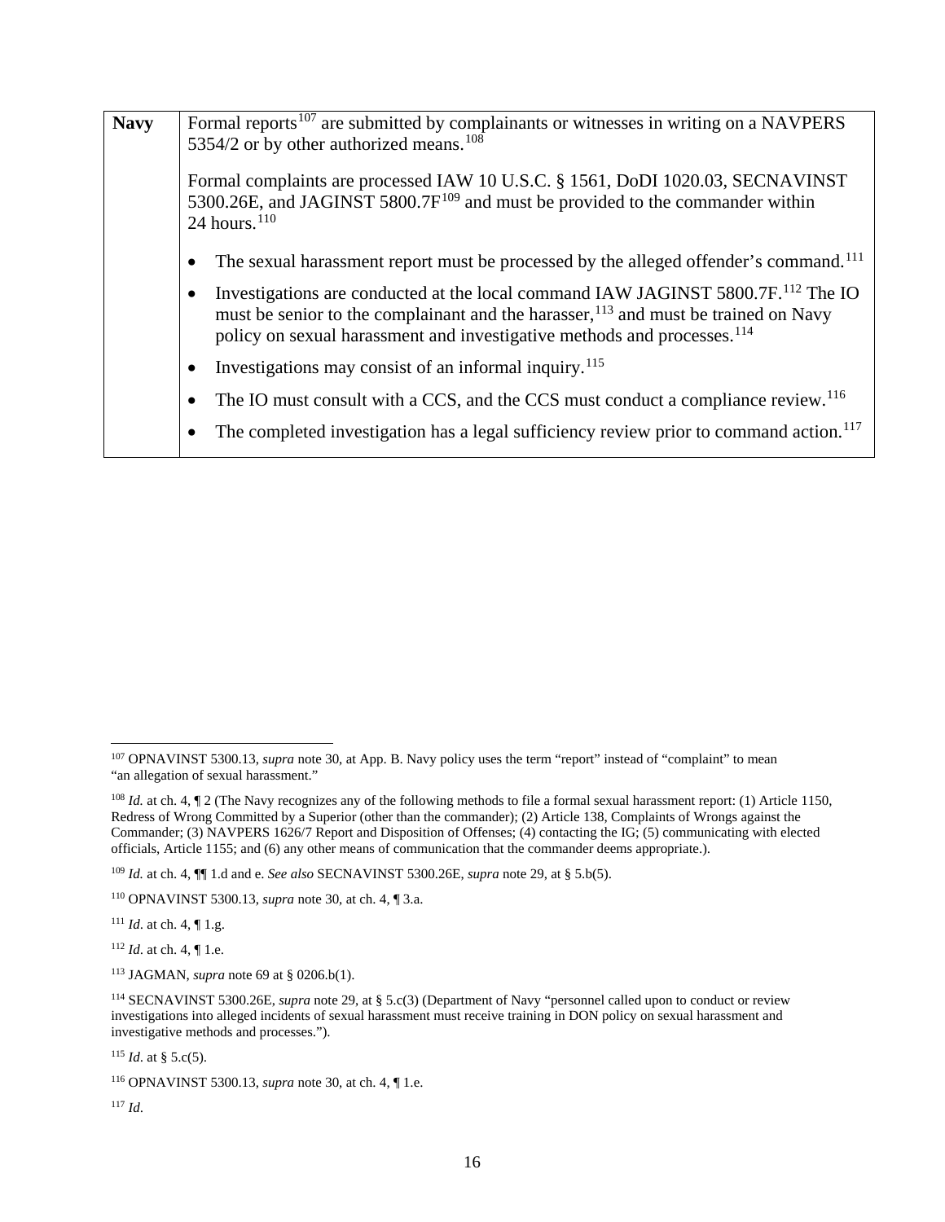| | |
|---|---|
| **Navy** | Formal reports[107] are submitted by complainants or witnesses in writing on a NAVPERS 5354/2 or by other authorized means.[108]<br><br>Formal complaints are processed IAW 10 U.S.C. § 1561, DoDI 1020.03, SECNAVINST 5300.26E, and JAGINST 5800.7F[109] and must be provided to the commander within 24 hours.[110]<br><br>• The sexual harassment report must be processed by the alleged offender's command.[111]<br>• Investigations are conducted at the local command IAW JAGINST 5800.7F.[112] The IO must be senior to the complainant and the harasser,[113] and must be trained on Navy policy on sexual harassment and investigative methods and processes.[114]<br>• Investigations may consist of an informal inquiry.[115]<br>• The IO must consult with a CCS, and the CCS must conduct a compliance review.[116]<br>• The completed investigation has a legal sufficiency review prior to command action.[117] |

---

[107] OPNAVINST 5300.13, *supra* note 30, at App. B. Navy policy uses the term "report" instead of "complaint" to mean "an allegation of sexual harassment."

[108] *Id.* at ch. 4, ¶ 2 (The Navy recognizes any of the following methods to file a formal sexual harassment report: (1) Article 1150, Redress of Wrong Committed by a Superior (other than the commander); (2) Article 138, Complaints of Wrongs against the Commander; (3) NAVPERS 1626/7 Report and Disposition of Offenses; (4) contacting the IG; (5) communicating with elected officials, Article 1155; and (6) any other means of communication that the commander deems appropriate.).

[109] *Id.* at ch. 4, ¶¶ 1.d and e. *See also* SECNAVINST 5300.26E, *supra* note 29, at § 5.b(5).

[110] OPNAVINST 5300.13, *supra* note 30, at ch. 4, ¶ 3.a.

[111] *Id*. at ch. 4, ¶ 1.g.

[112] *Id*. at ch. 4, ¶ 1.e.

[113] JAGMAN, *supra* note 69 at § 0206.b(1).

[114] SECNAVINST 5300.26E, *supra* note 29, at § 5.c(3) (Department of Navy "personnel called upon to conduct or review investigations into alleged incidents of sexual harassment must receive training in DON policy on sexual harassment and investigative methods and processes.").

[115] *Id*. at § 5.c(5).

[116] OPNAVINST 5300.13, *supra* note 30, at ch. 4, ¶ 1.e.

[117] *Id*.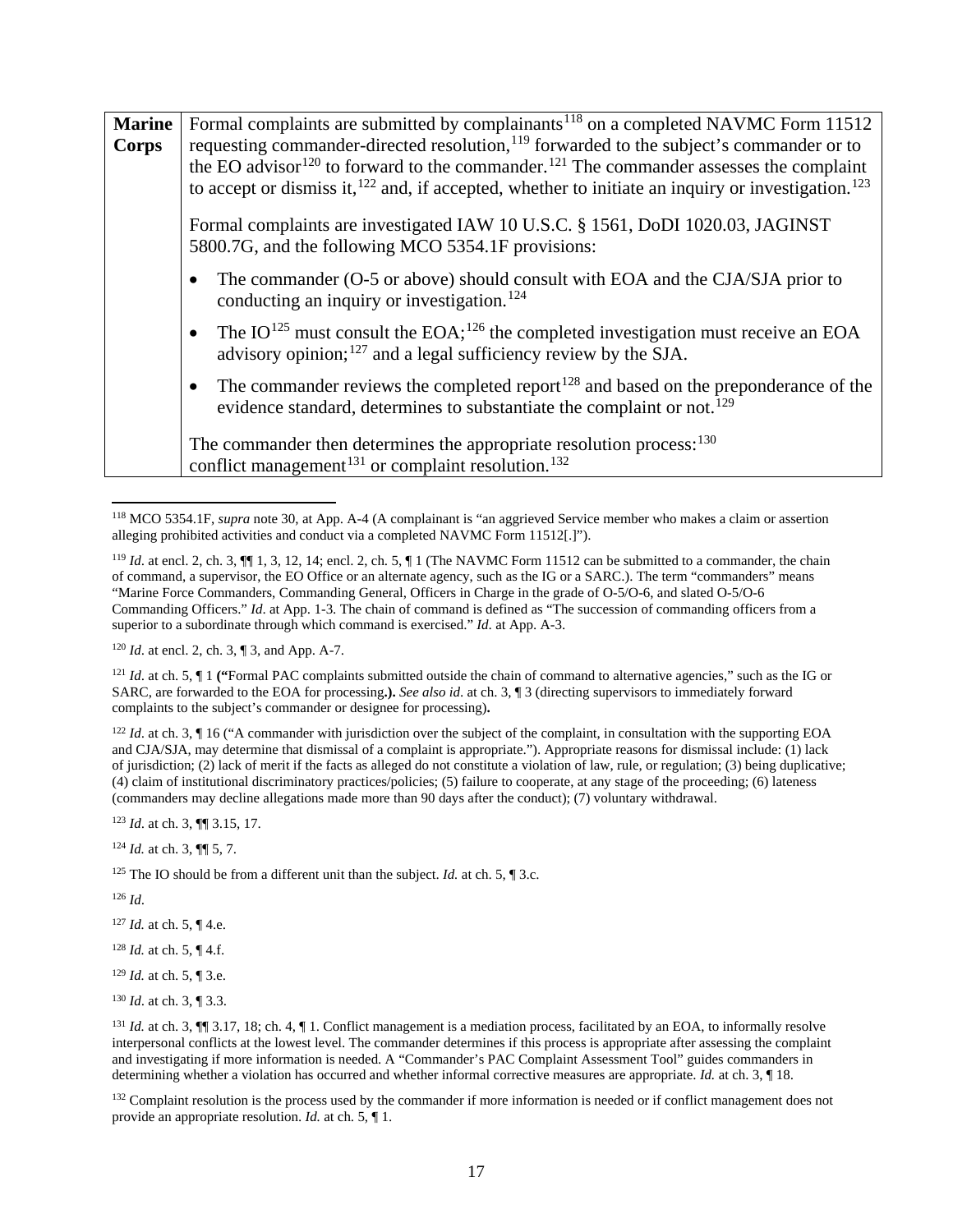| **Marine Corps** | Formal complaints are submitted by complainants[118] on a completed NAVMC Form 11512 requesting commander-directed resolution,[119] forwarded to the subject's commander or to the EO advisor[120] to forward to the commander.[121] The commander assesses the complaint to accept or dismiss it,[122] and, if accepted, whether to initiate an inquiry or investigation.[123]<br><br>Formal complaints are investigated IAW 10 U.S.C. § 1561, DoDI 1020.03, JAGINST 5800.7G, and the following MCO 5354.1F provisions:<br><br>• The commander (O-5 or above) should consult with EOA and the CJA/SJA prior to conducting an inquiry or investigation.[124]<br><br>• The IO[125] must consult the EOA;[126] the completed investigation must receive an EOA advisory opinion;[127] and a legal sufficiency review by the SJA.<br><br>• The commander reviews the completed report[128] and based on the preponderance of the evidence standard, determines to substantiate the complaint or not.[129]<br><br>The commander then determines the appropriate resolution process:[130] conflict management[131] or complaint resolution.[132] |
|---|---|

[118] MCO 5354.1F, *supra* note 30, at App. A-4 (A complainant is "an aggrieved Service member who makes a claim or assertion alleging prohibited activities and conduct via a completed NAVMC Form 11512[.]").

[119] *Id*. at encl. 2, ch. 3, ¶¶ 1, 3, 12, 14; encl. 2, ch. 5, ¶ 1 (The NAVMC Form 11512 can be submitted to a commander, the chain of command, a supervisor, the EO Office or an alternate agency, such as the IG or a SARC.). The term "commanders" means "Marine Force Commanders, Commanding General, Officers in Charge in the grade of O-5/O-6, and slated O-5/O-6 Commanding Officers." *Id*. at App. 1-3. The chain of command is defined as "The succession of commanding officers from a superior to a subordinate through which command is exercised." *Id*. at App. A-3.

[120] *Id*. at encl. 2, ch. 3, ¶ 3, and App. A-7.

[121] *Id*. at ch. 5, ¶ 1 **("**Formal PAC complaints submitted outside the chain of command to alternative agencies," such as the IG or SARC, are forwarded to the EOA for processing**.).** *See also id*. at ch. 3, ¶ 3 (directing supervisors to immediately forward complaints to the subject's commander or designee for processing)**.**

[122] *Id*. at ch. 3, ¶ 16 ("A commander with jurisdiction over the subject of the complaint, in consultation with the supporting EOA and CJA/SJA, may determine that dismissal of a complaint is appropriate."). Appropriate reasons for dismissal include: (1) lack of jurisdiction; (2) lack of merit if the facts as alleged do not constitute a violation of law, rule, or regulation; (3) being duplicative; (4) claim of institutional discriminatory practices/policies; (5) failure to cooperate, at any stage of the proceeding; (6) lateness (commanders may decline allegations made more than 90 days after the conduct); (7) voluntary withdrawal.

[123] *Id*. at ch. 3, ¶¶ 3.15, 17.

[124] *Id.* at ch. 3, ¶¶ 5, 7.

[125] The IO should be from a different unit than the subject. *Id.* at ch. 5, ¶ 3.c.

[126] *Id*.

[127] *Id.* at ch. 5, ¶ 4.e.

[128] *Id.* at ch. 5, ¶ 4.f.

[129] *Id.* at ch. 5, ¶ 3.e.

[130] *Id*. at ch. 3, ¶ 3.3.

[131] *Id.* at ch. 3, ¶¶ 3.17, 18; ch. 4, ¶ 1. Conflict management is a mediation process, facilitated by an EOA, to informally resolve interpersonal conflicts at the lowest level. The commander determines if this process is appropriate after assessing the complaint and investigating if more information is needed. A "Commander's PAC Complaint Assessment Tool" guides commanders in determining whether a violation has occurred and whether informal corrective measures are appropriate. *Id.* at ch. 3, ¶ 18.

[132] Complaint resolution is the process used by the commander if more information is needed or if conflict management does not provide an appropriate resolution. *Id.* at ch. 5, ¶ 1.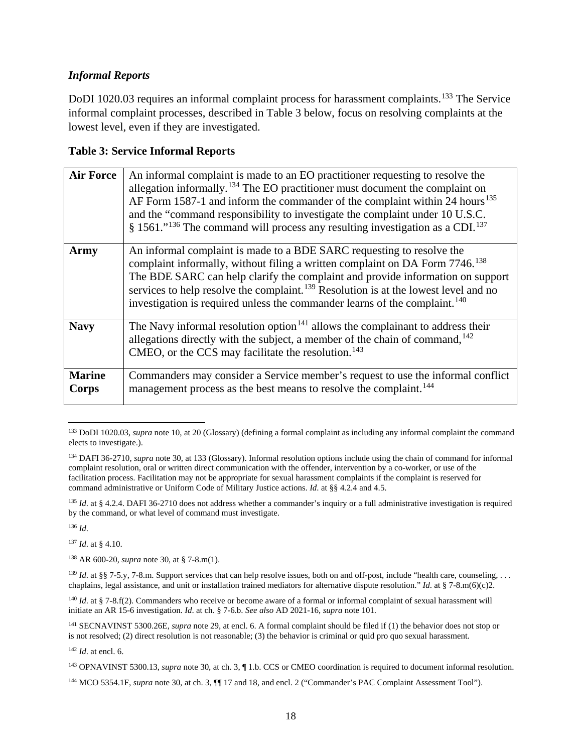### *Informal Reports*

DoDI 1020.03 requires an informal complaint process for harassment complaints.[133] The Service informal complaint processes, described in Table 3 below, focus on resolving complaints at the lowest level, even if they are investigated.

**Table 3: Service Informal Reports**

| | |
|---|---|
| **Air Force** | An informal complaint is made to an EO practitioner requesting to resolve the allegation informally.[134] The EO practitioner must document the complaint on AF Form 1587-1 and inform the commander of the complaint within 24 hours[135] and the "command responsibility to investigate the complaint under 10 U.S.C. § 1561."[136] The command will process any resulting investigation as a CDI.[137] |
| **Army** | An informal complaint is made to a BDE SARC requesting to resolve the complaint informally, without filing a written complaint on DA Form 7746.[138] The BDE SARC can help clarify the complaint and provide information on support services to help resolve the complaint.[139] Resolution is at the lowest level and no investigation is required unless the commander learns of the complaint.[140] |
| **Navy** | The Navy informal resolution option[141] allows the complainant to address their allegations directly with the subject, a member of the chain of command,[142] CMEO, or the CCS may facilitate the resolution.[143] |
| **Marine Corps** | Commanders may consider a Service member's request to use the informal conflict management process as the best means to resolve the complaint.[144] |

---

[133] DoDI 1020.03, *supra* note 10, at 20 (Glossary) (defining a formal complaint as including any informal complaint the command elects to investigate.).

[134] DAFI 36-2710, *supra* note 30, at 133 (Glossary). Informal resolution options include using the chain of command for informal complaint resolution, oral or written direct communication with the offender, intervention by a co-worker, or use of the facilitation process. Facilitation may not be appropriate for sexual harassment complaints if the complaint is reserved for command administrative or Uniform Code of Military Justice actions. *Id*. at §§ 4.2.4 and 4.5.

[135] *Id*. at § 4.2.4. DAFI 36-2710 does not address whether a commander's inquiry or a full administrative investigation is required by the command, or what level of command must investigate.

[136] *Id*.

[137] *Id*. at § 4.10.

[138] AR 600-20, *supra* note 30, at § 7-8.m(1).

[139] *Id*. at §§ 7-5.y, 7-8.m. Support services that can help resolve issues, both on and off-post, include "health care, counseling, . . . chaplains, legal assistance, and unit or installation trained mediators for alternative dispute resolution." *Id*. at § 7-8.m(6)(c)2.

[140] *Id*. at § 7-8.f(2). Commanders who receive or become aware of a formal or informal complaint of sexual harassment will initiate an AR 15-6 investigation. *Id*. at ch. § 7-6.b. *See also* AD 2021-16, *supra* note 101.

[141] SECNAVINST 5300.26E, *supra* note 29, at encl. 6. A formal complaint should be filed if (1) the behavior does not stop or is not resolved; (2) direct resolution is not reasonable; (3) the behavior is criminal or quid pro quo sexual harassment.

[142] *Id*. at encl. 6.

[143] OPNAVINST 5300.13, *supra* note 30, at ch. 3, ¶ 1.b. CCS or CMEO coordination is required to document informal resolution.

[144] MCO 5354.1F, *supra* note 30, at ch. 3, ¶¶ 17 and 18, and encl. 2 ("Commander's PAC Complaint Assessment Tool").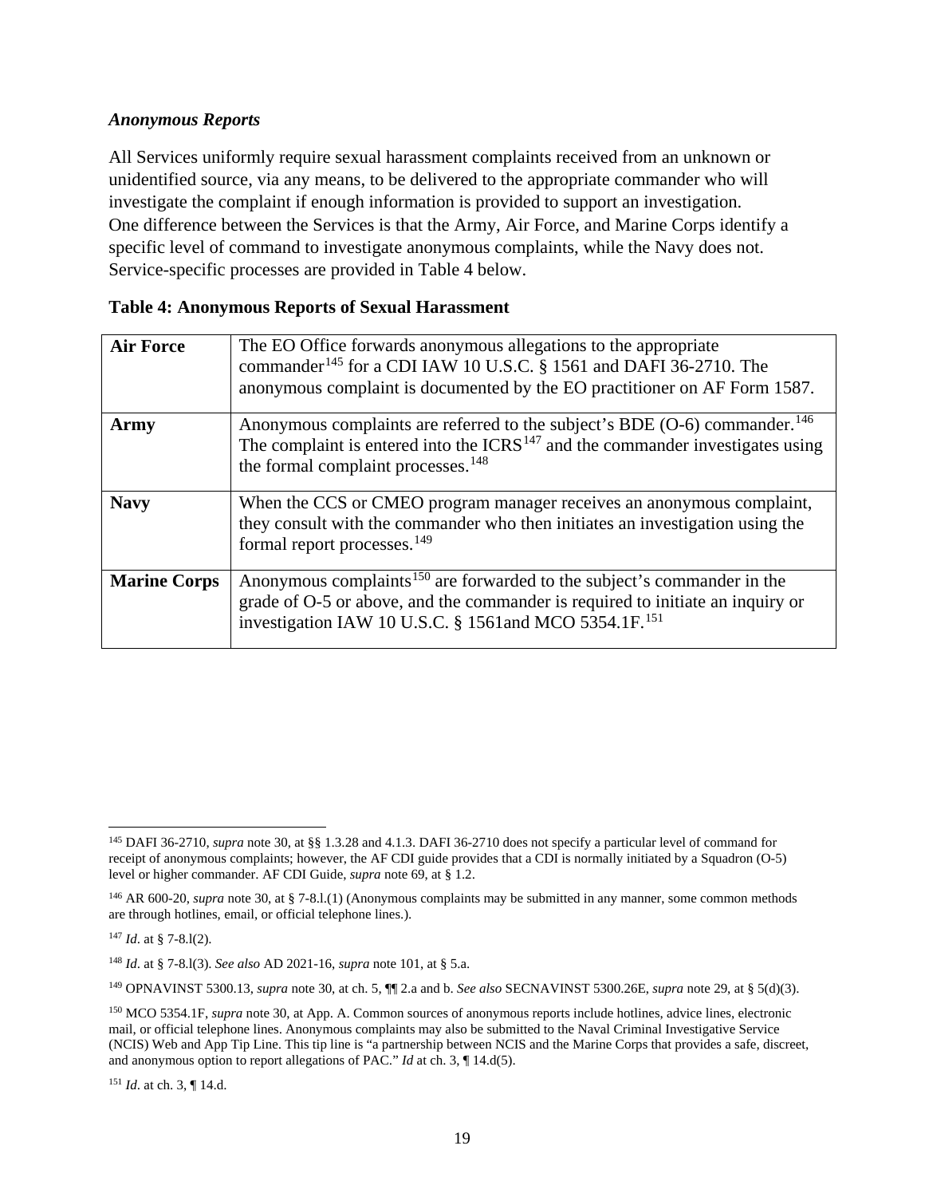### *Anonymous Reports*

All Services uniformly require sexual harassment complaints received from an unknown or unidentified source, via any means, to be delivered to the appropriate commander who will investigate the complaint if enough information is provided to support an investigation. One difference between the Services is that the Army, Air Force, and Marine Corps identify a specific level of command to investigate anonymous complaints, while the Navy does not. Service-specific processes are provided in Table 4 below.

**Table 4: Anonymous Reports of Sexual Harassment**

| | |
|---|---|
| **Air Force** | The EO Office forwards anonymous allegations to the appropriate commander[145] for a CDI IAW 10 U.S.C. § 1561 and DAFI 36-2710. The anonymous complaint is documented by the EO practitioner on AF Form 1587. |
| **Army** | Anonymous complaints are referred to the subject's BDE (O-6) commander.[146] The complaint is entered into the ICRS[147] and the commander investigates using the formal complaint processes.[148] |
| **Navy** | When the CCS or CMEO program manager receives an anonymous complaint, they consult with the commander who then initiates an investigation using the formal report processes.[149] |
| **Marine Corps** | Anonymous complaints[150] are forwarded to the subject's commander in the grade of O-5 or above, and the commander is required to initiate an inquiry or investigation IAW 10 U.S.C. § 1561and MCO 5354.1F.[151] |

---

[145] DAFI 36-2710, *supra* note 30, at §§ 1.3.28 and 4.1.3. DAFI 36-2710 does not specify a particular level of command for receipt of anonymous complaints; however, the AF CDI guide provides that a CDI is normally initiated by a Squadron (O-5) level or higher commander. AF CDI Guide, *supra* note 69, at § 1.2.

[146] AR 600-20, *supra* note 30, at § 7-8.l.(1) (Anonymous complaints may be submitted in any manner, some common methods are through hotlines, email, or official telephone lines.).

[147] *Id*. at § 7-8.l(2).

[148] *Id*. at § 7-8.l(3). *See also* AD 2021-16, *supra* note 101, at § 5.a.

[149] OPNAVINST 5300.13, *supra* note 30, at ch. 5, ¶¶ 2.a and b. *See also* SECNAVINST 5300.26E, *supra* note 29, at § 5(d)(3).

[150] MCO 5354.1F, *supra* note 30, at App. A. Common sources of anonymous reports include hotlines, advice lines, electronic mail, or official telephone lines. Anonymous complaints may also be submitted to the Naval Criminal Investigative Service (NCIS) Web and App Tip Line. This tip line is "a partnership between NCIS and the Marine Corps that provides a safe, discreet, and anonymous option to report allegations of PAC." *Id* at ch. 3, ¶ 14.d(5).

[151] *Id*. at ch. 3, ¶ 14.d.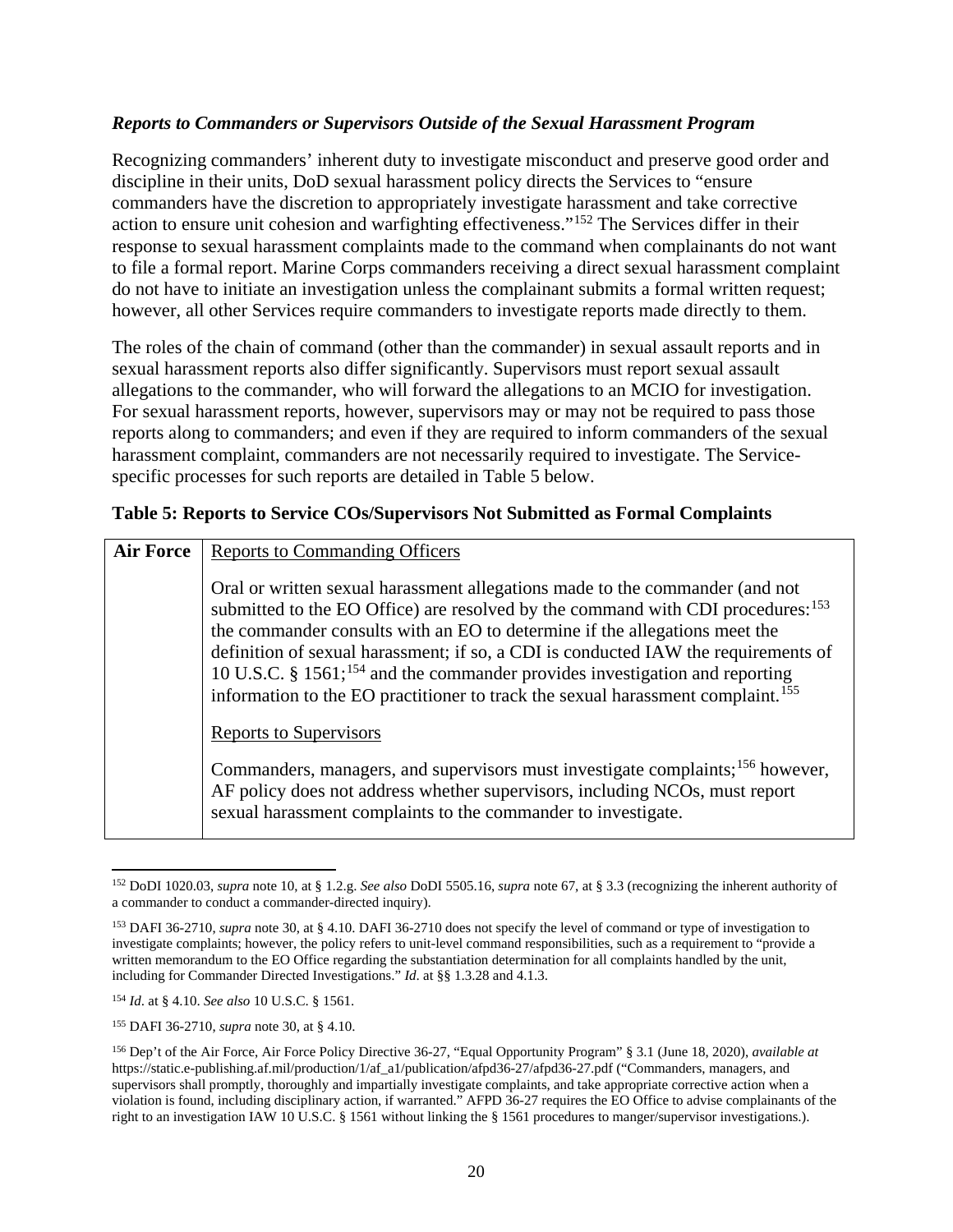### *Reports to Commanders or Supervisors Outside of the Sexual Harassment Program*

Recognizing commanders' inherent duty to investigate misconduct and preserve good order and discipline in their units, DoD sexual harassment policy directs the Services to "ensure commanders have the discretion to appropriately investigate harassment and take corrective action to ensure unit cohesion and warfighting effectiveness."[152] The Services differ in their response to sexual harassment complaints made to the command when complainants do not want to file a formal report. Marine Corps commanders receiving a direct sexual harassment complaint do not have to initiate an investigation unless the complainant submits a formal written request; however, all other Services require commanders to investigate reports made directly to them.

The roles of the chain of command (other than the commander) in sexual assault reports and in sexual harassment reports also differ significantly. Supervisors must report sexual assault allegations to the commander, who will forward the allegations to an MCIO for investigation. For sexual harassment reports, however, supervisors may or may not be required to pass those reports along to commanders; and even if they are required to inform commanders of the sexual harassment complaint, commanders are not necessarily required to investigate. The Service-specific processes for such reports are detailed in Table 5 below.

**Table 5: Reports to Service COs/Supervisors Not Submitted as Formal Complaints**

| | |
|---|---|
| **Air Force** | Reports to Commanding Officers<br><br>Oral or written sexual harassment allegations made to the commander (and not submitted to the EO Office) are resolved by the command with CDI procedures:[153] the commander consults with an EO to determine if the allegations meet the definition of sexual harassment; if so, a CDI is conducted IAW the requirements of 10 U.S.C. § 1561;[154] and the commander provides investigation and reporting information to the EO practitioner to track the sexual harassment complaint.[155]<br><br>Reports to Supervisors<br><br>Commanders, managers, and supervisors must investigate complaints;[156] however, AF policy does not address whether supervisors, including NCOs, must report sexual harassment complaints to the commander to investigate. |

[152] DoDI 1020.03, *supra* note 10, at § 1.2.g. *See also* DoDI 5505.16, *supra* note 67, at § 3.3 (recognizing the inherent authority of a commander to conduct a commander-directed inquiry).

[153] DAFI 36-2710, *supra* note 30, at § 4.10. DAFI 36-2710 does not specify the level of command or type of investigation to investigate complaints; however, the policy refers to unit-level command responsibilities, such as a requirement to "provide a written memorandum to the EO Office regarding the substantiation determination for all complaints handled by the unit, including for Commander Directed Investigations." *Id*. at §§ 1.3.28 and 4.1.3.

[154] *Id*. at § 4.10. *See also* 10 U.S.C. § 1561.

[155] DAFI 36-2710, *supra* note 30, at § 4.10.

[156] Dep't of the Air Force, Air Force Policy Directive 36-27, "Equal Opportunity Program" § 3.1 (June 18, 2020), *available at* https://static.e-publishing.af.mil/production/1/af_a1/publication/afpd36-27/afpd36-27.pdf ("Commanders, managers, and supervisors shall promptly, thoroughly and impartially investigate complaints, and take appropriate corrective action when a violation is found, including disciplinary action, if warranted." AFPD 36-27 requires the EO Office to advise complainants of the right to an investigation IAW 10 U.S.C. § 1561 without linking the § 1561 procedures to manger/supervisor investigations.).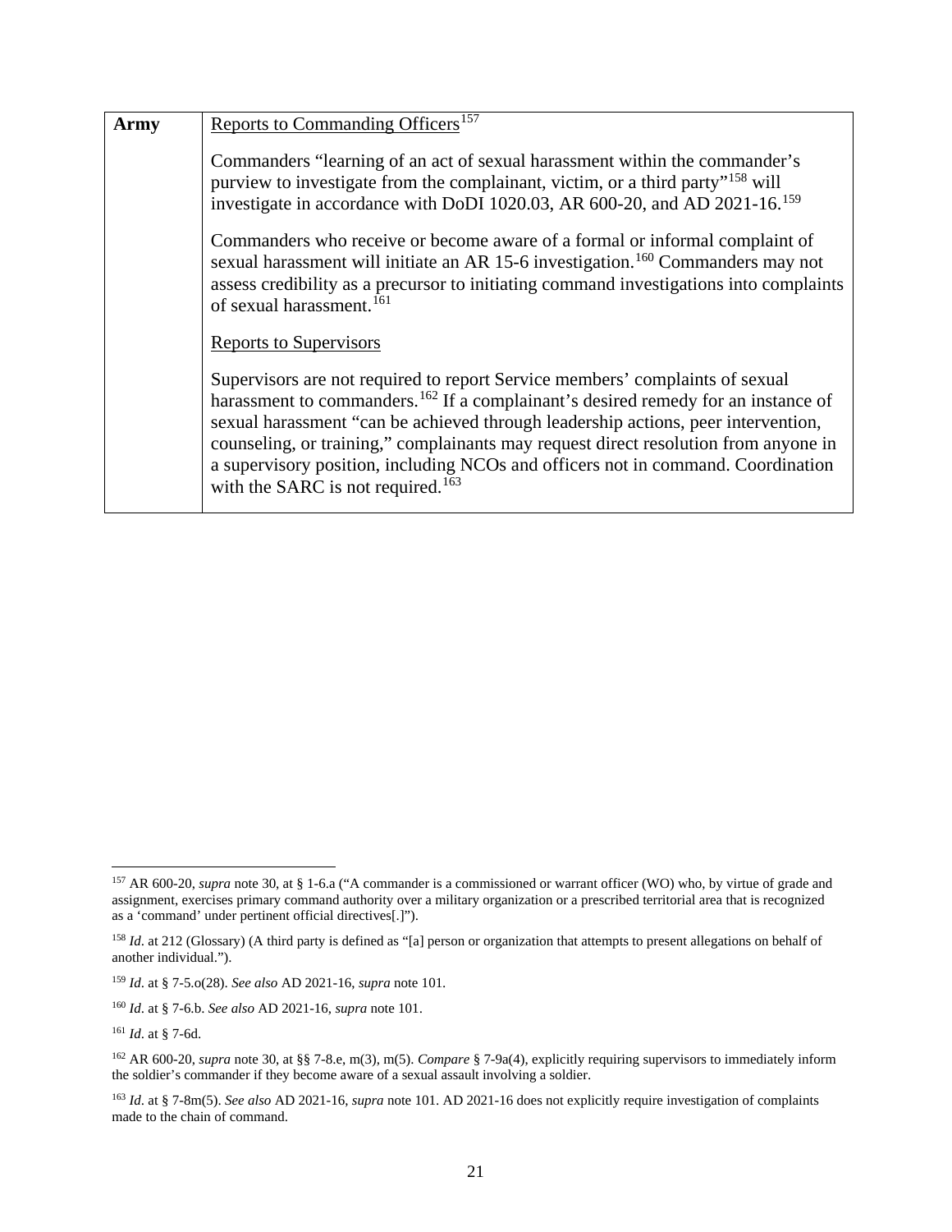| Army | Reports to Commanding Officers[157]<br><br>Commanders "learning of an act of sexual harassment within the commander's purview to investigate from the complainant, victim, or a third party"[158] will investigate in accordance with DoDI 1020.03, AR 600-20, and AD 2021-16.[159]<br><br>Commanders who receive or become aware of a formal or informal complaint of sexual harassment will initiate an AR 15-6 investigation.[160] Commanders may not assess credibility as a precursor to initiating command investigations into complaints of sexual harassment.[161]<br><br>Reports to Supervisors<br><br>Supervisors are not required to report Service members' complaints of sexual harassment to commanders.[162] If a complainant's desired remedy for an instance of sexual harassment "can be achieved through leadership actions, peer intervention, counseling, or training," complainants may request direct resolution from anyone in a supervisory position, including NCOs and officers not in command. Coordination with the SARC is not required.[163] |
|---|---|

[157] AR 600-20, *supra* note 30, at § 1-6.a ("A commander is a commissioned or warrant officer (WO) who, by virtue of grade and assignment, exercises primary command authority over a military organization or a prescribed territorial area that is recognized as a 'command' under pertinent official directives[.]").

[158] *Id*. at 212 (Glossary) (A third party is defined as "[a] person or organization that attempts to present allegations on behalf of another individual.").

[159] *Id*. at § 7-5.o(28). *See also* AD 2021-16, *supra* note 101.

[160] *Id*. at § 7-6.b. *See also* AD 2021-16, *supra* note 101.

[161] *Id*. at § 7-6d.

[162] AR 600-20, *supra* note 30, at §§ 7-8.e, m(3), m(5). *Compare* § 7-9a(4), explicitly requiring supervisors to immediately inform the soldier's commander if they become aware of a sexual assault involving a soldier.

[163] *Id*. at § 7-8m(5). *See also* AD 2021-16, *supra* note 101. AD 2021-16 does not explicitly require investigation of complaints made to the chain of command.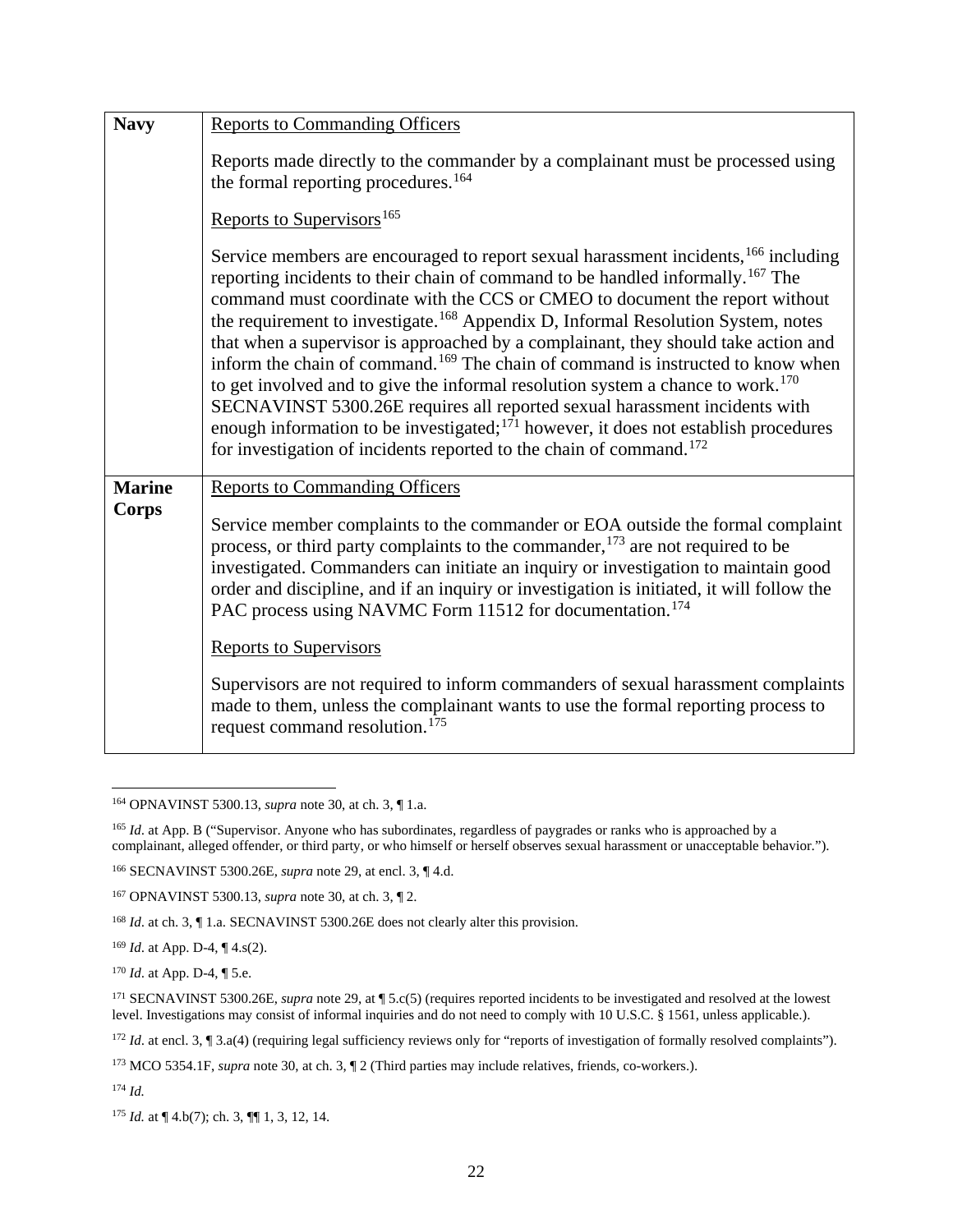| | |
|---|---|
| **Navy** | Reports to Commanding Officers<br><br>Reports made directly to the commander by a complainant must be processed using the formal reporting procedures.[164]<br><br>Reports to Supervisors[165]<br><br>Service members are encouraged to report sexual harassment incidents,[166] including reporting incidents to their chain of command to be handled informally.[167] The command must coordinate with the CCS or CMEO to document the report without the requirement to investigate.[168] Appendix D, Informal Resolution System, notes that when a supervisor is approached by a complainant, they should take action and inform the chain of command.[169] The chain of command is instructed to know when to get involved and to give the informal resolution system a chance to work.[170] SECNAVINST 5300.26E requires all reported sexual harassment incidents with enough information to be investigated;[171] however, it does not establish procedures for investigation of incidents reported to the chain of command.[172] |
| **Marine Corps** | Reports to Commanding Officers<br><br>Service member complaints to the commander or EOA outside the formal complaint process, or third party complaints to the commander,[173] are not required to be investigated. Commanders can initiate an inquiry or investigation to maintain good order and discipline, and if an inquiry or investigation is initiated, it will follow the PAC process using NAVMC Form 11512 for documentation.[174]<br><br>Reports to Supervisors<br><br>Supervisors are not required to inform commanders of sexual harassment complaints made to them, unless the complainant wants to use the formal reporting process to request command resolution.[175] |

[164] OPNAVINST 5300.13, *supra* note 30, at ch. 3, ¶ 1.a.

[165] *Id*. at App. B ("Supervisor. Anyone who has subordinates, regardless of paygrades or ranks who is approached by a complainant, alleged offender, or third party, or who himself or herself observes sexual harassment or unacceptable behavior.").

[166] SECNAVINST 5300.26E, *supra* note 29, at encl. 3, ¶ 4.d.

[167] OPNAVINST 5300.13, *supra* note 30, at ch. 3, ¶ 2.

[168] *Id*. at ch. 3, ¶ 1.a. SECNAVINST 5300.26E does not clearly alter this provision.

[169] *Id*. at App. D-4, ¶ 4.s(2).

[170] *Id*. at App. D-4, ¶ 5.e.

[171] SECNAVINST 5300.26E, *supra* note 29, at ¶ 5.c(5) (requires reported incidents to be investigated and resolved at the lowest level. Investigations may consist of informal inquiries and do not need to comply with 10 U.S.C. § 1561, unless applicable.).

[172] *Id*. at encl. 3, ¶ 3.a(4) (requiring legal sufficiency reviews only for "reports of investigation of formally resolved complaints").

[173] MCO 5354.1F, *supra* note 30, at ch. 3, ¶ 2 (Third parties may include relatives, friends, co-workers.).

[174] *Id.*

[175] *Id.* at ¶ 4.b(7); ch. 3, ¶¶ 1, 3, 12, 14.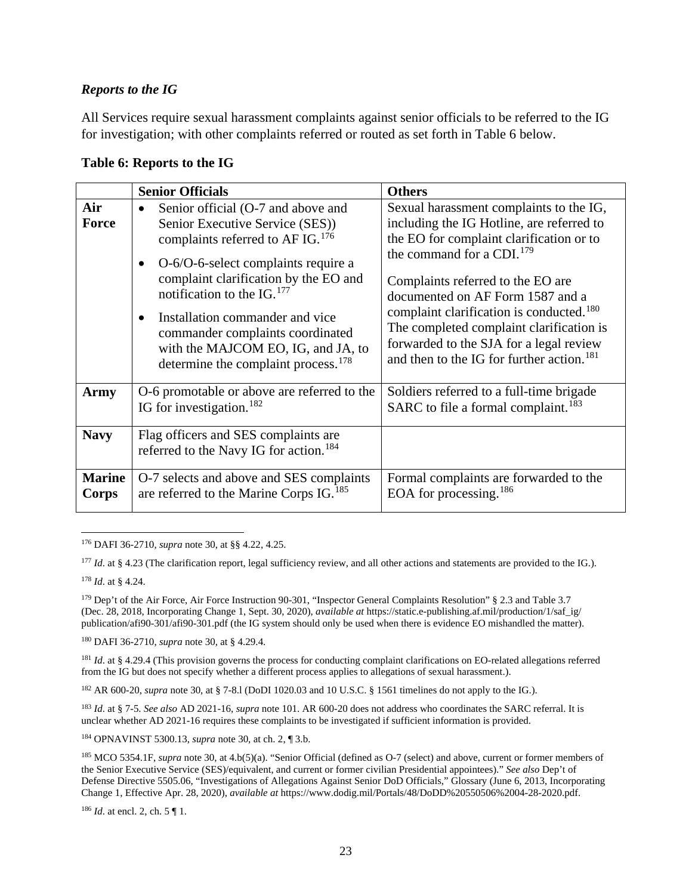### *Reports to the IG*

All Services require sexual harassment complaints against senior officials to be referred to the IG for investigation; with other complaints referred or routed as set forth in Table 6 below.

**Table 6: Reports to the IG**

| | **Senior Officials** | **Others** |
|---|---|---|
| **Air Force** | • Senior official (O-7 and above and Senior Executive Service (SES)) complaints referred to AF IG.[176] <br> • O-6/O-6-select complaints require a complaint clarification by the EO and notification to the IG.[177] <br> • Installation commander and vice commander complaints coordinated with the MAJCOM EO, IG, and JA, to determine the complaint process.[178] | Sexual harassment complaints to the IG, including the IG Hotline, are referred to the EO for complaint clarification or to the command for a CDI.[179] <br> Complaints referred to the EO are documented on AF Form 1587 and a complaint clarification is conducted.[180] The completed complaint clarification is forwarded to the SJA for a legal review and then to the IG for further action.[181] |
| **Army** | O-6 promotable or above are referred to the IG for investigation.[182] | Soldiers referred to a full-time brigade SARC to file a formal complaint.[183] |
| **Navy** | Flag officers and SES complaints are referred to the Navy IG for action.[184] | |
| **Marine Corps** | O-7 selects and above and SES complaints are referred to the Marine Corps IG.[185] | Formal complaints are forwarded to the EOA for processing.[186] |

---

[176] DAFI 36-2710, *supra* note 30, at §§ 4.22, 4.25.

[177] *Id*. at § 4.23 (The clarification report, legal sufficiency review, and all other actions and statements are provided to the IG.).

[178] *Id*. at § 4.24.

[179] Dep't of the Air Force, Air Force Instruction 90-301, "Inspector General Complaints Resolution" § 2.3 and Table 3.7 (Dec. 28, 2018, Incorporating Change 1, Sept. 30, 2020), *available at* https://static.e-publishing.af.mil/production/1/saf_ig/publication/afi90-301/afi90-301.pdf (the IG system should only be used when there is evidence EO mishandled the matter).

[180] DAFI 36-2710, *supra* note 30, at § 4.29.4.

[181] *Id*. at § 4.29.4 (This provision governs the process for conducting complaint clarifications on EO-related allegations referred from the IG but does not specify whether a different process applies to allegations of sexual harassment.).

[182] AR 600-20, *supra* note 30, at § 7-8.l (DoDI 1020.03 and 10 U.S.C. § 1561 timelines do not apply to the IG.).

[183] *Id*. at § 7-5. *See also* AD 2021-16, *supra* note 101. AR 600-20 does not address who coordinates the SARC referral. It is unclear whether AD 2021-16 requires these complaints to be investigated if sufficient information is provided.

[184] OPNAVINST 5300.13, *supra* note 30, at ch. 2, ¶ 3.b.

[185] MCO 5354.1F, *supra* note 30, at 4.b(5)(a). "Senior Official (defined as O-7 (select) and above, current or former members of the Senior Executive Service (SES)/equivalent, and current or former civilian Presidential appointees)." *See also* Dep't of Defense Directive 5505.06, "Investigations of Allegations Against Senior DoD Officials," Glossary (June 6, 2013, Incorporating Change 1, Effective Apr. 28, 2020), *available at* https://www.dodig.mil/Portals/48/DoDD%20550506%2004-28-2020.pdf.

[186] *Id*. at encl. 2, ch. 5 ¶ 1.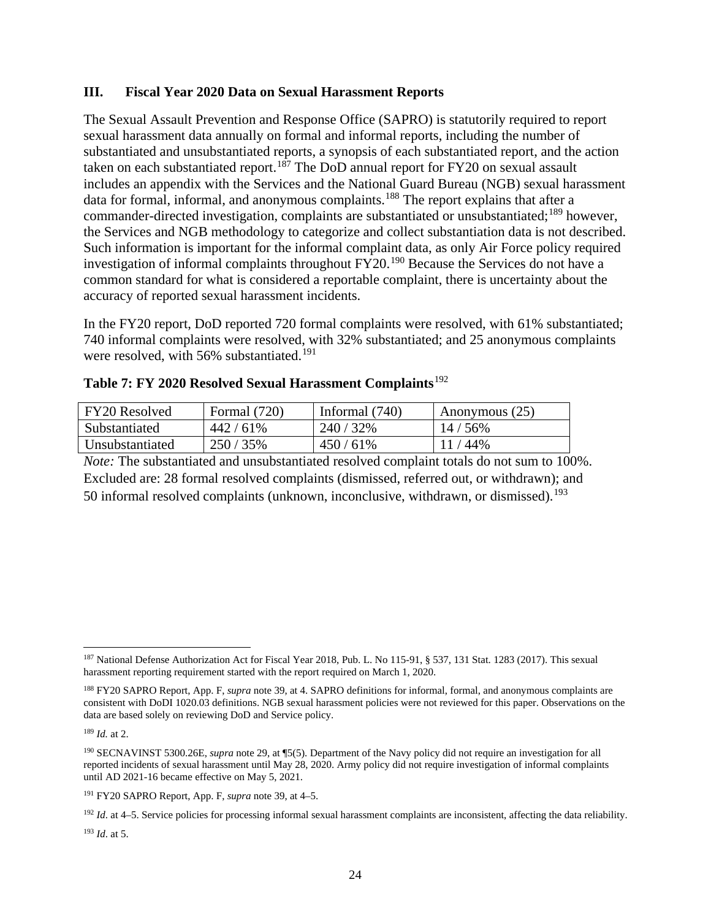## III. Fiscal Year 2020 Data on Sexual Harassment Reports

The Sexual Assault Prevention and Response Office (SAPRO) is statutorily required to report sexual harassment data annually on formal and informal reports, including the number of substantiated and unsubstantiated reports, a synopsis of each substantiated report, and the action taken on each substantiated report.[187] The DoD annual report for FY20 on sexual assault includes an appendix with the Services and the National Guard Bureau (NGB) sexual harassment data for formal, informal, and anonymous complaints.[188] The report explains that after a commander-directed investigation, complaints are substantiated or unsubstantiated;[189] however, the Services and NGB methodology to categorize and collect substantiation data is not described. Such information is important for the informal complaint data, as only Air Force policy required investigation of informal complaints throughout FY20.[190] Because the Services do not have a common standard for what is considered a reportable complaint, there is uncertainty about the accuracy of reported sexual harassment incidents.

In the FY20 report, DoD reported 720 formal complaints were resolved, with 61% substantiated; 740 informal complaints were resolved, with 32% substantiated; and 25 anonymous complaints were resolved, with 56% substantiated.[191]

**Table 7: FY 2020 Resolved Sexual Harassment Complaints**[192]

| FY20 Resolved | Formal (720) | Informal (740) | Anonymous (25) |
|---|---|---|---|
| Substantiated | 442 / 61% | 240 / 32% | 14 / 56% |
| Unsubstantiated | 250 / 35% | 450 / 61% | 11 / 44% |

*Note:* The substantiated and unsubstantiated resolved complaint totals do not sum to 100%. Excluded are: 28 formal resolved complaints (dismissed, referred out, or withdrawn); and 50 informal resolved complaints (unknown, inconclusive, withdrawn, or dismissed).[193]

---

[187] National Defense Authorization Act for Fiscal Year 2018, Pub. L. No 115-91, § 537, 131 Stat. 1283 (2017). This sexual harassment reporting requirement started with the report required on March 1, 2020.

[188] FY20 SAPRO Report, App. F, *supra* note 39, at 4. SAPRO definitions for informal, formal, and anonymous complaints are consistent with DoDI 1020.03 definitions. NGB sexual harassment policies were not reviewed for this paper. Observations on the data are based solely on reviewing DoD and Service policy.

[189] *Id.* at 2.

[190] SECNAVINST 5300.26E, *supra* note 29, at ¶5(5). Department of the Navy policy did not require an investigation for all reported incidents of sexual harassment until May 28, 2020. Army policy did not require investigation of informal complaints until AD 2021-16 became effective on May 5, 2021.

[191] FY20 SAPRO Report, App. F, *supra* note 39, at 4–5.

[192] *Id*. at 4–5. Service policies for processing informal sexual harassment complaints are inconsistent, affecting the data reliability.

[193] *Id*. at 5.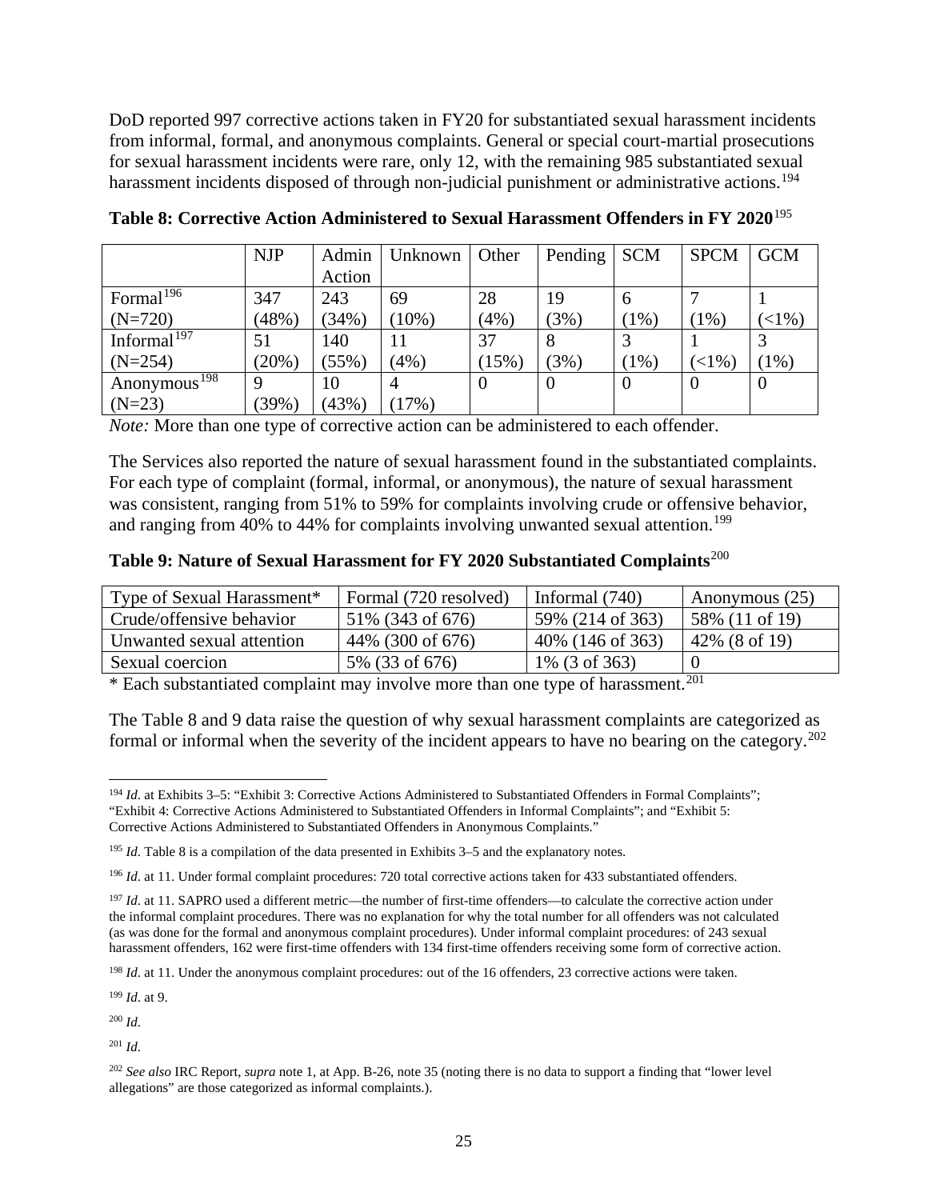DoD reported 997 corrective actions taken in FY20 for substantiated sexual harassment incidents from informal, formal, and anonymous complaints. General or special court-martial prosecutions for sexual harassment incidents were rare, only 12, with the remaining 985 substantiated sexual harassment incidents disposed of through non-judicial punishment or administrative actions.[194]

**Table 8: Corrective Action Administered to Sexual Harassment Offenders in FY 2020**[195]

| | NJP | Admin Action | Unknown | Other | Pending | SCM | SPCM | GCM |
|---|---|---|---|---|---|---|---|---|
| Formal[196] (N=720) | 347 (48%) | 243 (34%) | 69 (10%) | 28 (4%) | 19 (3%) | 6 (1%) | 7 (1%) | 1 (<1%) |
| Informal[197] (N=254) | 51 (20%) | 140 (55%) | 11 (4%) | 37 (15%) | 8 (3%) | 3 (1%) | 1 (<1%) | 3 (1%) |
| Anonymous[198] (N=23) | 9 (39%) | 10 (43%) | 4 (17%) | 0 | 0 | 0 | 0 | 0 |

*Note:* More than one type of corrective action can be administered to each offender.

The Services also reported the nature of sexual harassment found in the substantiated complaints. For each type of complaint (formal, informal, or anonymous), the nature of sexual harassment was consistent, ranging from 51% to 59% for complaints involving crude or offensive behavior, and ranging from 40% to 44% for complaints involving unwanted sexual attention.[199]

**Table 9: Nature of Sexual Harassment for FY 2020 Substantiated Complaints**[200]

| Type of Sexual Harassment* | Formal (720 resolved) | Informal (740) | Anonymous (25) |
|---|---|---|---|
| Crude/offensive behavior | 51% (343 of 676) | 59% (214 of 363) | 58% (11 of 19) |
| Unwanted sexual attention | 44% (300 of 676) | 40% (146 of 363) | 42% (8 of 19) |
| Sexual coercion | 5% (33 of 676) | 1% (3 of 363) | 0 |

* Each substantiated complaint may involve more than one type of harassment.[201]

The Table 8 and 9 data raise the question of why sexual harassment complaints are categorized as formal or informal when the severity of the incident appears to have no bearing on the category.[202]

---

[194] *Id*. at Exhibits 3–5: "Exhibit 3: Corrective Actions Administered to Substantiated Offenders in Formal Complaints"; "Exhibit 4: Corrective Actions Administered to Substantiated Offenders in Informal Complaints"; and "Exhibit 5: Corrective Actions Administered to Substantiated Offenders in Anonymous Complaints."

[195] *Id*. Table 8 is a compilation of the data presented in Exhibits 3–5 and the explanatory notes.

[196] *Id*. at 11. Under formal complaint procedures: 720 total corrective actions taken for 433 substantiated offenders.

[197] *Id*. at 11. SAPRO used a different metric—the number of first-time offenders—to calculate the corrective action under the informal complaint procedures. There was no explanation for why the total number for all offenders was not calculated (as was done for the formal and anonymous complaint procedures). Under informal complaint procedures: of 243 sexual harassment offenders, 162 were first-time offenders with 134 first-time offenders receiving some form of corrective action.

[198] *Id*. at 11. Under the anonymous complaint procedures: out of the 16 offenders, 23 corrective actions were taken.

[199] *Id*. at 9.

[200] *Id*.

[201] *Id*.

[202] *See also* IRC Report, *supra* note 1, at App. B-26, note 35 (noting there is no data to support a finding that "lower level allegations" are those categorized as informal complaints.).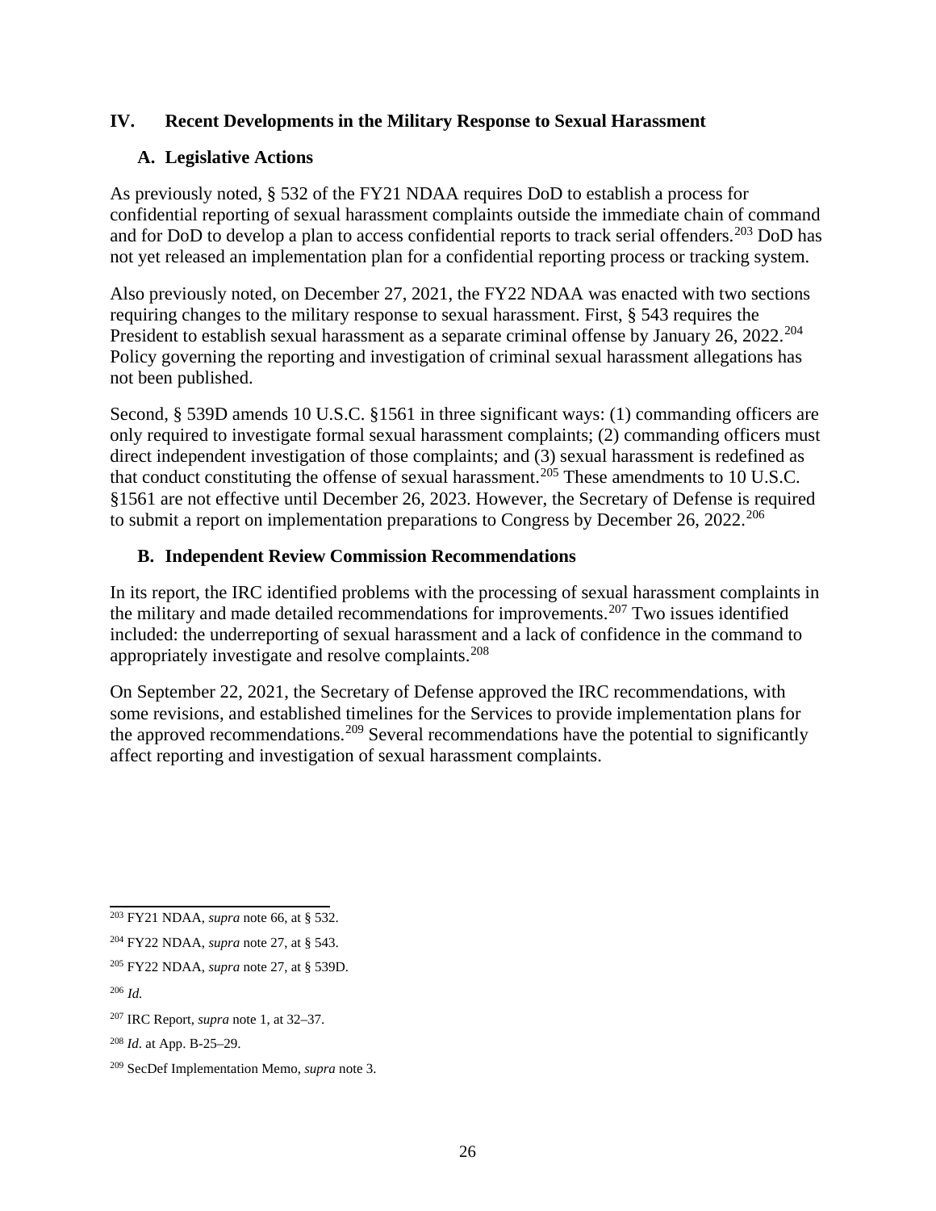## IV. Recent Developments in the Military Response to Sexual Harassment

### A. Legislative Actions

As previously noted, § 532 of the FY21 NDAA requires DoD to establish a process for confidential reporting of sexual harassment complaints outside the immediate chain of command and for DoD to develop a plan to access confidential reports to track serial offenders.[203] DoD has not yet released an implementation plan for a confidential reporting process or tracking system.

Also previously noted, on December 27, 2021, the FY22 NDAA was enacted with two sections requiring changes to the military response to sexual harassment. First, § 543 requires the President to establish sexual harassment as a separate criminal offense by January 26, 2022.[204] Policy governing the reporting and investigation of criminal sexual harassment allegations has not been published.

Second, § 539D amends 10 U.S.C. §1561 in three significant ways: (1) commanding officers are only required to investigate formal sexual harassment complaints; (2) commanding officers must direct independent investigation of those complaints; and (3) sexual harassment is redefined as that conduct constituting the offense of sexual harassment.[205] These amendments to 10 U.S.C. §1561 are not effective until December 26, 2023. However, the Secretary of Defense is required to submit a report on implementation preparations to Congress by December 26, 2022.[206]

### B. Independent Review Commission Recommendations

In its report, the IRC identified problems with the processing of sexual harassment complaints in the military and made detailed recommendations for improvements.[207] Two issues identified included: the underreporting of sexual harassment and a lack of confidence in the command to appropriately investigate and resolve complaints.[208]

On September 22, 2021, the Secretary of Defense approved the IRC recommendations, with some revisions, and established timelines for the Services to provide implementation plans for the approved recommendations.[209] Several recommendations have the potential to significantly affect reporting and investigation of sexual harassment complaints.

---

[203] FY21 NDAA, *supra* note 66, at § 532.

[204] FY22 NDAA, *supra* note 27, at § 543.

[205] FY22 NDAA, *supra* note 27, at § 539D.

[206] *Id.*

[207] IRC Report, *supra* note 1, at 32–37.

[208] *Id.* at App. B-25–29.

[209] SecDef Implementation Memo, *supra* note 3.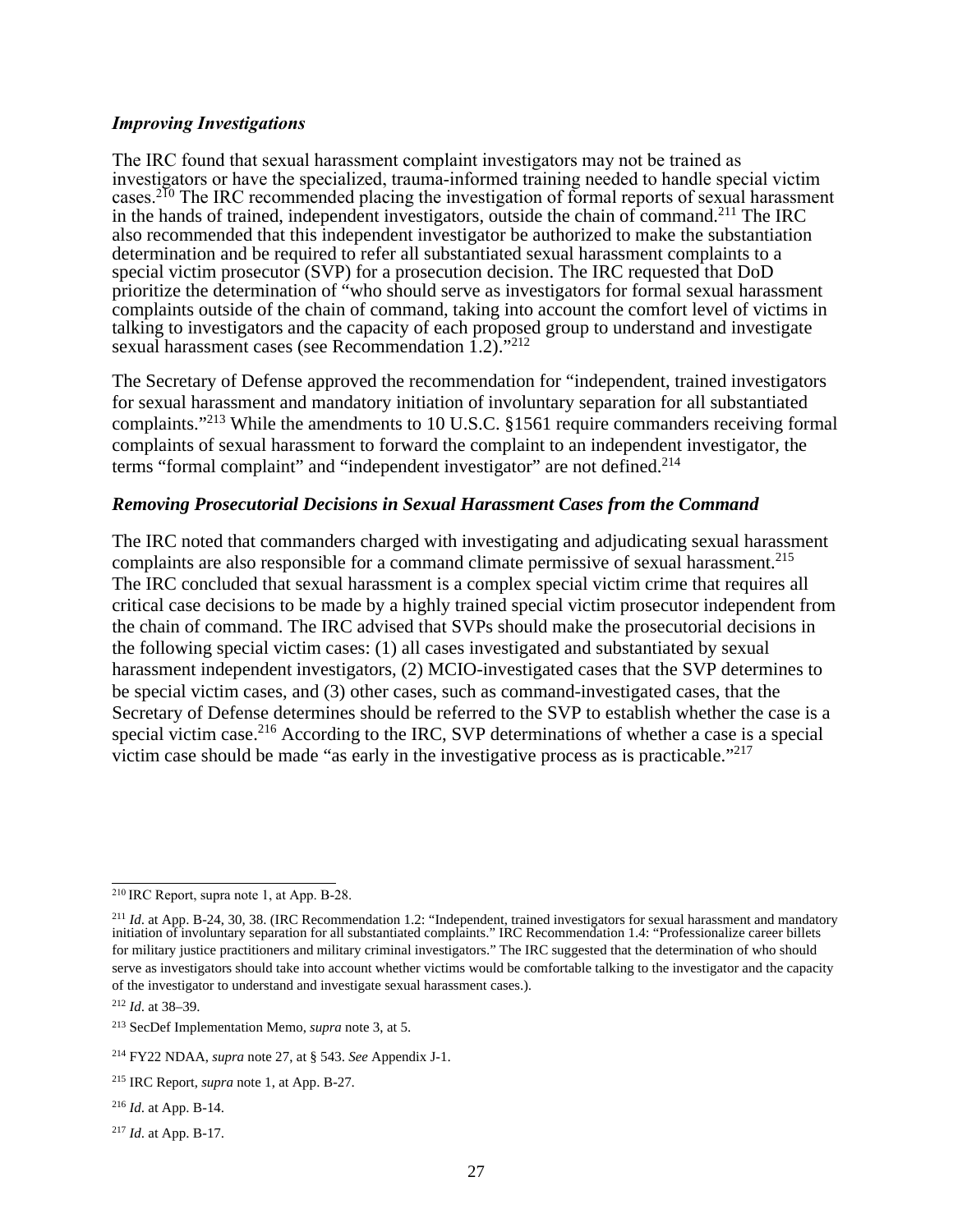***Improving Investigations***

The IRC found that sexual harassment complaint investigators may not be trained as investigators or have the specialized, trauma-informed training needed to handle special victim cases.[210] The IRC recommended placing the investigation of formal reports of sexual harassment in the hands of trained, independent investigators, outside the chain of command.[211] The IRC also recommended that this independent investigator be authorized to make the substantiation determination and be required to refer all substantiated sexual harassment complaints to a special victim prosecutor (SVP) for a prosecution decision. The IRC requested that DoD prioritize the determination of "who should serve as investigators for formal sexual harassment complaints outside of the chain of command, taking into account the comfort level of victims in talking to investigators and the capacity of each proposed group to understand and investigate sexual harassment cases (see Recommendation 1.2)."[212]

The Secretary of Defense approved the recommendation for "independent, trained investigators for sexual harassment and mandatory initiation of involuntary separation for all substantiated complaints."[213] While the amendments to 10 U.S.C. §1561 require commanders receiving formal complaints of sexual harassment to forward the complaint to an independent investigator, the terms "formal complaint" and "independent investigator" are not defined.[214]

***Removing Prosecutorial Decisions in Sexual Harassment Cases from the Command***

The IRC noted that commanders charged with investigating and adjudicating sexual harassment complaints are also responsible for a command climate permissive of sexual harassment.[215] The IRC concluded that sexual harassment is a complex special victim crime that requires all critical case decisions to be made by a highly trained special victim prosecutor independent from the chain of command. The IRC advised that SVPs should make the prosecutorial decisions in the following special victim cases: (1) all cases investigated and substantiated by sexual harassment independent investigators, (2) MCIO-investigated cases that the SVP determines to be special victim cases, and (3) other cases, such as command-investigated cases, that the Secretary of Defense determines should be referred to the SVP to establish whether the case is a special victim case.[216] According to the IRC, SVP determinations of whether a case is a special victim case should be made "as early in the investigative process as is practicable."[217]

---

[210] IRC Report, supra note 1, at App. B-28.

[211] *Id*. at App. B-24, 30, 38. (IRC Recommendation 1.2: "Independent, trained investigators for sexual harassment and mandatory initiation of involuntary separation for all substantiated complaints." IRC Recommendation 1.4: "Professionalize career billets for military justice practitioners and military criminal investigators." The IRC suggested that the determination of who should serve as investigators should take into account whether victims would be comfortable talking to the investigator and the capacity of the investigator to understand and investigate sexual harassment cases.).

[212] *Id*. at 38–39.

[213] SecDef Implementation Memo, *supra* note 3, at 5.

[214] FY22 NDAA, *supra* note 27, at § 543. *See* Appendix J-1.

[215] IRC Report, *supra* note 1, at App. B-27.

[216] *Id.* at App. B-14.

[217] *Id.* at App. B-17.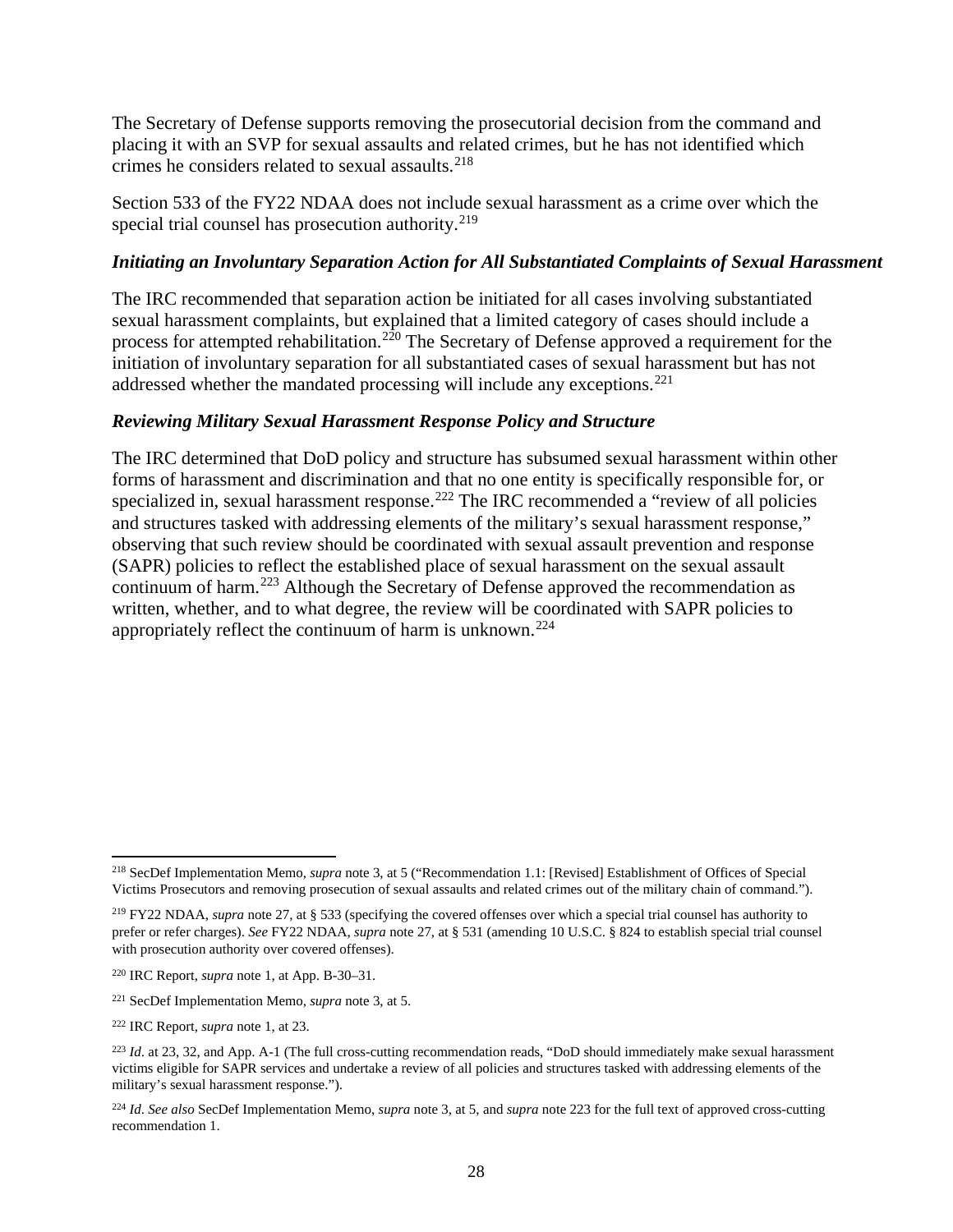The Secretary of Defense supports removing the prosecutorial decision from the command and placing it with an SVP for sexual assaults and related crimes, but he has not identified which crimes he considers related to sexual assaults.[218]

Section 533 of the FY22 NDAA does not include sexual harassment as a crime over which the special trial counsel has prosecution authority.[219]

### *Initiating an Involuntary Separation Action for All Substantiated Complaints of Sexual Harassment*

The IRC recommended that separation action be initiated for all cases involving substantiated sexual harassment complaints, but explained that a limited category of cases should include a process for attempted rehabilitation.[220] The Secretary of Defense approved a requirement for the initiation of involuntary separation for all substantiated cases of sexual harassment but has not addressed whether the mandated processing will include any exceptions.[221]

### *Reviewing Military Sexual Harassment Response Policy and Structure*

The IRC determined that DoD policy and structure has subsumed sexual harassment within other forms of harassment and discrimination and that no one entity is specifically responsible for, or specialized in, sexual harassment response.[222] The IRC recommended a "review of all policies and structures tasked with addressing elements of the military's sexual harassment response," observing that such review should be coordinated with sexual assault prevention and response (SAPR) policies to reflect the established place of sexual harassment on the sexual assault continuum of harm.[223] Although the Secretary of Defense approved the recommendation as written, whether, and to what degree, the review will be coordinated with SAPR policies to appropriately reflect the continuum of harm is unknown.[224]

---

[218] SecDef Implementation Memo, *supra* note 3, at 5 ("Recommendation 1.1: [Revised] Establishment of Offices of Special Victims Prosecutors and removing prosecution of sexual assaults and related crimes out of the military chain of command.").

[219] FY22 NDAA, *supra* note 27, at § 533 (specifying the covered offenses over which a special trial counsel has authority to prefer or refer charges). *See* FY22 NDAA, *supra* note 27, at § 531 (amending 10 U.S.C. § 824 to establish special trial counsel with prosecution authority over covered offenses).

[220] IRC Report, *supra* note 1, at App. B-30–31.

[221] SecDef Implementation Memo, *supra* note 3, at 5.

[222] IRC Report, *supra* note 1, at 23.

[223] *Id*. at 23, 32, and App. A-1 (The full cross-cutting recommendation reads, "DoD should immediately make sexual harassment victims eligible for SAPR services and undertake a review of all policies and structures tasked with addressing elements of the military's sexual harassment response.").

[224] *Id*. *See also* SecDef Implementation Memo, *supra* note 3, at 5, and *supra* note 223 for the full text of approved cross-cutting recommendation 1.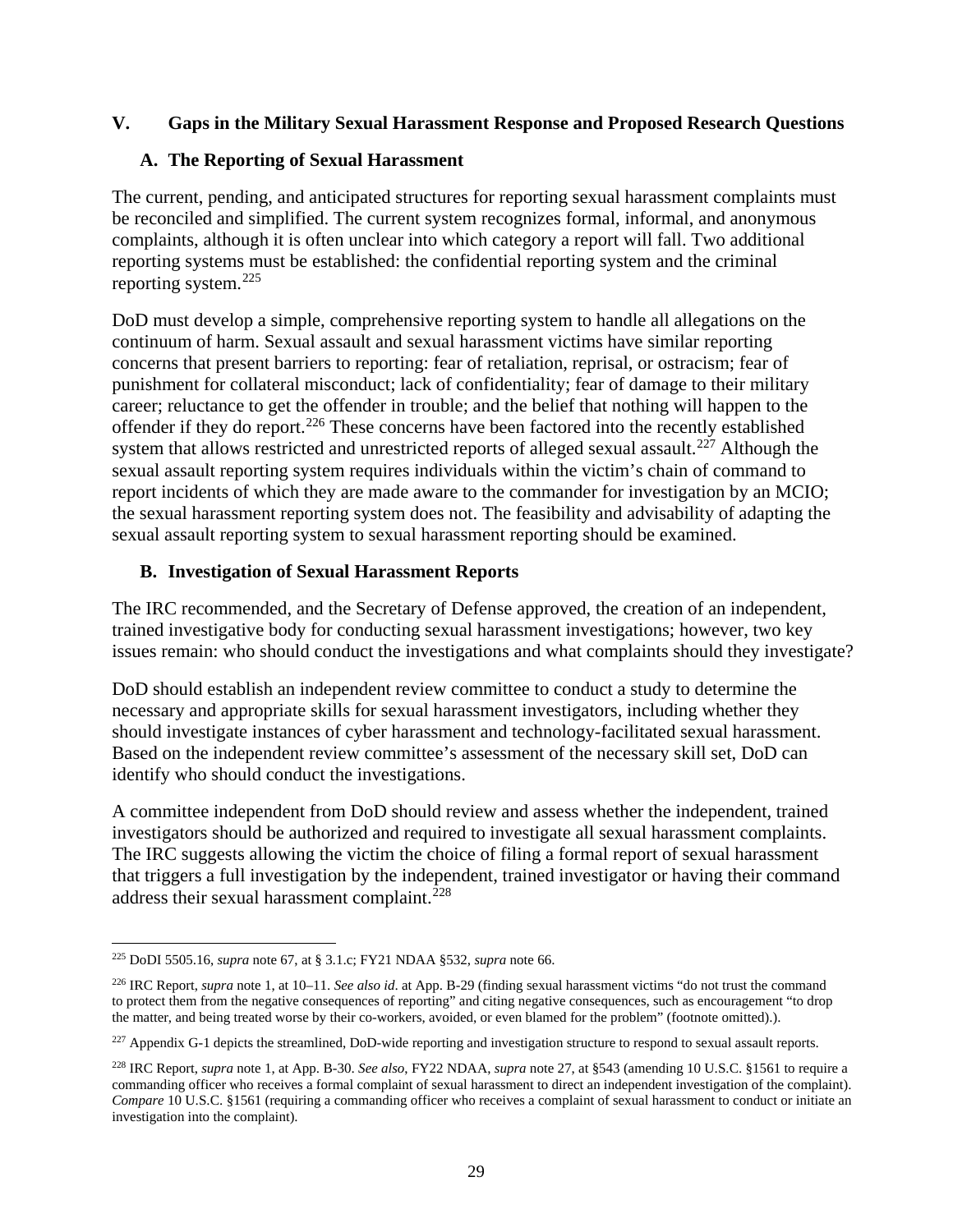## V. Gaps in the Military Sexual Harassment Response and Proposed Research Questions

### A. The Reporting of Sexual Harassment

The current, pending, and anticipated structures for reporting sexual harassment complaints must be reconciled and simplified. The current system recognizes formal, informal, and anonymous complaints, although it is often unclear into which category a report will fall. Two additional reporting systems must be established: the confidential reporting system and the criminal reporting system.[225]

DoD must develop a simple, comprehensive reporting system to handle all allegations on the continuum of harm. Sexual assault and sexual harassment victims have similar reporting concerns that present barriers to reporting: fear of retaliation, reprisal, or ostracism; fear of punishment for collateral misconduct; lack of confidentiality; fear of damage to their military career; reluctance to get the offender in trouble; and the belief that nothing will happen to the offender if they do report.[226] These concerns have been factored into the recently established system that allows restricted and unrestricted reports of alleged sexual assault.[227] Although the sexual assault reporting system requires individuals within the victim's chain of command to report incidents of which they are made aware to the commander for investigation by an MCIO; the sexual harassment reporting system does not. The feasibility and advisability of adapting the sexual assault reporting system to sexual harassment reporting should be examined.

### B. Investigation of Sexual Harassment Reports

The IRC recommended, and the Secretary of Defense approved, the creation of an independent, trained investigative body for conducting sexual harassment investigations; however, two key issues remain: who should conduct the investigations and what complaints should they investigate?

DoD should establish an independent review committee to conduct a study to determine the necessary and appropriate skills for sexual harassment investigators, including whether they should investigate instances of cyber harassment and technology-facilitated sexual harassment. Based on the independent review committee's assessment of the necessary skill set, DoD can identify who should conduct the investigations.

A committee independent from DoD should review and assess whether the independent, trained investigators should be authorized and required to investigate all sexual harassment complaints. The IRC suggests allowing the victim the choice of filing a formal report of sexual harassment that triggers a full investigation by the independent, trained investigator or having their command address their sexual harassment complaint.[228]

---

[225] DoDI 5505.16, *supra* note 67, at § 3.1.c; FY21 NDAA §532, *supra* note 66.

[226] IRC Report, *supra* note 1, at 10–11. *See also id*. at App. B-29 (finding sexual harassment victims "do not trust the command to protect them from the negative consequences of reporting" and citing negative consequences, such as encouragement "to drop the matter, and being treated worse by their co-workers, avoided, or even blamed for the problem" (footnote omitted).).

[227] Appendix G-1 depicts the streamlined, DoD-wide reporting and investigation structure to respond to sexual assault reports.

[228] IRC Report, *supra* note 1, at App. B-30. *See also*, FY22 NDAA, *supra* note 27, at §543 (amending 10 U.S.C. §1561 to require a commanding officer who receives a formal complaint of sexual harassment to direct an independent investigation of the complaint). *Compare* 10 U.S.C. §1561 (requiring a commanding officer who receives a complaint of sexual harassment to conduct or initiate an investigation into the complaint).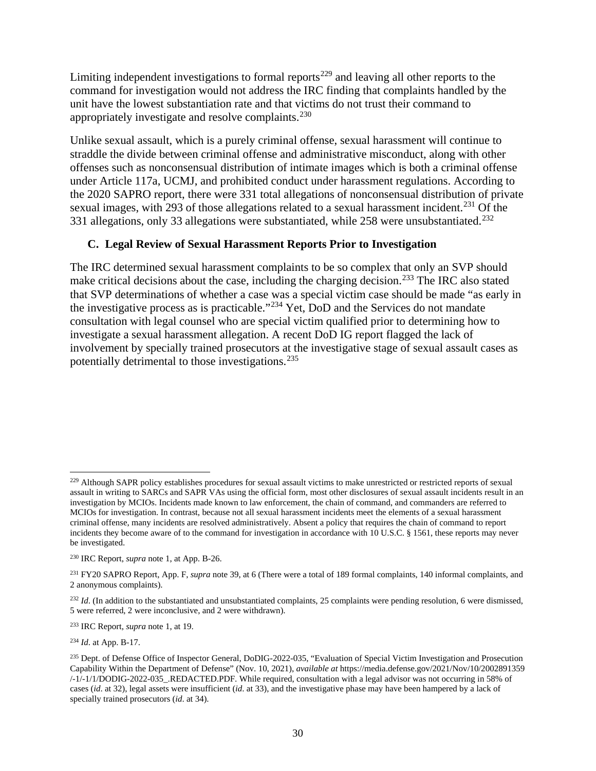Limiting independent investigations to formal reports[229] and leaving all other reports to the command for investigation would not address the IRC finding that complaints handled by the unit have the lowest substantiation rate and that victims do not trust their command to appropriately investigate and resolve complaints.[230]

Unlike sexual assault, which is a purely criminal offense, sexual harassment will continue to straddle the divide between criminal offense and administrative misconduct, along with other offenses such as nonconsensual distribution of intimate images which is both a criminal offense under Article 117a, UCMJ, and prohibited conduct under harassment regulations. According to the 2020 SAPRO report, there were 331 total allegations of nonconsensual distribution of private sexual images, with 293 of those allegations related to a sexual harassment incident.[231] Of the 331 allegations, only 33 allegations were substantiated, while 258 were unsubstantiated.[232]

### C. Legal Review of Sexual Harassment Reports Prior to Investigation

The IRC determined sexual harassment complaints to be so complex that only an SVP should make critical decisions about the case, including the charging decision.[233] The IRC also stated that SVP determinations of whether a case was a special victim case should be made "as early in the investigative process as is practicable."[234] Yet, DoD and the Services do not mandate consultation with legal counsel who are special victim qualified prior to determining how to investigate a sexual harassment allegation. A recent DoD IG report flagged the lack of involvement by specially trained prosecutors at the investigative stage of sexual assault cases as potentially detrimental to those investigations.[235]

---

[229] Although SAPR policy establishes procedures for sexual assault victims to make unrestricted or restricted reports of sexual assault in writing to SARCs and SAPR VAs using the official form, most other disclosures of sexual assault incidents result in an investigation by MCIOs. Incidents made known to law enforcement, the chain of command, and commanders are referred to MCIOs for investigation. In contrast, because not all sexual harassment incidents meet the elements of a sexual harassment criminal offense, many incidents are resolved administratively. Absent a policy that requires the chain of command to report incidents they become aware of to the command for investigation in accordance with 10 U.S.C. § 1561, these reports may never be investigated.

[230] IRC Report, *supra* note 1, at App. B-26.

[231] FY20 SAPRO Report, App. F, *supra* note 39, at 6 (There were a total of 189 formal complaints, 140 informal complaints, and 2 anonymous complaints).

[232] *Id*. (In addition to the substantiated and unsubstantiated complaints, 25 complaints were pending resolution, 6 were dismissed, 5 were referred, 2 were inconclusive, and 2 were withdrawn).

[233] IRC Report, *supra* note 1, at 19.

[234] *Id*. at App. B-17.

[235] Dept. of Defense Office of Inspector General, DoDIG-2022-035, "Evaluation of Special Victim Investigation and Prosecution Capability Within the Department of Defense" (Nov. 10, 2021), *available at* https://media.defense.gov/2021/Nov/10/2002891359/-1/-1/1/DODIG-2022-035_.REDACTED.PDF. While required, consultation with a legal advisor was not occurring in 58% of cases (*id*. at 32), legal assets were insufficient (*id*. at 33), and the investigative phase may have been hampered by a lack of specially trained prosecutors (*id*. at 34).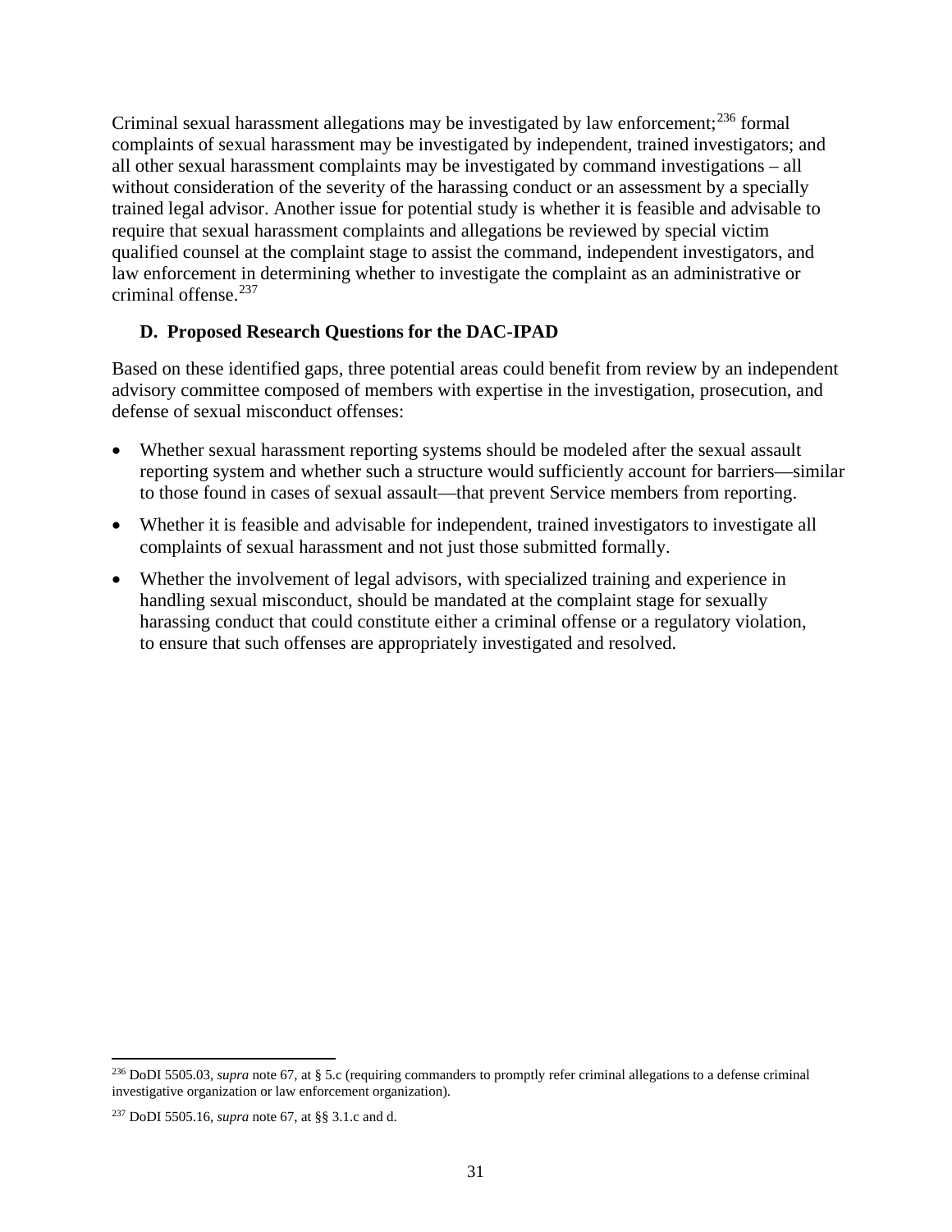Criminal sexual harassment allegations may be investigated by law enforcement;[236] formal complaints of sexual harassment may be investigated by independent, trained investigators; and all other sexual harassment complaints may be investigated by command investigations – all without consideration of the severity of the harassing conduct or an assessment by a specially trained legal advisor. Another issue for potential study is whether it is feasible and advisable to require that sexual harassment complaints and allegations be reviewed by special victim qualified counsel at the complaint stage to assist the command, independent investigators, and law enforcement in determining whether to investigate the complaint as an administrative or criminal offense.[237]

### D. Proposed Research Questions for the DAC-IPAD

Based on these identified gaps, three potential areas could benefit from review by an independent advisory committee composed of members with expertise in the investigation, prosecution, and defense of sexual misconduct offenses:

- Whether sexual harassment reporting systems should be modeled after the sexual assault reporting system and whether such a structure would sufficiently account for barriers—similar to those found in cases of sexual assault—that prevent Service members from reporting.
- Whether it is feasible and advisable for independent, trained investigators to investigate all complaints of sexual harassment and not just those submitted formally.
- Whether the involvement of legal advisors, with specialized training and experience in handling sexual misconduct, should be mandated at the complaint stage for sexually harassing conduct that could constitute either a criminal offense or a regulatory violation, to ensure that such offenses are appropriately investigated and resolved.

---

[236] DoDI 5505.03, *supra* note 67, at § 5.c (requiring commanders to promptly refer criminal allegations to a defense criminal investigative organization or law enforcement organization).

[237] DoDI 5505.16, *supra* note 67, at §§ 3.1.c and d.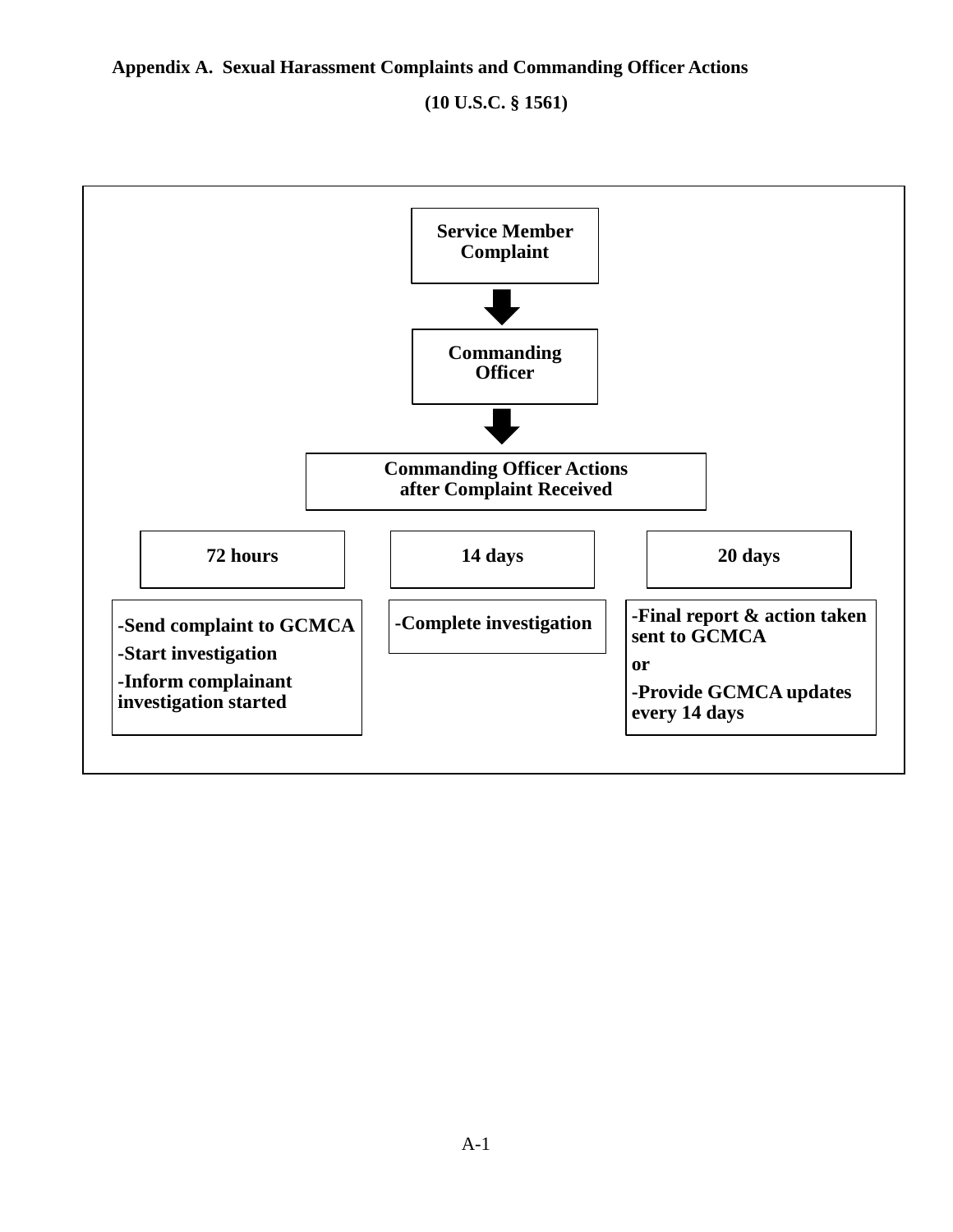**Appendix A. Sexual Harassment Complaints and Commanding Officer Actions**

**(10 U.S.C. § 1561)**

**Service Member Complaint**

↓

**Commanding Officer**

↓

**Commanding Officer Actions after Complaint Received**

| 72 hours | 14 days | 20 days |
| --- | --- | --- |
| -Send complaint to GCMCA<br>-Start investigation<br>-Inform complainant investigation started | -Complete investigation | -Final report & action taken sent to GCMCA<br>or<br>-Provide GCMCA updates every 14 days |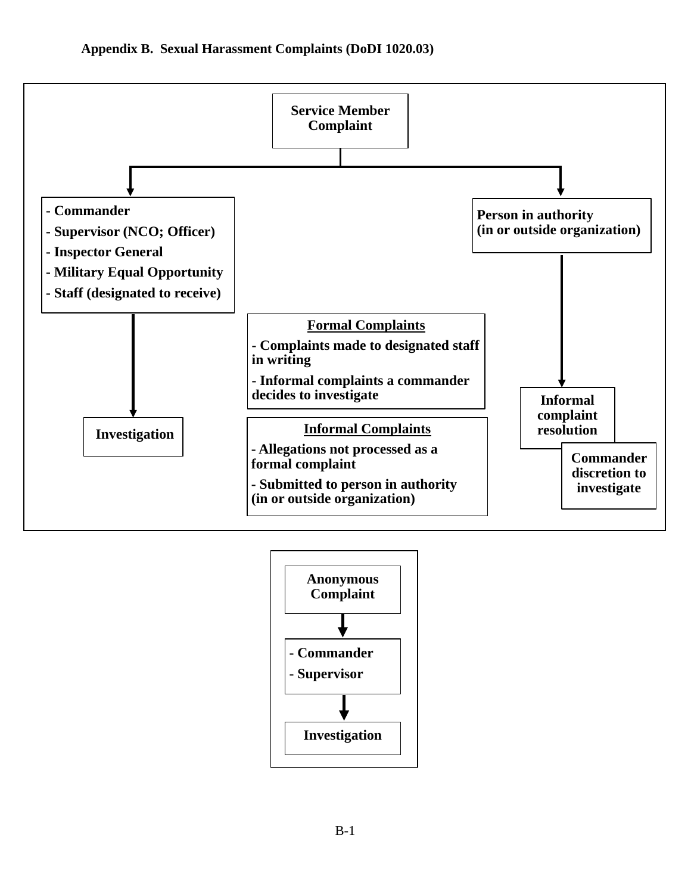## Appendix B. Sexual Harassment Complaints (DoDI 1020.03)

**Service Member Complaint**

- **Left path:**
  - Commander
  - Supervisor (NCO; Officer)
  - Inspector General
  - Military Equal Opportunity
  - Staff (designated to receive)
  - → **Investigation**

- **Right path:**
  - Person in authority (in or outside organization)
  - → **Informal complaint resolution**
  - **Commander discretion to investigate**

**Formal Complaints**

- Complaints made to designated staff in writing
- Informal complaints a commander decides to investigate

**Informal Complaints**

- Allegations not processed as a formal complaint
- Submitted to person in authority (in or outside organization)

---

**Anonymous Complaint**

→

- Commander
- Supervisor

→

**Investigation**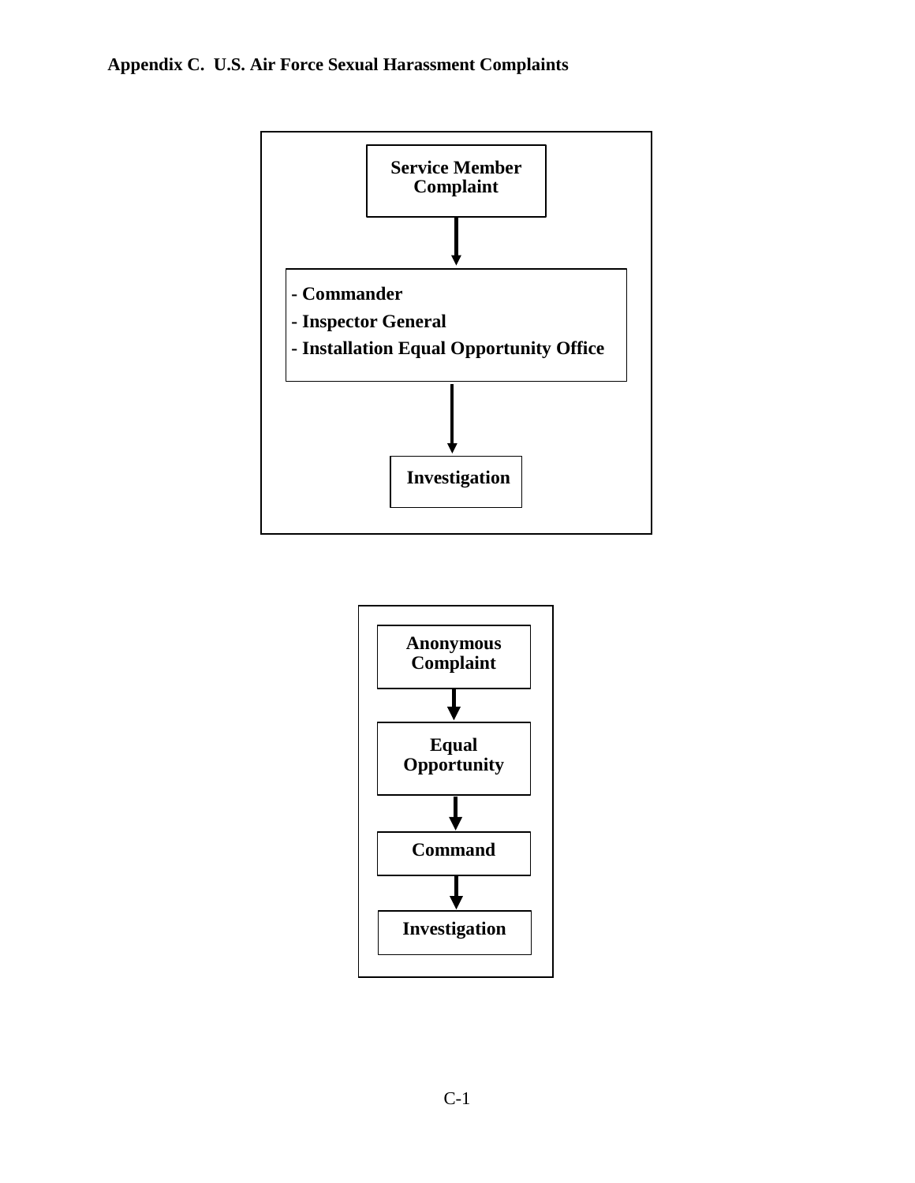**Appendix C. U.S. Air Force Sexual Harassment Complaints**

**Service Member Complaint**

↓

- **Commander**
- **Inspector General**
- **Installation Equal Opportunity Office**

↓

**Investigation**

**Anonymous Complaint**

↓

**Equal Opportunity**

↓

**Command**

↓

**Investigation**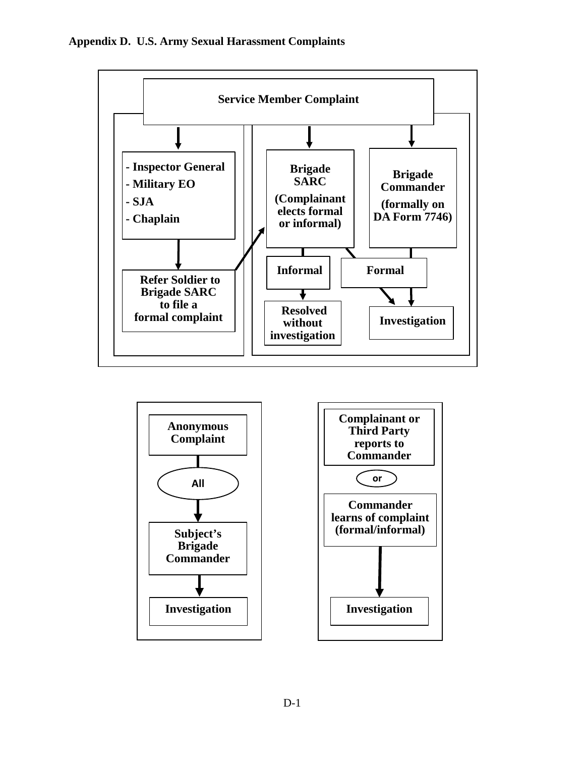**Appendix D. U.S. Army Sexual Harassment Complaints**

Service Member Complaint

- Inspector General
- Military EO
- SJA
- Chaplain

Refer Soldier to Brigade SARC to file a formal complaint

Brigade SARC (Complainant elects formal or informal)

Informal

Resolved without investigation

Formal

Brigade Commander (formally on DA Form 7746)

Investigation

Anonymous Complaint

All

Subject's Brigade Commander

Investigation

Complainant or Third Party reports to Commander

or

Commander learns of complaint (formal/informal)

Investigation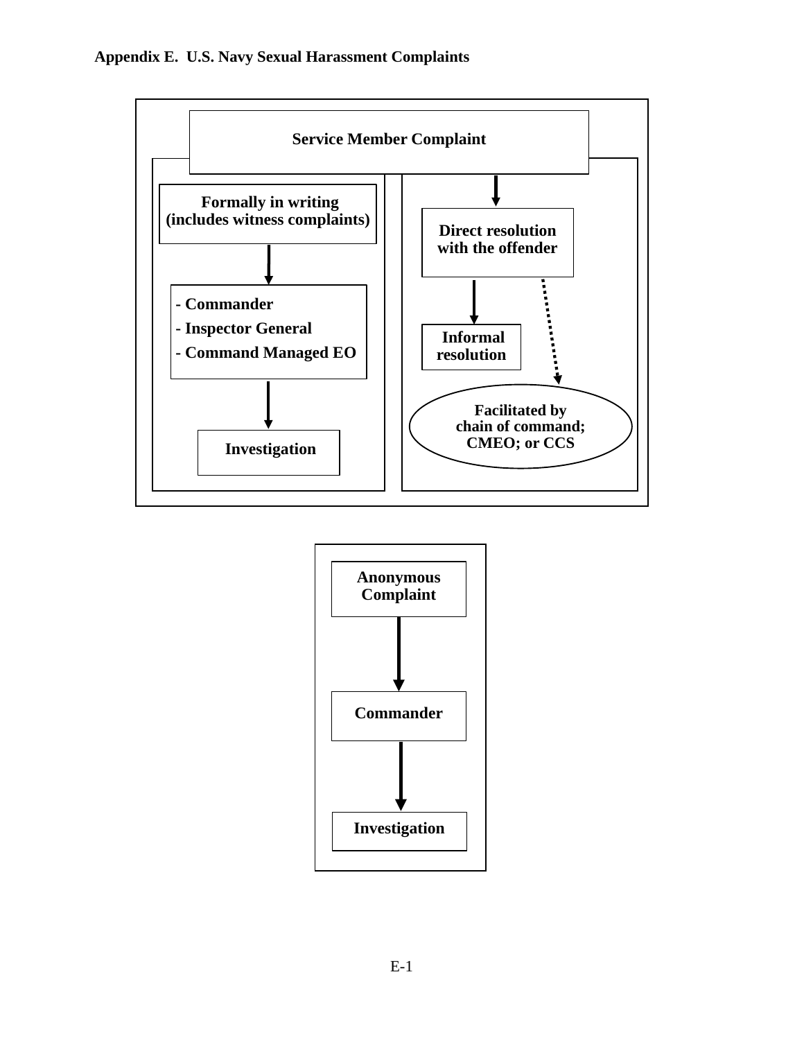# Appendix E. U.S. Navy Sexual Harassment Complaints

**Service Member Complaint**

**Formally in writing (includes witness complaints)**

- **Commander**
- **Inspector General**
- **Command Managed EO**

**Investigation**

**Direct resolution with the offender**

**Informal resolution**

**Facilitated by chain of command; CMEO; or CCS**

**Anonymous Complaint**

**Commander**

**Investigation**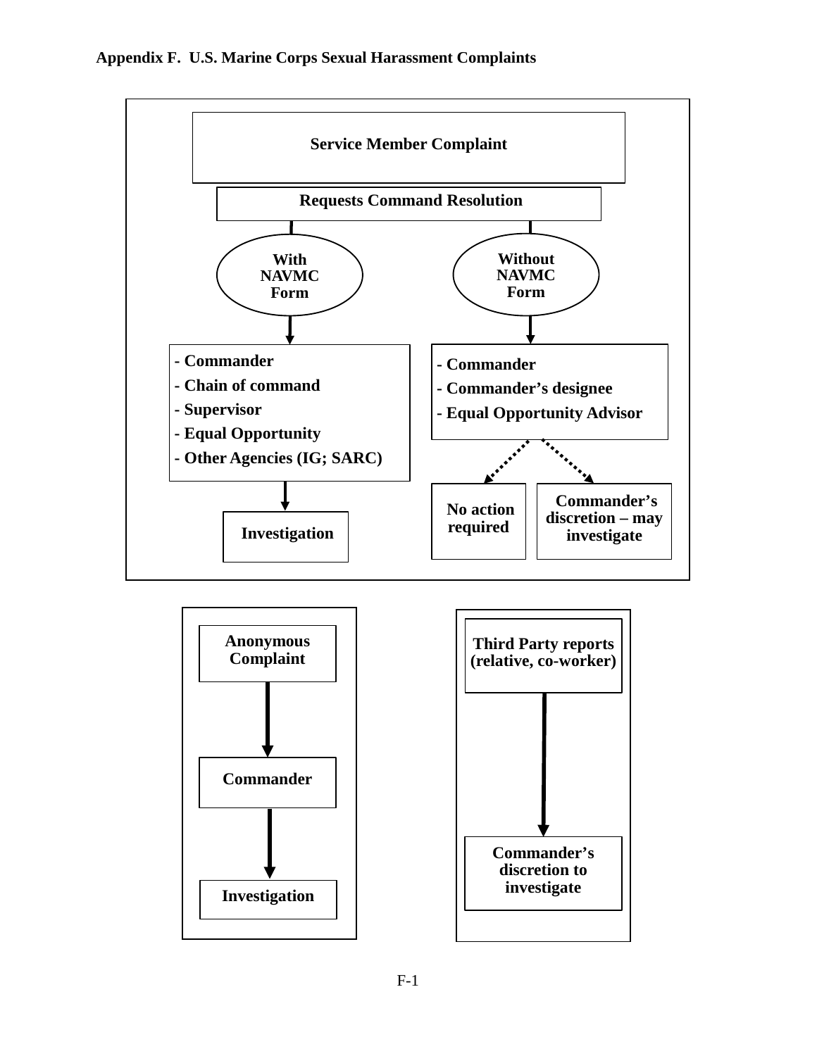# Appendix F. U.S. Marine Corps Sexual Harassment Complaints

**Service Member Complaint**

**Requests Command Resolution**

**With NAVMC Form**

- Commander
- Chain of command
- Supervisor
- Equal Opportunity
- Other Agencies (IG; SARC)

→ **Investigation**

**Without NAVMC Form**

- Commander
- Commander's designee
- Equal Opportunity Advisor

→ **No action required**

→ **Commander's discretion – may investigate**

---

**Anonymous Complaint**

→ **Commander**

→ **Investigation**

---

**Third Party reports (relative, co-worker)**

→ **Commander's discretion to investigate**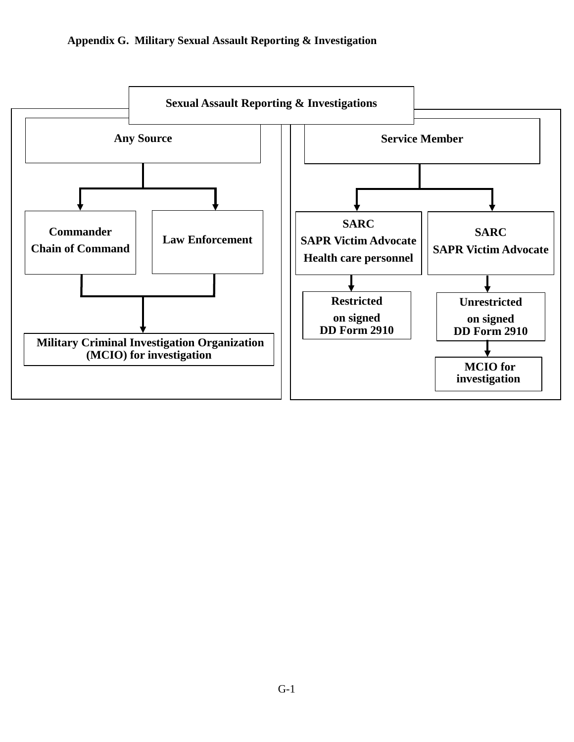# Appendix G. Military Sexual Assault Reporting & Investigation

**Sexual Assault Reporting & Investigations**

**Any Source**

- **Commander / Chain of Command**
- **Law Enforcement**

→ **Military Criminal Investigation Organization (MCIO) for investigation**

**Service Member**

- **SARC / SAPR Victim Advocate / Health care personnel**
  → **Restricted on signed DD Form 2910**
- **SARC / SAPR Victim Advocate**
  → **Unrestricted on signed DD Form 2910**
  → **MCIO for investigation**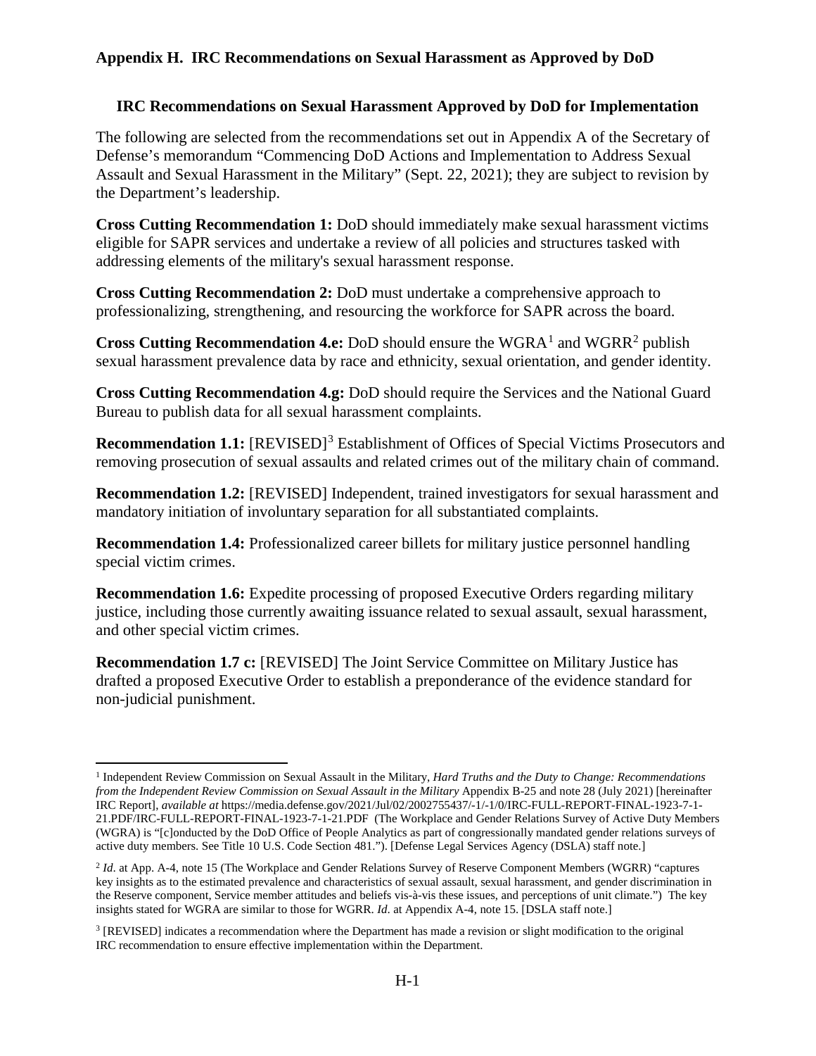## Appendix H. IRC Recommendations on Sexual Harassment as Approved by DoD

### IRC Recommendations on Sexual Harassment Approved by DoD for Implementation

The following are selected from the recommendations set out in Appendix A of the Secretary of Defense's memorandum "Commencing DoD Actions and Implementation to Address Sexual Assault and Sexual Harassment in the Military" (Sept. 22, 2021); they are subject to revision by the Department's leadership.

**Cross Cutting Recommendation 1:** DoD should immediately make sexual harassment victims eligible for SAPR services and undertake a review of all policies and structures tasked with addressing elements of the military's sexual harassment response.

**Cross Cutting Recommendation 2:** DoD must undertake a comprehensive approach to professionalizing, strengthening, and resourcing the workforce for SAPR across the board.

**Cross Cutting Recommendation 4.e:** DoD should ensure the WGRA[1] and WGRR[2] publish sexual harassment prevalence data by race and ethnicity, sexual orientation, and gender identity.

**Cross Cutting Recommendation 4.g:** DoD should require the Services and the National Guard Bureau to publish data for all sexual harassment complaints.

**Recommendation 1.1:** [REVISED][3] Establishment of Offices of Special Victims Prosecutors and removing prosecution of sexual assaults and related crimes out of the military chain of command.

**Recommendation 1.2:** [REVISED] Independent, trained investigators for sexual harassment and mandatory initiation of involuntary separation for all substantiated complaints.

**Recommendation 1.4:** Professionalized career billets for military justice personnel handling special victim crimes.

**Recommendation 1.6:** Expedite processing of proposed Executive Orders regarding military justice, including those currently awaiting issuance related to sexual assault, sexual harassment, and other special victim crimes.

**Recommendation 1.7 c:** [REVISED] The Joint Service Committee on Military Justice has drafted a proposed Executive Order to establish a preponderance of the evidence standard for non-judicial punishment.

---

[1] Independent Review Commission on Sexual Assault in the Military, *Hard Truths and the Duty to Change: Recommendations from the Independent Review Commission on Sexual Assault in the Military* Appendix B-25 and note 28 (July 2021) [hereinafter IRC Report], *available at* https://media.defense.gov/2021/Jul/02/2002755437/-1/-1/0/IRC-FULL-REPORT-FINAL-1923-7-1-21.PDF/IRC-FULL-REPORT-FINAL-1923-7-1-21.PDF (The Workplace and Gender Relations Survey of Active Duty Members (WGRA) is "[c]onducted by the DoD Office of People Analytics as part of congressionally mandated gender relations surveys of active duty members. See Title 10 U.S. Code Section 481."). [Defense Legal Services Agency (DSLA) staff note.]

[2] *Id*. at App. A-4, note 15 (The Workplace and Gender Relations Survey of Reserve Component Members (WGRR) "captures key insights as to the estimated prevalence and characteristics of sexual assault, sexual harassment, and gender discrimination in the Reserve component, Service member attitudes and beliefs vis-à-vis these issues, and perceptions of unit climate.") The key insights stated for WGRA are similar to those for WGRR. *Id*. at Appendix A-4, note 15. [DSLA staff note.]

[3] [REVISED] indicates a recommendation where the Department has made a revision or slight modification to the original IRC recommendation to ensure effective implementation within the Department.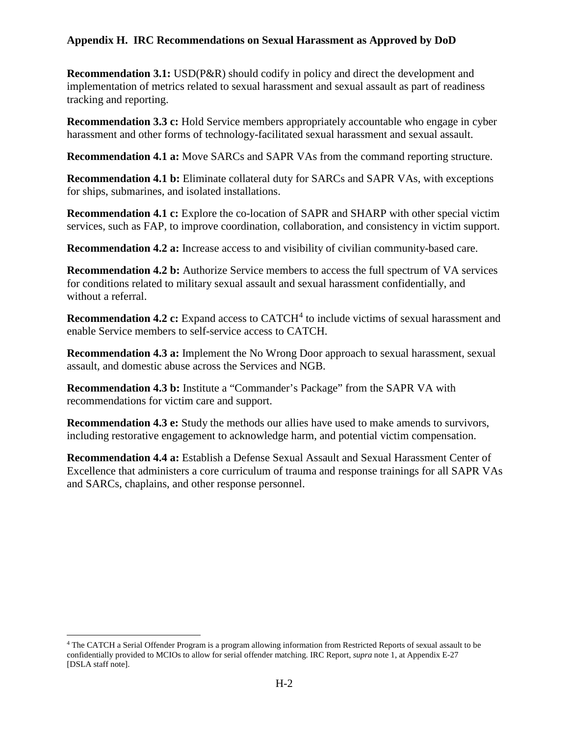## Appendix H. IRC Recommendations on Sexual Harassment as Approved by DoD

**Recommendation 3.1:** USD(P&R) should codify in policy and direct the development and implementation of metrics related to sexual harassment and sexual assault as part of readiness tracking and reporting.

**Recommendation 3.3 c:** Hold Service members appropriately accountable who engage in cyber harassment and other forms of technology-facilitated sexual harassment and sexual assault.

**Recommendation 4.1 a:** Move SARCs and SAPR VAs from the command reporting structure.

**Recommendation 4.1 b:** Eliminate collateral duty for SARCs and SAPR VAs, with exceptions for ships, submarines, and isolated installations.

**Recommendation 4.1 c:** Explore the co-location of SAPR and SHARP with other special victim services, such as FAP, to improve coordination, collaboration, and consistency in victim support.

**Recommendation 4.2 a:** Increase access to and visibility of civilian community-based care.

**Recommendation 4.2 b:** Authorize Service members to access the full spectrum of VA services for conditions related to military sexual assault and sexual harassment confidentially, and without a referral.

**Recommendation 4.2 c:** Expand access to CATCH[4] to include victims of sexual harassment and enable Service members to self-service access to CATCH.

**Recommendation 4.3 a:** Implement the No Wrong Door approach to sexual harassment, sexual assault, and domestic abuse across the Services and NGB.

**Recommendation 4.3 b:** Institute a "Commander's Package" from the SAPR VA with recommendations for victim care and support.

**Recommendation 4.3 e:** Study the methods our allies have used to make amends to survivors, including restorative engagement to acknowledge harm, and potential victim compensation.

**Recommendation 4.4 a:** Establish a Defense Sexual Assault and Sexual Harassment Center of Excellence that administers a core curriculum of trauma and response trainings for all SAPR VAs and SARCs, chaplains, and other response personnel.

---

[4] The CATCH a Serial Offender Program is a program allowing information from Restricted Reports of sexual assault to be confidentially provided to MCIOs to allow for serial offender matching. IRC Report, *supra* note 1, at Appendix E-27 [DSLA staff note].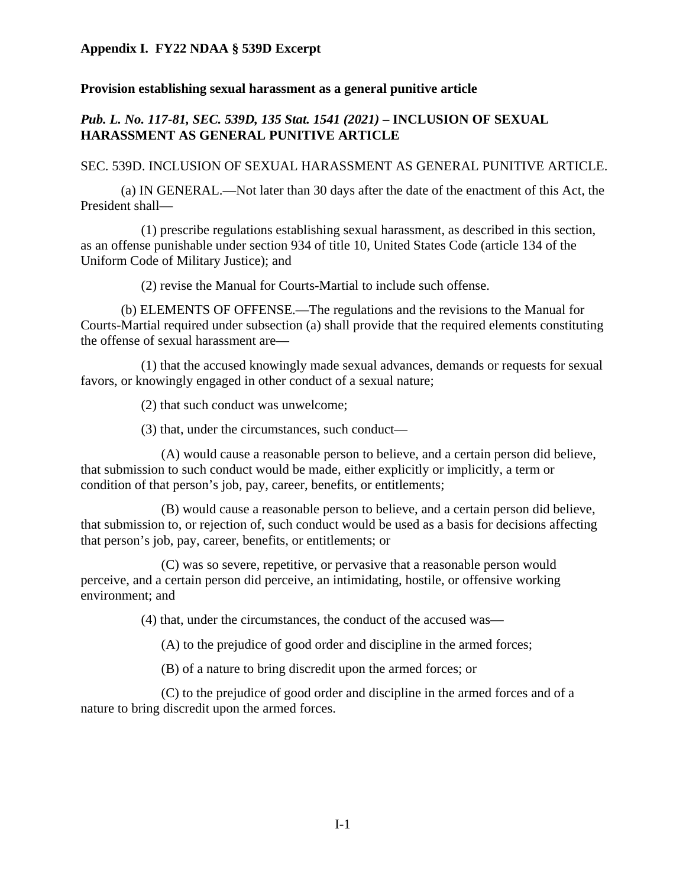## Appendix I.  FY22 NDAA § 539D Excerpt

**Provision establishing sexual harassment as a general punitive article**

***Pub. L. No. 117-81, SEC. 539D, 135 Stat. 1541 (2021)* – INCLUSION OF SEXUAL HARASSMENT AS GENERAL PUNITIVE ARTICLE**

SEC. 539D. INCLUSION OF SEXUAL HARASSMENT AS GENERAL PUNITIVE ARTICLE.

(a) IN GENERAL.—Not later than 30 days after the date of the enactment of this Act, the President shall—

(1) prescribe regulations establishing sexual harassment, as described in this section, as an offense punishable under section 934 of title 10, United States Code (article 134 of the Uniform Code of Military Justice); and

(2) revise the Manual for Courts-Martial to include such offense.

(b) ELEMENTS OF OFFENSE.—The regulations and the revisions to the Manual for Courts-Martial required under subsection (a) shall provide that the required elements constituting the offense of sexual harassment are—

(1) that the accused knowingly made sexual advances, demands or requests for sexual favors, or knowingly engaged in other conduct of a sexual nature;

(2) that such conduct was unwelcome;

(3) that, under the circumstances, such conduct—

(A) would cause a reasonable person to believe, and a certain person did believe, that submission to such conduct would be made, either explicitly or implicitly, a term or condition of that person's job, pay, career, benefits, or entitlements;

(B) would cause a reasonable person to believe, and a certain person did believe, that submission to, or rejection of, such conduct would be used as a basis for decisions affecting that person's job, pay, career, benefits, or entitlements; or

(C) was so severe, repetitive, or pervasive that a reasonable person would perceive, and a certain person did perceive, an intimidating, hostile, or offensive working environment; and

(4) that, under the circumstances, the conduct of the accused was—

(A) to the prejudice of good order and discipline in the armed forces;

(B) of a nature to bring discredit upon the armed forces; or

(C) to the prejudice of good order and discipline in the armed forces and of a nature to bring discredit upon the armed forces.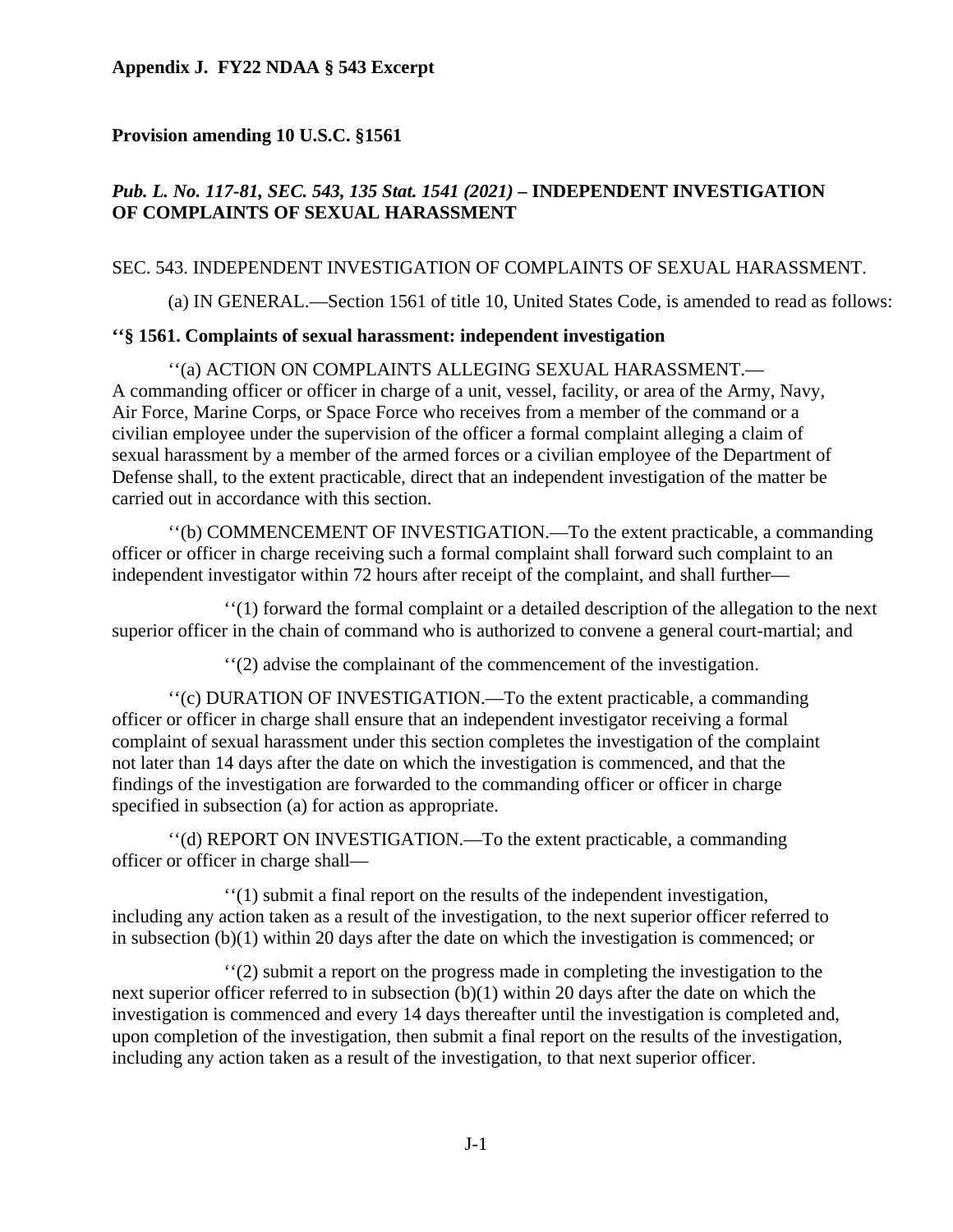**Appendix J. FY22 NDAA § 543 Excerpt**

**Provision amending 10 U.S.C. §1561**

***Pub. L. No. 117-81, SEC. 543, 135 Stat. 1541 (2021)* – INDEPENDENT INVESTIGATION OF COMPLAINTS OF SEXUAL HARASSMENT**

SEC. 543. INDEPENDENT INVESTIGATION OF COMPLAINTS OF SEXUAL HARASSMENT.

(a) IN GENERAL.—Section 1561 of title 10, United States Code, is amended to read as follows:

**''§ 1561. Complaints of sexual harassment: independent investigation**

''(a) ACTION ON COMPLAINTS ALLEGING SEXUAL HARASSMENT.—A commanding officer or officer in charge of a unit, vessel, facility, or area of the Army, Navy, Air Force, Marine Corps, or Space Force who receives from a member of the command or a civilian employee under the supervision of the officer a formal complaint alleging a claim of sexual harassment by a member of the armed forces or a civilian employee of the Department of Defense shall, to the extent practicable, direct that an independent investigation of the matter be carried out in accordance with this section.

''(b) COMMENCEMENT OF INVESTIGATION.—To the extent practicable, a commanding officer or officer in charge receiving such a formal complaint shall forward such complaint to an independent investigator within 72 hours after receipt of the complaint, and shall further—

''(1) forward the formal complaint or a detailed description of the allegation to the next superior officer in the chain of command who is authorized to convene a general court-martial; and

''(2) advise the complainant of the commencement of the investigation.

''(c) DURATION OF INVESTIGATION.—To the extent practicable, a commanding officer or officer in charge shall ensure that an independent investigator receiving a formal complaint of sexual harassment under this section completes the investigation of the complaint not later than 14 days after the date on which the investigation is commenced, and that the findings of the investigation are forwarded to the commanding officer or officer in charge specified in subsection (a) for action as appropriate.

''(d) REPORT ON INVESTIGATION.—To the extent practicable, a commanding officer or officer in charge shall—

''(1) submit a final report on the results of the independent investigation, including any action taken as a result of the investigation, to the next superior officer referred to in subsection (b)(1) within 20 days after the date on which the investigation is commenced; or

''(2) submit a report on the progress made in completing the investigation to the next superior officer referred to in subsection (b)(1) within 20 days after the date on which the investigation is commenced and every 14 days thereafter until the investigation is completed and, upon completion of the investigation, then submit a final report on the results of the investigation, including any action taken as a result of the investigation, to that next superior officer.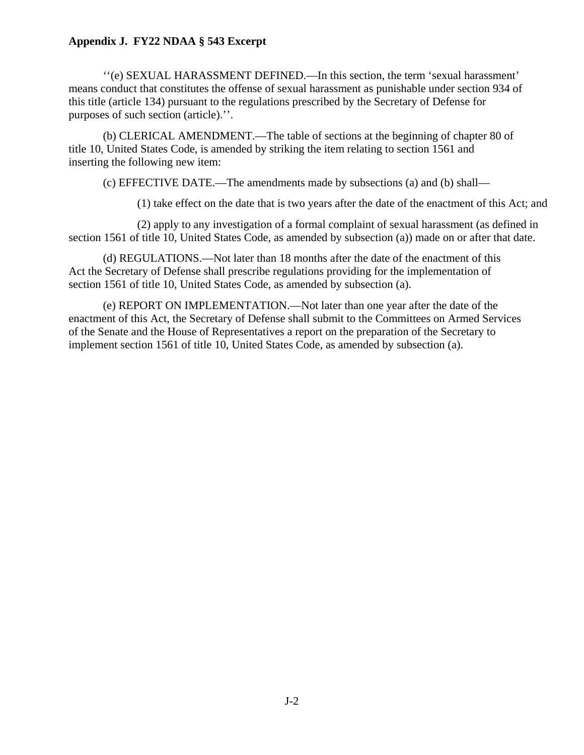## Appendix J. FY22 NDAA § 543 Excerpt

''(e) SEXUAL HARASSMENT DEFINED.—In this section, the term 'sexual harassment' means conduct that constitutes the offense of sexual harassment as punishable under section 934 of this title (article 134) pursuant to the regulations prescribed by the Secretary of Defense for purposes of such section (article).''.

(b) CLERICAL AMENDMENT.—The table of sections at the beginning of chapter 80 of title 10, United States Code, is amended by striking the item relating to section 1561 and inserting the following new item:

(c) EFFECTIVE DATE.—The amendments made by subsections (a) and (b) shall—

(1) take effect on the date that is two years after the date of the enactment of this Act; and

(2) apply to any investigation of a formal complaint of sexual harassment (as defined in section 1561 of title 10, United States Code, as amended by subsection (a)) made on or after that date.

(d) REGULATIONS.—Not later than 18 months after the date of the enactment of this Act the Secretary of Defense shall prescribe regulations providing for the implementation of section 1561 of title 10, United States Code, as amended by subsection (a).

(e) REPORT ON IMPLEMENTATION.—Not later than one year after the date of the enactment of this Act, the Secretary of Defense shall submit to the Committees on Armed Services of the Senate and the House of Representatives a report on the preparation of the Secretary to implement section 1561 of title 10, United States Code, as amended by subsection (a).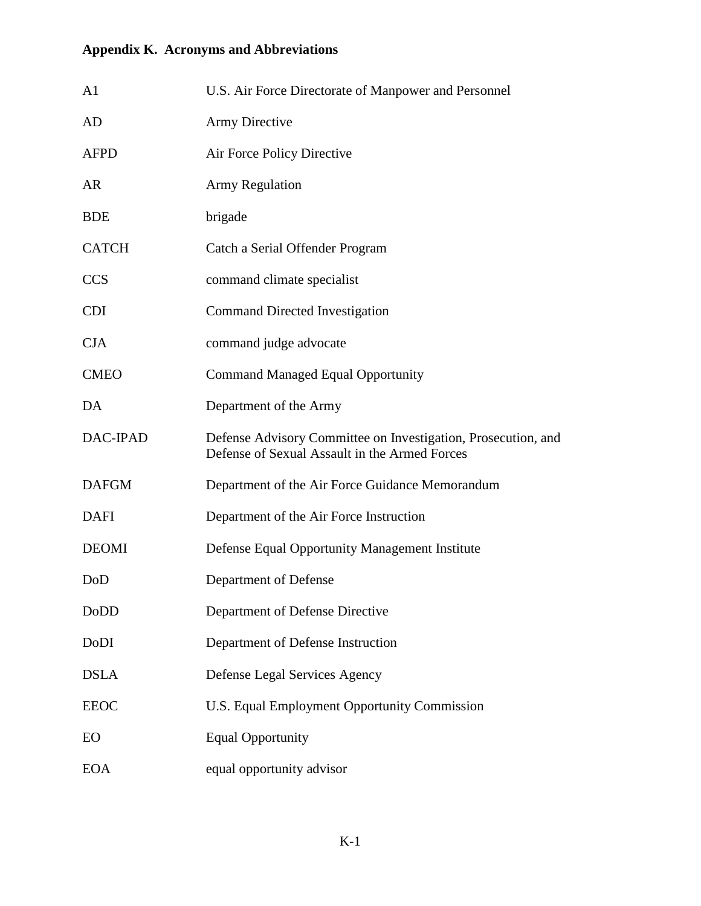## Appendix K. Acronyms and Abbreviations

| | |
|---|---|
| A1 | U.S. Air Force Directorate of Manpower and Personnel |
| AD | Army Directive |
| AFPD | Air Force Policy Directive |
| AR | Army Regulation |
| BDE | brigade |
| CATCH | Catch a Serial Offender Program |
| CCS | command climate specialist |
| CDI | Command Directed Investigation |
| CJA | command judge advocate |
| CMEO | Command Managed Equal Opportunity |
| DA | Department of the Army |
| DAC-IPAD | Defense Advisory Committee on Investigation, Prosecution, and Defense of Sexual Assault in the Armed Forces |
| DAFGM | Department of the Air Force Guidance Memorandum |
| DAFI | Department of the Air Force Instruction |
| DEOMI | Defense Equal Opportunity Management Institute |
| DoD | Department of Defense |
| DoDD | Department of Defense Directive |
| DoDI | Department of Defense Instruction |
| DSLA | Defense Legal Services Agency |
| EEOC | U.S. Equal Employment Opportunity Commission |
| EO | Equal Opportunity |
| EOA | equal opportunity advisor |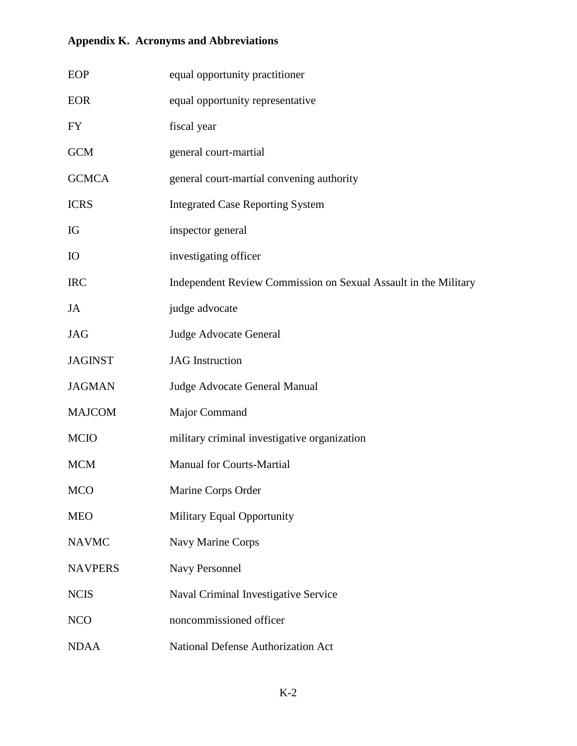## Appendix K. Acronyms and Abbreviations

| | |
|---|---|
| EOP | equal opportunity practitioner |
| EOR | equal opportunity representative |
| FY | fiscal year |
| GCM | general court-martial |
| GCMCA | general court-martial convening authority |
| ICRS | Integrated Case Reporting System |
| IG | inspector general |
| IO | investigating officer |
| IRC | Independent Review Commission on Sexual Assault in the Military |
| JA | judge advocate |
| JAG | Judge Advocate General |
| JAGINST | JAG Instruction |
| JAGMAN | Judge Advocate General Manual |
| MAJCOM | Major Command |
| MCIO | military criminal investigative organization |
| MCM | Manual for Courts-Martial |
| MCO | Marine Corps Order |
| MEO | Military Equal Opportunity |
| NAVMC | Navy Marine Corps |
| NAVPERS | Navy Personnel |
| NCIS | Naval Criminal Investigative Service |
| NCO | noncommissioned officer |
| NDAA | National Defense Authorization Act |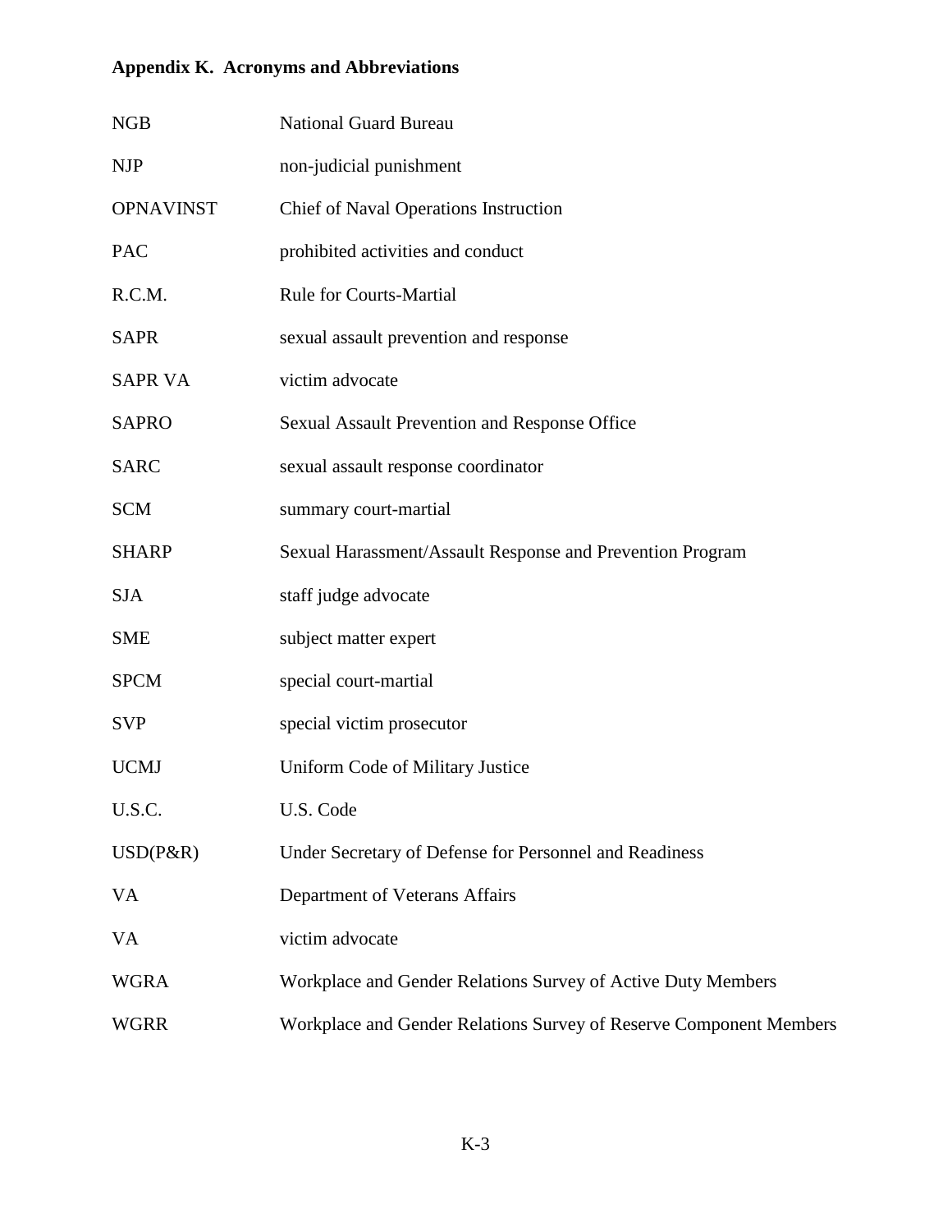## Appendix K. Acronyms and Abbreviations

| | |
|---|---|
| NGB | National Guard Bureau |
| NJP | non-judicial punishment |
| OPNAVINST | Chief of Naval Operations Instruction |
| PAC | prohibited activities and conduct |
| R.C.M. | Rule for Courts-Martial |
| SAPR | sexual assault prevention and response |
| SAPR VA | victim advocate |
| SAPRO | Sexual Assault Prevention and Response Office |
| SARC | sexual assault response coordinator |
| SCM | summary court-martial |
| SHARP | Sexual Harassment/Assault Response and Prevention Program |
| SJA | staff judge advocate |
| SME | subject matter expert |
| SPCM | special court-martial |
| SVP | special victim prosecutor |
| UCMJ | Uniform Code of Military Justice |
| U.S.C. | U.S. Code |
| USD(P&R) | Under Secretary of Defense for Personnel and Readiness |
| VA | Department of Veterans Affairs |
| VA | victim advocate |
| WGRA | Workplace and Gender Relations Survey of Active Duty Members |
| WGRR | Workplace and Gender Relations Survey of Reserve Component Members |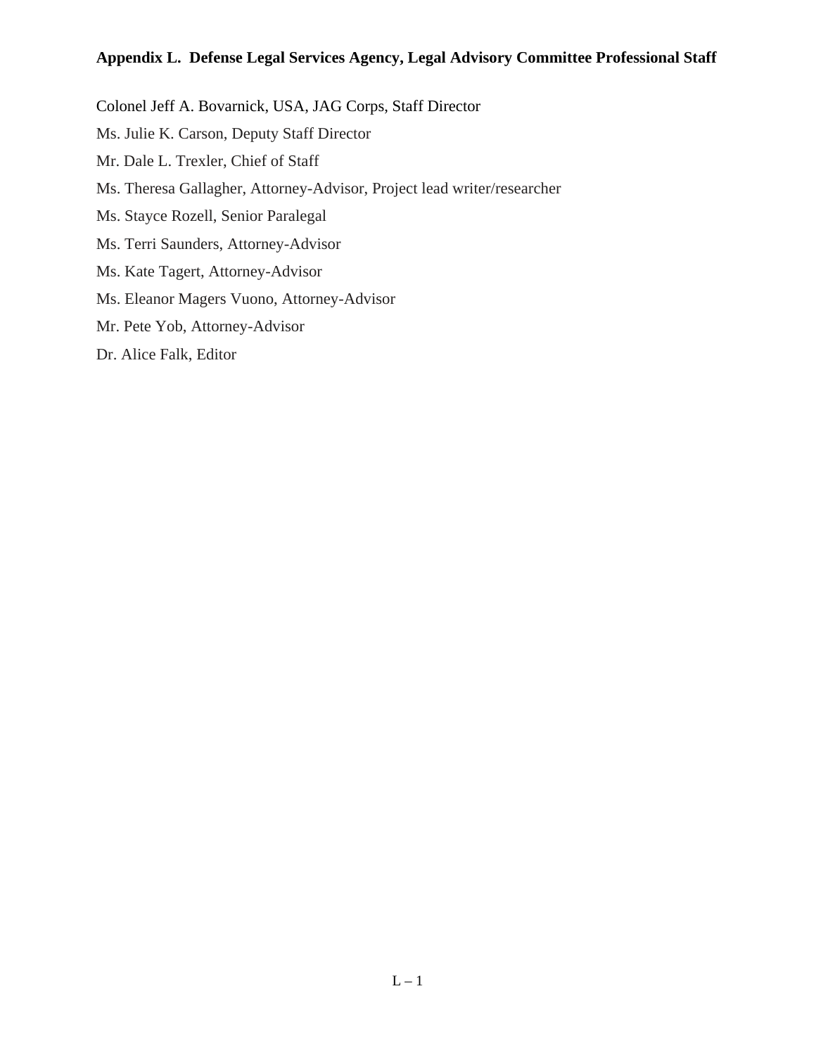**Appendix L. Defense Legal Services Agency, Legal Advisory Committee Professional Staff**

Colonel Jeff A. Bovarnick, USA, JAG Corps, Staff Director

Ms. Julie K. Carson, Deputy Staff Director

Mr. Dale L. Trexler, Chief of Staff

Ms. Theresa Gallagher, Attorney-Advisor, Project lead writer/researcher

Ms. Stayce Rozell, Senior Paralegal

Ms. Terri Saunders, Attorney-Advisor

Ms. Kate Tagert, Attorney-Advisor

Ms. Eleanor Magers Vuono, Attorney-Advisor

Mr. Pete Yob, Attorney-Advisor

Dr. Alice Falk, Editor